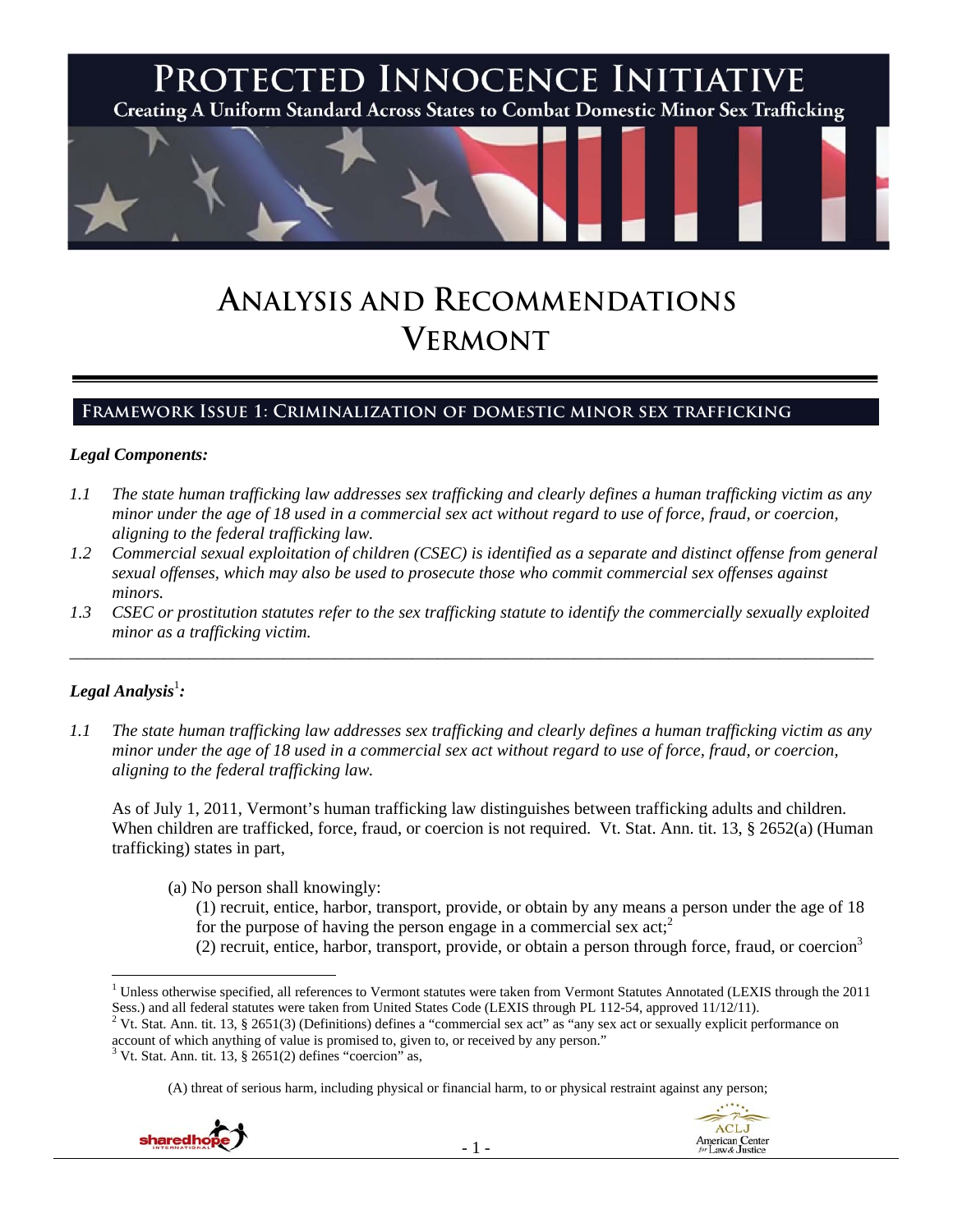# Protected Innocence Initiative

Creating A Uniform Standard Across States to Combat Domestic Minor Sex Trafficking

# Analysis and Recommendations
# Vermont

## Framework Issue 1: Criminalization of domestic minor sex trafficking

***Legal Components:***

*1.1 The state human trafficking law addresses sex trafficking and clearly defines a human trafficking victim as any minor under the age of 18 used in a commercial sex act without regard to use of force, fraud, or coercion, aligning to the federal trafficking law.*

*1.2 Commercial sexual exploitation of children (CSEC) is identified as a separate and distinct offense from general sexual offenses, which may also be used to prosecute those who commit commercial sex offenses against minors.*

*1.3 CSEC or prostitution statutes refer to the sex trafficking statute to identify the commercially sexually exploited minor as a trafficking victim.*

---

***Legal Analysis[1]:***

*1.1 The state human trafficking law addresses sex trafficking and clearly defines a human trafficking victim as any minor under the age of 18 used in a commercial sex act without regard to use of force, fraud, or coercion, aligning to the federal trafficking law.*

As of July 1, 2011, Vermont's human trafficking law distinguishes between trafficking adults and children. When children are trafficked, force, fraud, or coercion is not required. Vt. Stat. Ann. tit. 13, § 2652(a) (Human trafficking) states in part,

> (a) No person shall knowingly:
>
> (1) recruit, entice, harbor, transport, provide, or obtain by any means a person under the age of 18 for the purpose of having the person engage in a commercial sex act;[2]
>
> (2) recruit, entice, harbor, transport, provide, or obtain a person through force, fraud, or coercion[3]

---

[1] Unless otherwise specified, all references to Vermont statutes were taken from Vermont Statutes Annotated (LEXIS through the 2011 Sess.) and all federal statutes were taken from United States Code (LEXIS through PL 112-54, approved 11/12/11).

[2] Vt. Stat. Ann. tit. 13, § 2651(3) (Definitions) defines a "commercial sex act" as "any sex act or sexually explicit performance on account of which anything of value is promised to, given to, or received by any person."

[3] Vt. Stat. Ann. tit. 13, § 2651(2) defines "coercion" as,

> (A) threat of serious harm, including physical or financial harm, to or physical restraint against any person;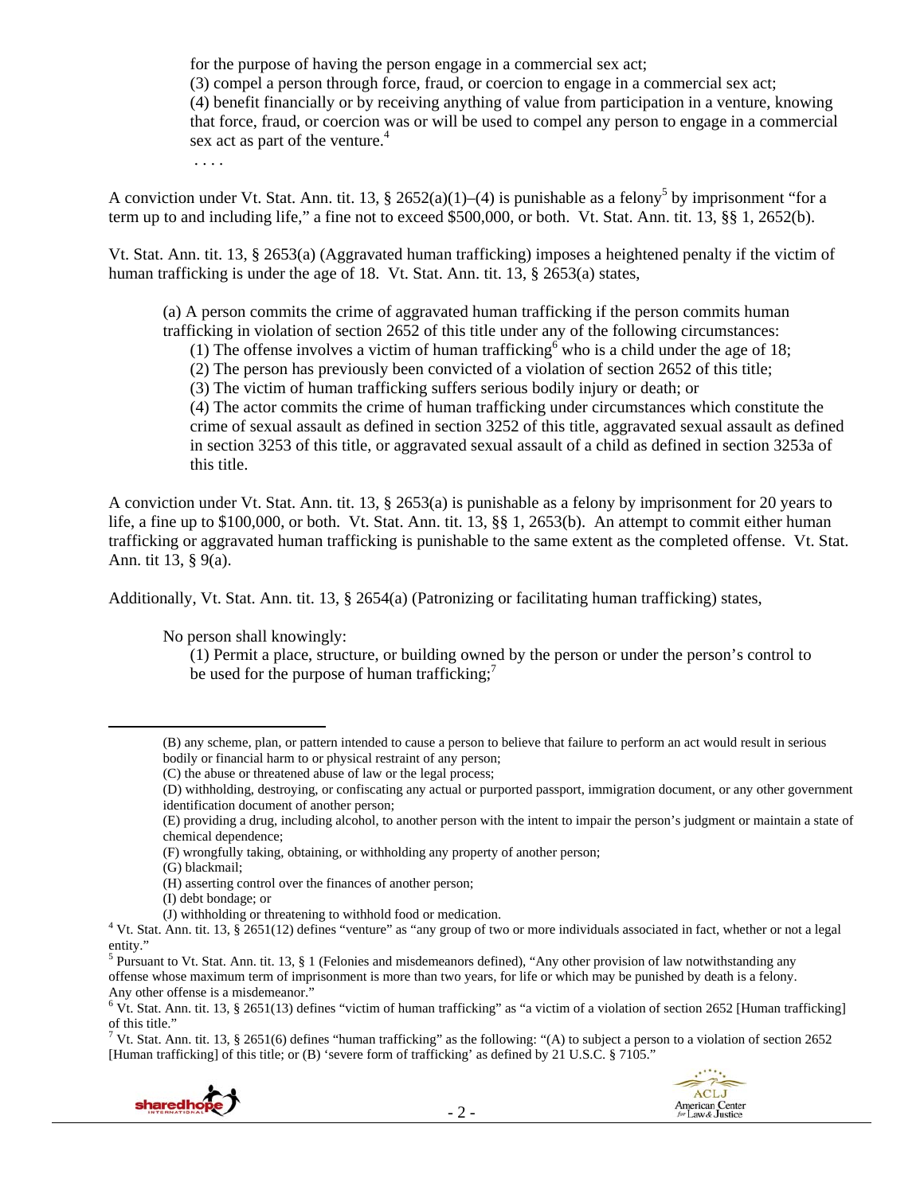for the purpose of having the person engage in a commercial sex act;
(3) compel a person through force, fraud, or coercion to engage in a commercial sex act;
(4) benefit financially or by receiving anything of value from participation in a venture, knowing that force, fraud, or coercion was or will be used to compel any person to engage in a commercial sex act as part of the venture.[4]

. . . .

A conviction under Vt. Stat. Ann. tit. 13, § 2652(a)(1)–(4) is punishable as a felony[5] by imprisonment "for a term up to and including life," a fine not to exceed $500,000, or both. Vt. Stat. Ann. tit. 13, §§ 1, 2652(b).

Vt. Stat. Ann. tit. 13, § 2653(a) (Aggravated human trafficking) imposes a heightened penalty if the victim of human trafficking is under the age of 18. Vt. Stat. Ann. tit. 13, § 2653(a) states,

> (a) A person commits the crime of aggravated human trafficking if the person commits human trafficking in violation of section 2652 of this title under any of the following circumstances:
> (1) The offense involves a victim of human trafficking[6] who is a child under the age of 18;
> (2) The person has previously been convicted of a violation of section 2652 of this title;
> (3) The victim of human trafficking suffers serious bodily injury or death; or
> (4) The actor commits the crime of human trafficking under circumstances which constitute the crime of sexual assault as defined in section 3252 of this title, aggravated sexual assault as defined in section 3253 of this title, or aggravated sexual assault of a child as defined in section 3253a of this title.

A conviction under Vt. Stat. Ann. tit. 13, § 2653(a) is punishable as a felony by imprisonment for 20 years to life, a fine up to $100,000, or both. Vt. Stat. Ann. tit. 13, §§ 1, 2653(b). An attempt to commit either human trafficking or aggravated human trafficking is punishable to the same extent as the completed offense. Vt. Stat. Ann. tit 13, § 9(a).

Additionally, Vt. Stat. Ann. tit. 13, § 2654(a) (Patronizing or facilitating human trafficking) states,

> No person shall knowingly:
> (1) Permit a place, structure, or building owned by the person or under the person's control to be used for the purpose of human trafficking;[7]

---

(B) any scheme, plan, or pattern intended to cause a person to believe that failure to perform an act would result in serious bodily or financial harm to or physical restraint of any person;
(C) the abuse or threatened abuse of law or the legal process;
(D) withholding, destroying, or confiscating any actual or purported passport, immigration document, or any other government identification document of another person;
(E) providing a drug, including alcohol, to another person with the intent to impair the person's judgment or maintain a state of chemical dependence;
(F) wrongfully taking, obtaining, or withholding any property of another person;
(G) blackmail;
(H) asserting control over the finances of another person;
(I) debt bondage; or
(J) withholding or threatening to withhold food or medication.

[4] Vt. Stat. Ann. tit. 13, § 2651(12) defines "venture" as "any group of two or more individuals associated in fact, whether or not a legal entity."

[5] Pursuant to Vt. Stat. Ann. tit. 13, § 1 (Felonies and misdemeanors defined), "Any other provision of law notwithstanding any offense whose maximum term of imprisonment is more than two years, for life or which may be punished by death is a felony. Any other offense is a misdemeanor."

[6] Vt. Stat. Ann. tit. 13, § 2651(13) defines "victim of human trafficking" as "a victim of a violation of section 2652 [Human trafficking] of this title."

[7] Vt. Stat. Ann. tit. 13, § 2651(6) defines "human trafficking" as the following: "(A) to subject a person to a violation of section 2652 [Human trafficking] of this title; or (B) 'severe form of trafficking' as defined by 21 U.S.C. § 7105."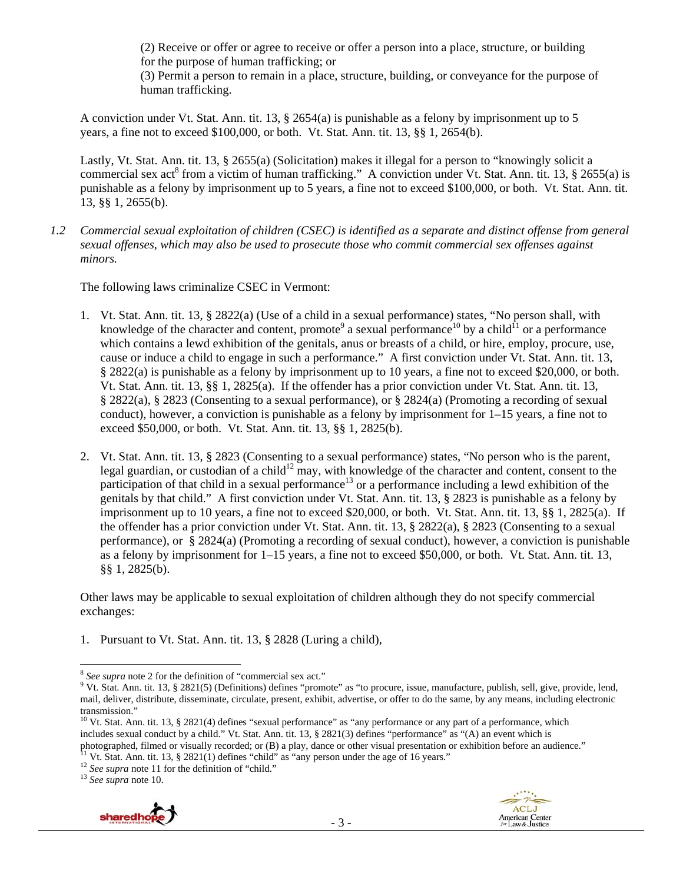(2) Receive or offer or agree to receive or offer a person into a place, structure, or building for the purpose of human trafficking; or

(3) Permit a person to remain in a place, structure, building, or conveyance for the purpose of human trafficking.

A conviction under Vt. Stat. Ann. tit. 13, § 2654(a) is punishable as a felony by imprisonment up to 5 years, a fine not to exceed $100,000, or both. Vt. Stat. Ann. tit. 13, §§ 1, 2654(b).

Lastly, Vt. Stat. Ann. tit. 13, § 2655(a) (Solicitation) makes it illegal for a person to "knowingly solicit a commercial sex act[8] from a victim of human trafficking." A conviction under Vt. Stat. Ann. tit. 13, § 2655(a) is punishable as a felony by imprisonment up to 5 years, a fine not to exceed $100,000, or both. Vt. Stat. Ann. tit. 13, §§ 1, 2655(b).

*1.2 Commercial sexual exploitation of children (CSEC) is identified as a separate and distinct offense from general sexual offenses, which may also be used to prosecute those who commit commercial sex offenses against minors.*

The following laws criminalize CSEC in Vermont:

1. Vt. Stat. Ann. tit. 13, § 2822(a) (Use of a child in a sexual performance) states, "No person shall, with knowledge of the character and content, promote[9] a sexual performance[10] by a child[11] or a performance which contains a lewd exhibition of the genitals, anus or breasts of a child, or hire, employ, procure, use, cause or induce a child to engage in such a performance." A first conviction under Vt. Stat. Ann. tit. 13, § 2822(a) is punishable as a felony by imprisonment up to 10 years, a fine not to exceed $20,000, or both. Vt. Stat. Ann. tit. 13, §§ 1, 2825(a). If the offender has a prior conviction under Vt. Stat. Ann. tit. 13, § 2822(a), § 2823 (Consenting to a sexual performance), or § 2824(a) (Promoting a recording of sexual conduct), however, a conviction is punishable as a felony by imprisonment for 1–15 years, a fine not to exceed $50,000, or both. Vt. Stat. Ann. tit. 13, §§ 1, 2825(b).

2. Vt. Stat. Ann. tit. 13, § 2823 (Consenting to a sexual performance) states, "No person who is the parent, legal guardian, or custodian of a child[12] may, with knowledge of the character and content, consent to the participation of that child in a sexual performance[13] or a performance including a lewd exhibition of the genitals by that child." A first conviction under Vt. Stat. Ann. tit. 13, § 2823 is punishable as a felony by imprisonment up to 10 years, a fine not to exceed $20,000, or both. Vt. Stat. Ann. tit. 13, §§ 1, 2825(a). If the offender has a prior conviction under Vt. Stat. Ann. tit. 13, § 2822(a), § 2823 (Consenting to a sexual performance), or § 2824(a) (Promoting a recording of sexual conduct), however, a conviction is punishable as a felony by imprisonment for 1–15 years, a fine not to exceed $50,000, or both. Vt. Stat. Ann. tit. 13, §§ 1, 2825(b).

Other laws may be applicable to sexual exploitation of children although they do not specify commercial exchanges:

1. Pursuant to Vt. Stat. Ann. tit. 13, § 2828 (Luring a child),

---

[8] *See supra* note 2 for the definition of "commercial sex act."

[9] Vt. Stat. Ann. tit. 13, § 2821(5) (Definitions) defines "promote" as "to procure, issue, manufacture, publish, sell, give, provide, lend, mail, deliver, distribute, disseminate, circulate, present, exhibit, advertise, or offer to do the same, by any means, including electronic transmission."

[10] Vt. Stat. Ann. tit. 13, § 2821(4) defines "sexual performance" as "any performance or any part of a performance, which includes sexual conduct by a child." Vt. Stat. Ann. tit. 13, § 2821(3) defines "performance" as "(A) an event which is photographed, filmed or visually recorded; or (B) a play, dance or other visual presentation or exhibition before an audience."

[11] Vt. Stat. Ann. tit. 13, § 2821(1) defines "child" as "any person under the age of 16 years."

[12] *See supra* note 11 for the definition of "child."

[13] *See supra* note 10.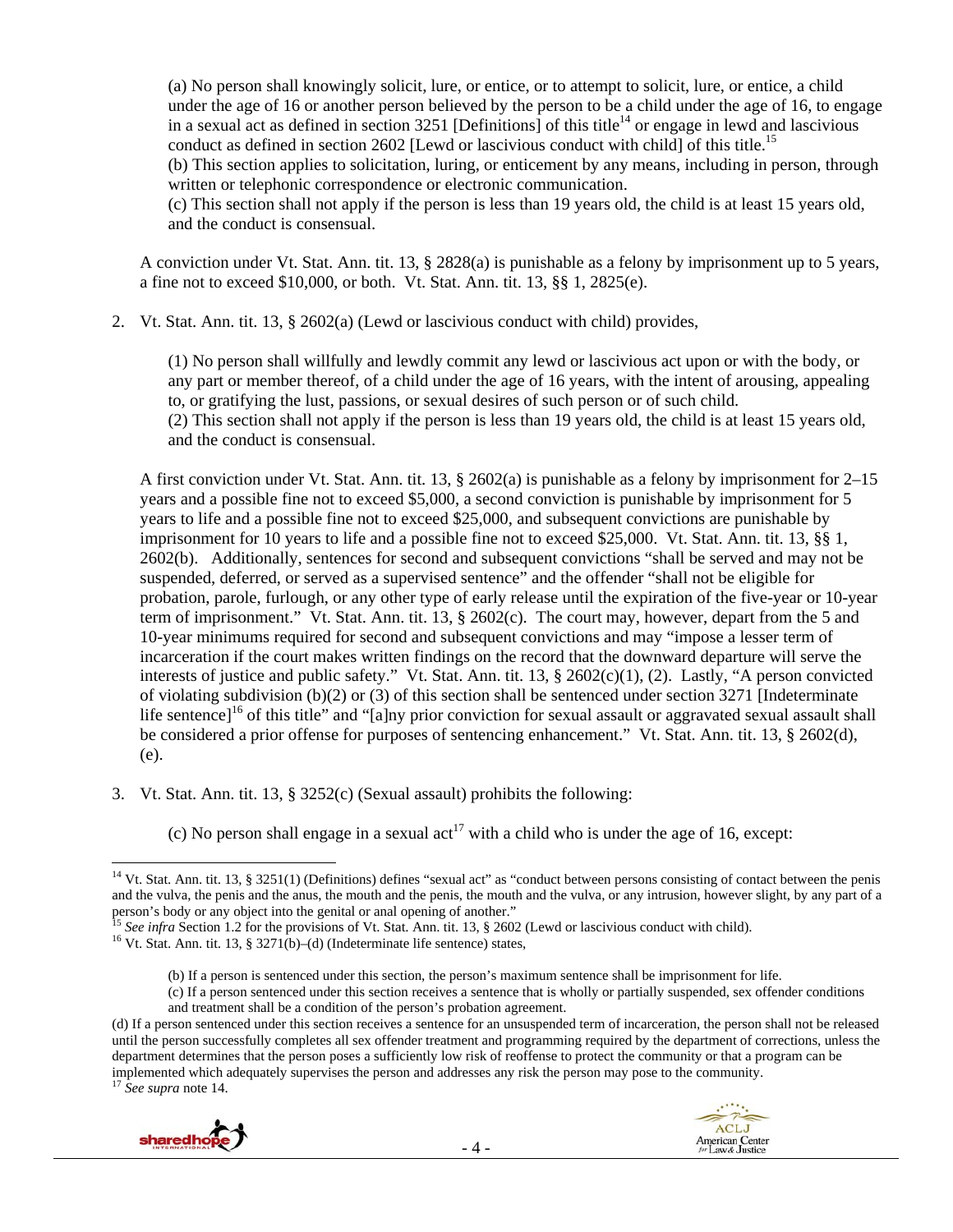(a) No person shall knowingly solicit, lure, or entice, or to attempt to solicit, lure, or entice, a child under the age of 16 or another person believed by the person to be a child under the age of 16, to engage in a sexual act as defined in section 3251 [Definitions] of this title[14] or engage in lewd and lascivious conduct as defined in section 2602 [Lewd or lascivious conduct with child] of this title.[15]
(b) This section applies to solicitation, luring, or enticement by any means, including in person, through written or telephonic correspondence or electronic communication.
(c) This section shall not apply if the person is less than 19 years old, the child is at least 15 years old, and the conduct is consensual.

A conviction under Vt. Stat. Ann. tit. 13, § 2828(a) is punishable as a felony by imprisonment up to 5 years, a fine not to exceed $10,000, or both. Vt. Stat. Ann. tit. 13, §§ 1, 2825(e).

2. Vt. Stat. Ann. tit. 13, § 2602(a) (Lewd or lascivious conduct with child) provides,

(1) No person shall willfully and lewdly commit any lewd or lascivious act upon or with the body, or any part or member thereof, of a child under the age of 16 years, with the intent of arousing, appealing to, or gratifying the lust, passions, or sexual desires of such person or of such child.
(2) This section shall not apply if the person is less than 19 years old, the child is at least 15 years old, and the conduct is consensual.

A first conviction under Vt. Stat. Ann. tit. 13, § 2602(a) is punishable as a felony by imprisonment for 2–15 years and a possible fine not to exceed $5,000, a second conviction is punishable by imprisonment for 5 years to life and a possible fine not to exceed $25,000, and subsequent convictions are punishable by imprisonment for 10 years to life and a possible fine not to exceed $25,000. Vt. Stat. Ann. tit. 13, §§ 1, 2602(b). Additionally, sentences for second and subsequent convictions "shall be served and may not be suspended, deferred, or served as a supervised sentence" and the offender "shall not be eligible for probation, parole, furlough, or any other type of early release until the expiration of the five-year or 10-year term of imprisonment." Vt. Stat. Ann. tit. 13, § 2602(c). The court may, however, depart from the 5 and 10-year minimums required for second and subsequent convictions and may "impose a lesser term of incarceration if the court makes written findings on the record that the downward departure will serve the interests of justice and public safety." Vt. Stat. Ann. tit. 13, § 2602(c)(1), (2). Lastly, "A person convicted of violating subdivision (b)(2) or (3) of this section shall be sentenced under section 3271 [Indeterminate life sentence][16] of this title" and "[a]ny prior conviction for sexual assault or aggravated sexual assault shall be considered a prior offense for purposes of sentencing enhancement." Vt. Stat. Ann. tit. 13, § 2602(d), (e).

3. Vt. Stat. Ann. tit. 13, § 3252(c) (Sexual assault) prohibits the following:

(c) No person shall engage in a sexual act[17] with a child who is under the age of 16, except:

---

[14] Vt. Stat. Ann. tit. 13, § 3251(1) (Definitions) defines "sexual act" as "conduct between persons consisting of contact between the penis and the vulva, the penis and the anus, the mouth and the penis, the mouth and the vulva, or any intrusion, however slight, by any part of a person's body or any object into the genital or anal opening of another."

[15] *See infra* Section 1.2 for the provisions of Vt. Stat. Ann. tit. 13, § 2602 (Lewd or lascivious conduct with child).

[16] Vt. Stat. Ann. tit. 13, § 3271(b)–(d) (Indeterminate life sentence) states,

(b) If a person is sentenced under this section, the person's maximum sentence shall be imprisonment for life.
(c) If a person sentenced under this section receives a sentence that is wholly or partially suspended, sex offender conditions and treatment shall be a condition of the person's probation agreement.
(d) If a person sentenced under this section receives a sentence for an unsuspended term of incarceration, the person shall not be released until the person successfully completes all sex offender treatment and programming required by the department of corrections, unless the department determines that the person poses a sufficiently low risk of reoffense to protect the community or that a program can be implemented which adequately supervises the person and addresses any risk the person may pose to the community.

[17] *See supra* note 14.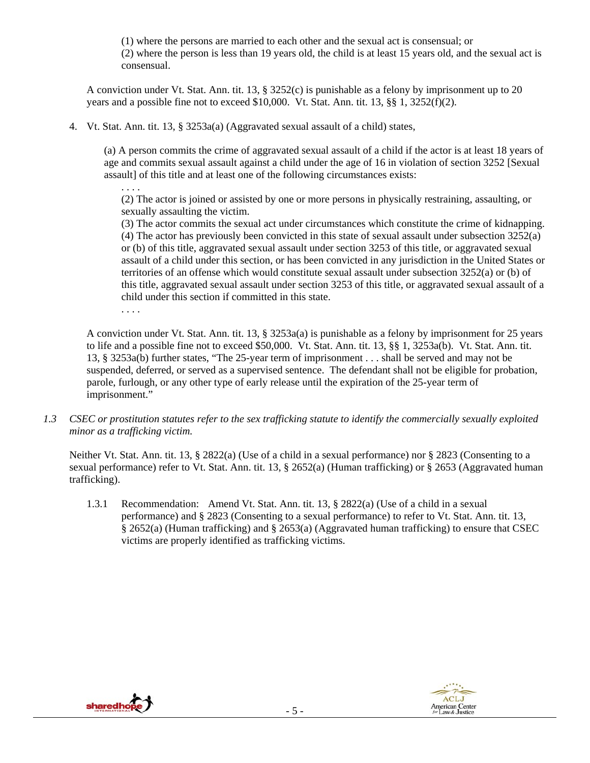(1) where the persons are married to each other and the sexual act is consensual; or
(2) where the person is less than 19 years old, the child is at least 15 years old, and the sexual act is consensual.

A conviction under Vt. Stat. Ann. tit. 13, § 3252(c) is punishable as a felony by imprisonment up to 20 years and a possible fine not to exceed $10,000. Vt. Stat. Ann. tit. 13, §§ 1, 3252(f)(2).

4. Vt. Stat. Ann. tit. 13, § 3253a(a) (Aggravated sexual assault of a child) states,

> (a) A person commits the crime of aggravated sexual assault of a child if the actor is at least 18 years of age and commits sexual assault against a child under the age of 16 in violation of section 3252 [Sexual assault] of this title and at least one of the following circumstances exists:
>
> . . . .
>
> (2) The actor is joined or assisted by one or more persons in physically restraining, assaulting, or sexually assaulting the victim.
> (3) The actor commits the sexual act under circumstances which constitute the crime of kidnapping.
> (4) The actor has previously been convicted in this state of sexual assault under subsection 3252(a) or (b) of this title, aggravated sexual assault under section 3253 of this title, or aggravated sexual assault of a child under this section, or has been convicted in any jurisdiction in the United States or territories of an offense which would constitute sexual assault under subsection 3252(a) or (b) of this title, aggravated sexual assault under section 3253 of this title, or aggravated sexual assault of a child under this section if committed in this state.
>
> . . . .

A conviction under Vt. Stat. Ann. tit. 13, § 3253a(a) is punishable as a felony by imprisonment for 25 years to life and a possible fine not to exceed $50,000. Vt. Stat. Ann. tit. 13, §§ 1, 3253a(b). Vt. Stat. Ann. tit. 13, § 3253a(b) further states, "The 25-year term of imprisonment . . . shall be served and may not be suspended, deferred, or served as a supervised sentence. The defendant shall not be eligible for probation, parole, furlough, or any other type of early release until the expiration of the 25-year term of imprisonment."

*1.3 CSEC or prostitution statutes refer to the sex trafficking statute to identify the commercially sexually exploited minor as a trafficking victim.*

Neither Vt. Stat. Ann. tit. 13, § 2822(a) (Use of a child in a sexual performance) nor § 2823 (Consenting to a sexual performance) refer to Vt. Stat. Ann. tit. 13, § 2652(a) (Human trafficking) or § 2653 (Aggravated human trafficking).

1.3.1 Recommendation: Amend Vt. Stat. Ann. tit. 13, § 2822(a) (Use of a child in a sexual performance) and § 2823 (Consenting to a sexual performance) to refer to Vt. Stat. Ann. tit. 13, § 2652(a) (Human trafficking) and § 2653(a) (Aggravated human trafficking) to ensure that CSEC victims are properly identified as trafficking victims.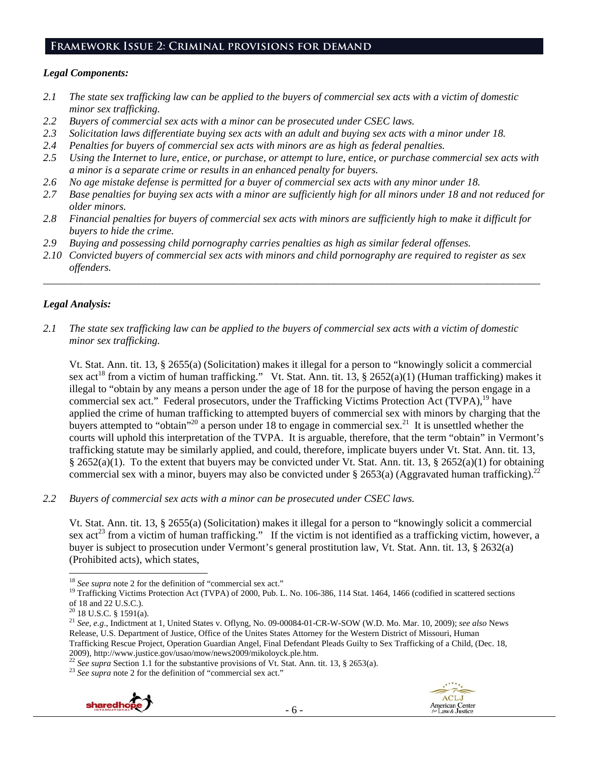## Framework Issue 2: Criminal provisions for demand

### *Legal Components:*

*2.1 The state sex trafficking law can be applied to the buyers of commercial sex acts with a victim of domestic minor sex trafficking.*

*2.2 Buyers of commercial sex acts with a minor can be prosecuted under CSEC laws.*

*2.3 Solicitation laws differentiate buying sex acts with an adult and buying sex acts with a minor under 18.*

*2.4 Penalties for buyers of commercial sex acts with minors are as high as federal penalties.*

*2.5 Using the Internet to lure, entice, or purchase, or attempt to lure, entice, or purchase commercial sex acts with a minor is a separate crime or results in an enhanced penalty for buyers.*

*2.6 No age mistake defense is permitted for a buyer of commercial sex acts with any minor under 18.*

*2.7 Base penalties for buying sex acts with a minor are sufficiently high for all minors under 18 and not reduced for older minors.*

*2.8 Financial penalties for buyers of commercial sex acts with minors are sufficiently high to make it difficult for buyers to hide the crime.*

*2.9 Buying and possessing child pornography carries penalties as high as similar federal offenses.*

*2.10 Convicted buyers of commercial sex acts with minors and child pornography are required to register as sex offenders.*

---

### *Legal Analysis:*

*2.1 The state sex trafficking law can be applied to the buyers of commercial sex acts with a victim of domestic minor sex trafficking.*

Vt. Stat. Ann. tit. 13, § 2655(a) (Solicitation) makes it illegal for a person to "knowingly solicit a commercial sex act[18] from a victim of human trafficking." Vt. Stat. Ann. tit. 13, § 2652(a)(1) (Human trafficking) makes it illegal to "obtain by any means a person under the age of 18 for the purpose of having the person engage in a commercial sex act." Federal prosecutors, under the Trafficking Victims Protection Act (TVPA),[19] have applied the crime of human trafficking to attempted buyers of commercial sex with minors by charging that the buyers attempted to "obtain"[20] a person under 18 to engage in commercial sex.[21] It is unsettled whether the courts will uphold this interpretation of the TVPA. It is arguable, therefore, that the term "obtain" in Vermont's trafficking statute may be similarly applied, and could, therefore, implicate buyers under Vt. Stat. Ann. tit. 13, § 2652(a)(1). To the extent that buyers may be convicted under Vt. Stat. Ann. tit. 13, § 2652(a)(1) for obtaining commercial sex with a minor, buyers may also be convicted under § 2653(a) (Aggravated human trafficking).[22]

*2.2 Buyers of commercial sex acts with a minor can be prosecuted under CSEC laws.*

Vt. Stat. Ann. tit. 13, § 2655(a) (Solicitation) makes it illegal for a person to "knowingly solicit a commercial sex act[23] from a victim of human trafficking." If the victim is not identified as a trafficking victim, however, a buyer is subject to prosecution under Vermont's general prostitution law, Vt. Stat. Ann. tit. 13, § 2632(a) (Prohibited acts), which states,

---

[18] *See supra* note 2 for the definition of "commercial sex act."

[19] Trafficking Victims Protection Act (TVPA) of 2000, Pub. L. No. 106-386, 114 Stat. 1464, 1466 (codified in scattered sections of 18 and 22 U.S.C.).

[20] 18 U.S.C. § 1591(a).

[21] *See, e.g.*, Indictment at 1, United States v. Oflyng, No. 09-00084-01-CR-W-SOW (W.D. Mo. Mar. 10, 2009); *see also* News Release, U.S. Department of Justice, Office of the Unites States Attorney for the Western District of Missouri, Human Trafficking Rescue Project, Operation Guardian Angel, Final Defendant Pleads Guilty to Sex Trafficking of a Child, (Dec. 18, 2009), http://www.justice.gov/usao/mow/news2009/mikoloyck.ple.htm.

[22] *See supra* Section 1.1 for the substantive provisions of Vt. Stat. Ann. tit. 13, § 2653(a).

[23] *See supra* note 2 for the definition of "commercial sex act."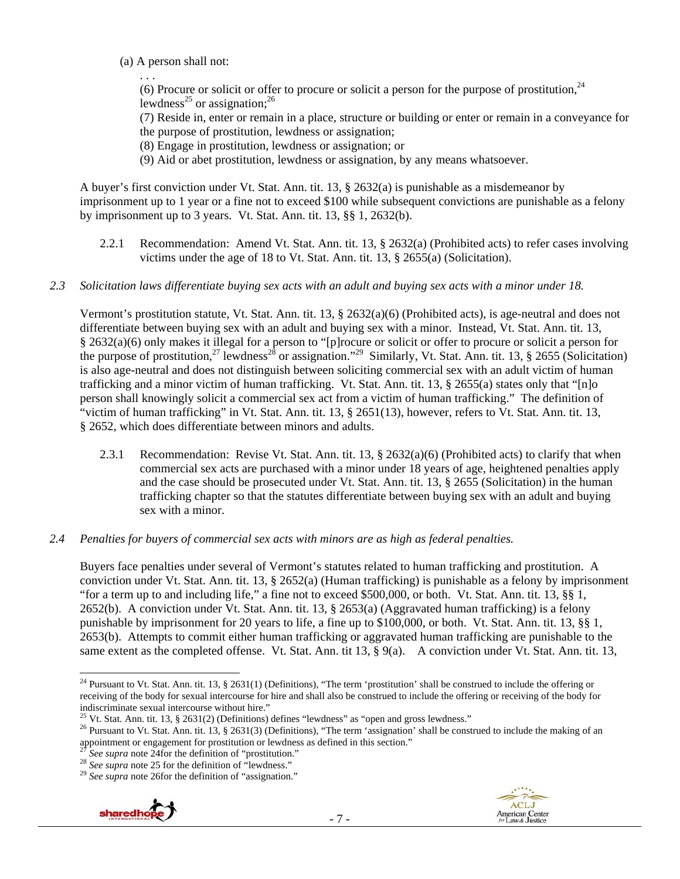(a) A person shall not:

. . .

(6) Procure or solicit or offer to procure or solicit a person for the purpose of prostitution,[24] lewdness[25] or assignation;[26]

(7) Reside in, enter or remain in a place, structure or building or enter or remain in a conveyance for the purpose of prostitution, lewdness or assignation;

(8) Engage in prostitution, lewdness or assignation; or

(9) Aid or abet prostitution, lewdness or assignation, by any means whatsoever.

A buyer's first conviction under Vt. Stat. Ann. tit. 13, § 2632(a) is punishable as a misdemeanor by imprisonment up to 1 year or a fine not to exceed $100 while subsequent convictions are punishable as a felony by imprisonment up to 3 years. Vt. Stat. Ann. tit. 13, §§ 1, 2632(b).

2.2.1 Recommendation: Amend Vt. Stat. Ann. tit. 13, § 2632(a) (Prohibited acts) to refer cases involving victims under the age of 18 to Vt. Stat. Ann. tit. 13, § 2655(a) (Solicitation).

*2.3 Solicitation laws differentiate buying sex acts with an adult and buying sex acts with a minor under 18.*

Vermont's prostitution statute, Vt. Stat. Ann. tit. 13, § 2632(a)(6) (Prohibited acts), is age-neutral and does not differentiate between buying sex with an adult and buying sex with a minor. Instead, Vt. Stat. Ann. tit. 13, § 2632(a)(6) only makes it illegal for a person to "[p]rocure or solicit or offer to procure or solicit a person for the purpose of prostitution,[27] lewdness[28] or assignation."[29] Similarly, Vt. Stat. Ann. tit. 13, § 2655 (Solicitation) is also age-neutral and does not distinguish between soliciting commercial sex with an adult victim of human trafficking and a minor victim of human trafficking. Vt. Stat. Ann. tit. 13, § 2655(a) states only that "[n]o person shall knowingly solicit a commercial sex act from a victim of human trafficking." The definition of "victim of human trafficking" in Vt. Stat. Ann. tit. 13, § 2651(13), however, refers to Vt. Stat. Ann. tit. 13, § 2652, which does differentiate between minors and adults.

2.3.1 Recommendation: Revise Vt. Stat. Ann. tit. 13, § 2632(a)(6) (Prohibited acts) to clarify that when commercial sex acts are purchased with a minor under 18 years of age, heightened penalties apply and the case should be prosecuted under Vt. Stat. Ann. tit. 13, § 2655 (Solicitation) in the human trafficking chapter so that the statutes differentiate between buying sex with an adult and buying sex with a minor.

*2.4 Penalties for buyers of commercial sex acts with minors are as high as federal penalties.*

Buyers face penalties under several of Vermont's statutes related to human trafficking and prostitution. A conviction under Vt. Stat. Ann. tit. 13, § 2652(a) (Human trafficking) is punishable as a felony by imprisonment "for a term up to and including life," a fine not to exceed $500,000, or both. Vt. Stat. Ann. tit. 13, §§ 1, 2652(b). A conviction under Vt. Stat. Ann. tit. 13, § 2653(a) (Aggravated human trafficking) is a felony punishable by imprisonment for 20 years to life, a fine up to $100,000, or both. Vt. Stat. Ann. tit. 13, §§ 1, 2653(b). Attempts to commit either human trafficking or aggravated human trafficking are punishable to the same extent as the completed offense. Vt. Stat. Ann. tit 13, § 9(a). A conviction under Vt. Stat. Ann. tit. 13,

---

[24] Pursuant to Vt. Stat. Ann. tit. 13, § 2631(1) (Definitions), "The term 'prostitution' shall be construed to include the offering or receiving of the body for sexual intercourse for hire and shall also be construed to include the offering or receiving of the body for indiscriminate sexual intercourse without hire."

[25] Vt. Stat. Ann. tit. 13, § 2631(2) (Definitions) defines "lewdness" as "open and gross lewdness."

[26] Pursuant to Vt. Stat. Ann. tit. 13, § 2631(3) (Definitions), "The term 'assignation' shall be construed to include the making of an appointment or engagement for prostitution or lewdness as defined in this section."

[27] *See supra* note 24for the definition of "prostitution."

[28] *See supra* note 25 for the definition of "lewdness."

[29] *See supra* note 26for the definition of "assignation."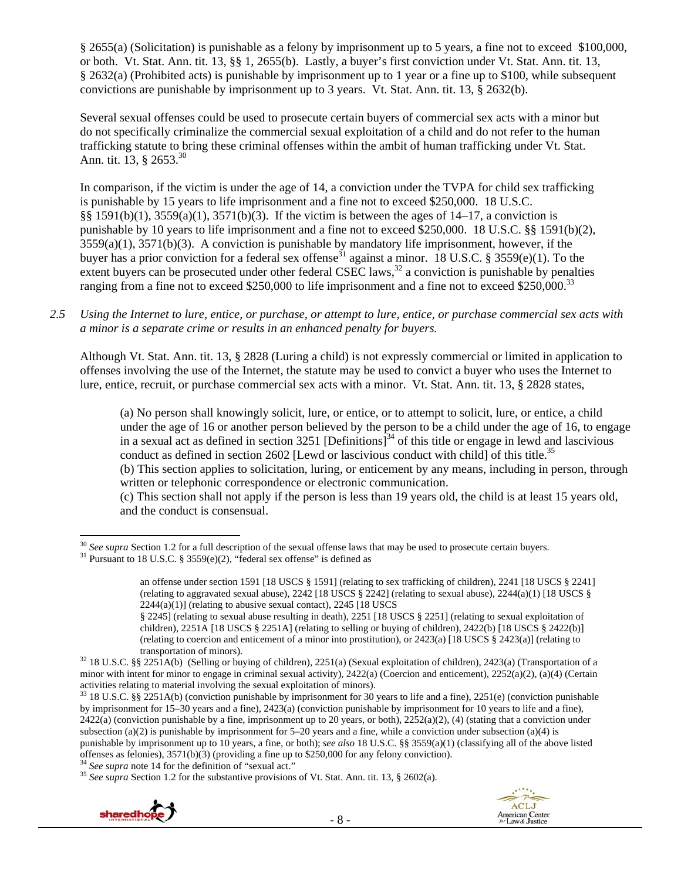§ 2655(a) (Solicitation) is punishable as a felony by imprisonment up to 5 years, a fine not to exceed $100,000, or both. Vt. Stat. Ann. tit. 13, §§ 1, 2655(b). Lastly, a buyer's first conviction under Vt. Stat. Ann. tit. 13, § 2632(a) (Prohibited acts) is punishable by imprisonment up to 1 year or a fine up to $100, while subsequent convictions are punishable by imprisonment up to 3 years. Vt. Stat. Ann. tit. 13, § 2632(b).

Several sexual offenses could be used to prosecute certain buyers of commercial sex acts with a minor but do not specifically criminalize the commercial sexual exploitation of a child and do not refer to the human trafficking statute to bring these criminal offenses within the ambit of human trafficking under Vt. Stat. Ann. tit. 13, § 2653.[30]

In comparison, if the victim is under the age of 14, a conviction under the TVPA for child sex trafficking is punishable by 15 years to life imprisonment and a fine not to exceed $250,000. 18 U.S.C. §§ 1591(b)(1), 3559(a)(1), 3571(b)(3). If the victim is between the ages of 14–17, a conviction is punishable by 10 years to life imprisonment and a fine not to exceed $250,000. 18 U.S.C. §§ 1591(b)(2), 3559(a)(1), 3571(b)(3). A conviction is punishable by mandatory life imprisonment, however, if the buyer has a prior conviction for a federal sex offense[31] against a minor. 18 U.S.C. § 3559(e)(1). To the extent buyers can be prosecuted under other federal CSEC laws,[32] a conviction is punishable by penalties ranging from a fine not to exceed $250,000 to life imprisonment and a fine not to exceed $250,000.[33]

*2.5 Using the Internet to lure, entice, or purchase, or attempt to lure, entice, or purchase commercial sex acts with a minor is a separate crime or results in an enhanced penalty for buyers.*

Although Vt. Stat. Ann. tit. 13, § 2828 (Luring a child) is not expressly commercial or limited in application to offenses involving the use of the Internet, the statute may be used to convict a buyer who uses the Internet to lure, entice, recruit, or purchase commercial sex acts with a minor. Vt. Stat. Ann. tit. 13, § 2828 states,

> (a) No person shall knowingly solicit, lure, or entice, or to attempt to solicit, lure, or entice, a child under the age of 16 or another person believed by the person to be a child under the age of 16, to engage in a sexual act as defined in section 3251 [Definitions][34] of this title or engage in lewd and lascivious conduct as defined in section 2602 [Lewd or lascivious conduct with child] of this title.[35]
> (b) This section applies to solicitation, luring, or enticement by any means, including in person, through written or telephonic correspondence or electronic communication.
> (c) This section shall not apply if the person is less than 19 years old, the child is at least 15 years old, and the conduct is consensual.

---

[30] *See supra* Section 1.2 for a full description of the sexual offense laws that may be used to prosecute certain buyers.

[31] Pursuant to 18 U.S.C. § 3559(e)(2), "federal sex offense" is defined as

> an offense under section 1591 [18 USCS § 1591] (relating to sex trafficking of children), 2241 [18 USCS § 2241] (relating to aggravated sexual abuse), 2242 [18 USCS § 2242] (relating to sexual abuse), 2244(a)(1) [18 USCS § 2244(a)(1)] (relating to abusive sexual contact), 2245 [18 USCS § 2245] (relating to sexual abuse resulting in death), 2251 [18 USCS § 2251] (relating to sexual exploitation of children), 2251A [18 USCS § 2251A] (relating to selling or buying of children), 2422(b) [18 USCS § 2422(b)] (relating to coercion and enticement of a minor into prostitution), or 2423(a) [18 USCS § 2423(a)] (relating to transportation of minors).

[32] 18 U.S.C. §§ 2251A(b) (Selling or buying of children), 2251(a) (Sexual exploitation of children), 2423(a) (Transportation of a minor with intent for minor to engage in criminal sexual activity), 2422(a) (Coercion and enticement), 2252(a)(2), (a)(4) (Certain activities relating to material involving the sexual exploitation of minors).

[33] 18 U.S.C. §§ 2251A(b) (conviction punishable by imprisonment for 30 years to life and a fine), 2251(e) (conviction punishable by imprisonment for 15–30 years and a fine), 2423(a) (conviction punishable by imprisonment for 10 years to life and a fine), 2422(a) (conviction punishable by a fine, imprisonment up to 20 years, or both), 2252(a)(2), (4) (stating that a conviction under subsection (a)(2) is punishable by imprisonment for 5–20 years and a fine, while a conviction under subsection (a)(4) is punishable by imprisonment up to 10 years, a fine, or both); *see also* 18 U.S.C. §§ 3559(a)(1) (classifying all of the above listed offenses as felonies), 3571(b)(3) (providing a fine up to $250,000 for any felony conviction).

[34] *See supra* note 14 for the definition of "sexual act."

[35] *See supra* Section 1.2 for the substantive provisions of Vt. Stat. Ann. tit. 13, § 2602(a).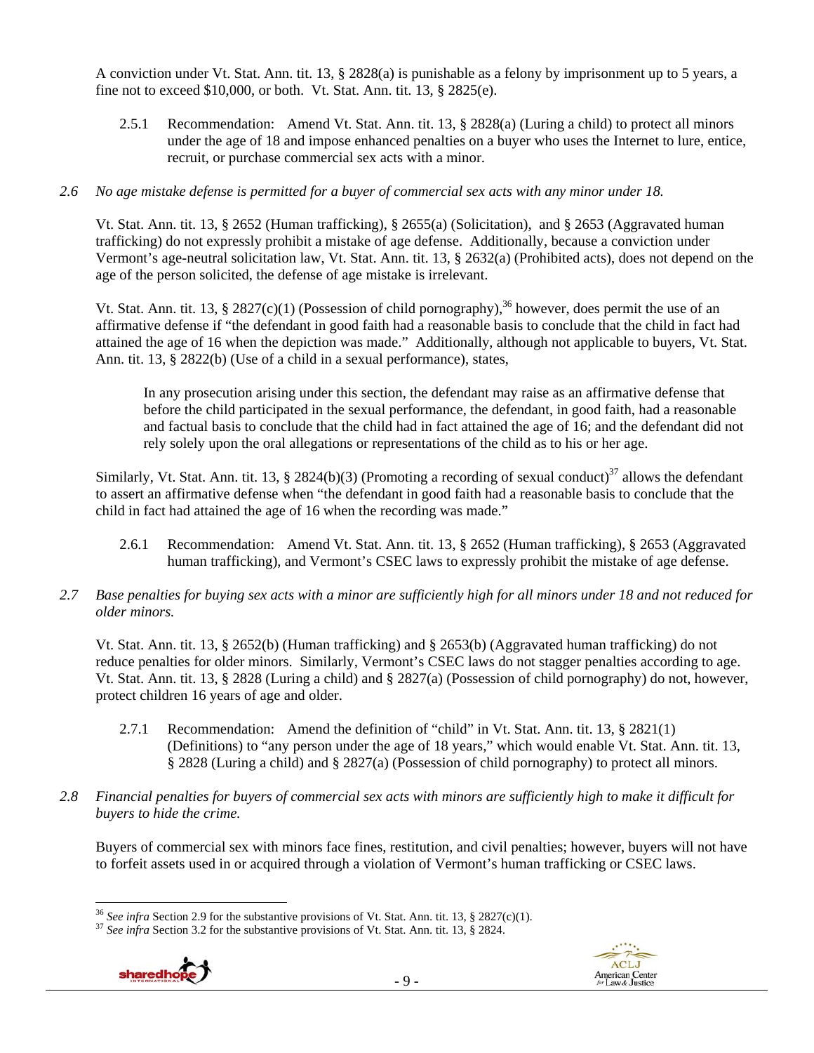A conviction under Vt. Stat. Ann. tit. 13, § 2828(a) is punishable as a felony by imprisonment up to 5 years, a fine not to exceed $10,000, or both. Vt. Stat. Ann. tit. 13, § 2825(e).

2.5.1 Recommendation: Amend Vt. Stat. Ann. tit. 13, § 2828(a) (Luring a child) to protect all minors under the age of 18 and impose enhanced penalties on a buyer who uses the Internet to lure, entice, recruit, or purchase commercial sex acts with a minor.

*2.6 No age mistake defense is permitted for a buyer of commercial sex acts with any minor under 18.*

Vt. Stat. Ann. tit. 13, § 2652 (Human trafficking), § 2655(a) (Solicitation), and § 2653 (Aggravated human trafficking) do not expressly prohibit a mistake of age defense. Additionally, because a conviction under Vermont's age-neutral solicitation law, Vt. Stat. Ann. tit. 13, § 2632(a) (Prohibited acts), does not depend on the age of the person solicited, the defense of age mistake is irrelevant.

Vt. Stat. Ann. tit. 13, § 2827(c)(1) (Possession of child pornography),[36] however, does permit the use of an affirmative defense if "the defendant in good faith had a reasonable basis to conclude that the child in fact had attained the age of 16 when the depiction was made." Additionally, although not applicable to buyers, Vt. Stat. Ann. tit. 13, § 2822(b) (Use of a child in a sexual performance), states,

> In any prosecution arising under this section, the defendant may raise as an affirmative defense that before the child participated in the sexual performance, the defendant, in good faith, had a reasonable and factual basis to conclude that the child had in fact attained the age of 16; and the defendant did not rely solely upon the oral allegations or representations of the child as to his or her age.

Similarly, Vt. Stat. Ann. tit. 13, § 2824(b)(3) (Promoting a recording of sexual conduct)[37] allows the defendant to assert an affirmative defense when "the defendant in good faith had a reasonable basis to conclude that the child in fact had attained the age of 16 when the recording was made."

2.6.1 Recommendation: Amend Vt. Stat. Ann. tit. 13, § 2652 (Human trafficking), § 2653 (Aggravated human trafficking), and Vermont's CSEC laws to expressly prohibit the mistake of age defense.

*2.7 Base penalties for buying sex acts with a minor are sufficiently high for all minors under 18 and not reduced for older minors.*

Vt. Stat. Ann. tit. 13, § 2652(b) (Human trafficking) and § 2653(b) (Aggravated human trafficking) do not reduce penalties for older minors. Similarly, Vermont's CSEC laws do not stagger penalties according to age. Vt. Stat. Ann. tit. 13, § 2828 (Luring a child) and § 2827(a) (Possession of child pornography) do not, however, protect children 16 years of age and older.

2.7.1 Recommendation: Amend the definition of "child" in Vt. Stat. Ann. tit. 13, § 2821(1) (Definitions) to "any person under the age of 18 years," which would enable Vt. Stat. Ann. tit. 13, § 2828 (Luring a child) and § 2827(a) (Possession of child pornography) to protect all minors.

*2.8 Financial penalties for buyers of commercial sex acts with minors are sufficiently high to make it difficult for buyers to hide the crime.*

Buyers of commercial sex with minors face fines, restitution, and civil penalties; however, buyers will not have to forfeit assets used in or acquired through a violation of Vermont's human trafficking or CSEC laws.

---

[36] *See infra* Section 2.9 for the substantive provisions of Vt. Stat. Ann. tit. 13, § 2827(c)(1).

[37] *See infra* Section 3.2 for the substantive provisions of Vt. Stat. Ann. tit. 13, § 2824.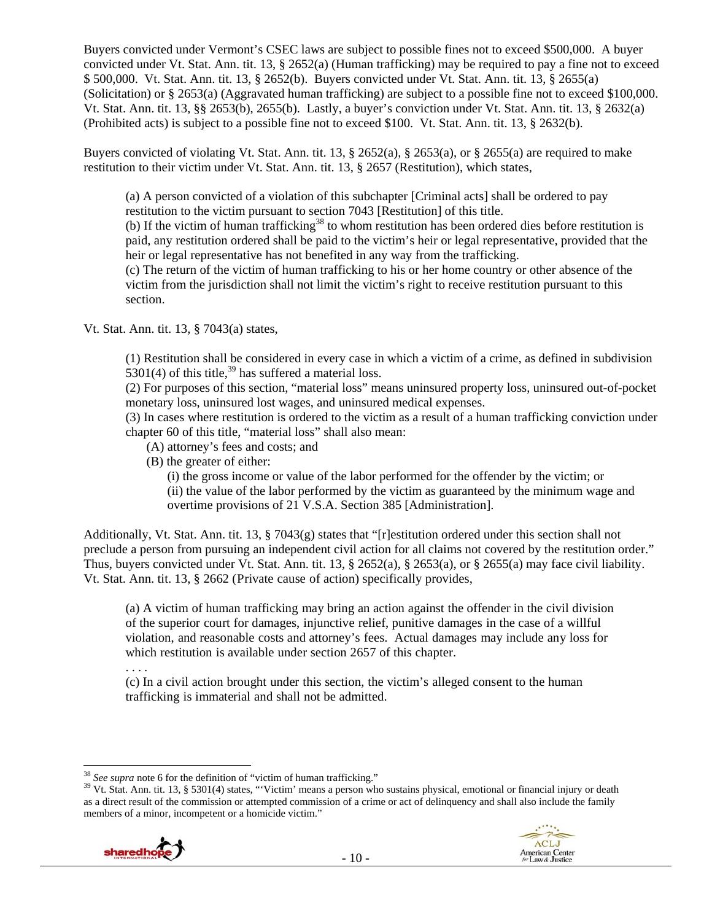Buyers convicted under Vermont's CSEC laws are subject to possible fines not to exceed $500,000. A buyer convicted under Vt. Stat. Ann. tit. 13, § 2652(a) (Human trafficking) may be required to pay a fine not to exceed $ 500,000. Vt. Stat. Ann. tit. 13, § 2652(b). Buyers convicted under Vt. Stat. Ann. tit. 13, § 2655(a) (Solicitation) or § 2653(a) (Aggravated human trafficking) are subject to a possible fine not to exceed $100,000. Vt. Stat. Ann. tit. 13, §§ 2653(b), 2655(b). Lastly, a buyer's conviction under Vt. Stat. Ann. tit. 13, § 2632(a) (Prohibited acts) is subject to a possible fine not to exceed $100. Vt. Stat. Ann. tit. 13, § 2632(b).

Buyers convicted of violating Vt. Stat. Ann. tit. 13, § 2652(a), § 2653(a), or § 2655(a) are required to make restitution to their victim under Vt. Stat. Ann. tit. 13, § 2657 (Restitution), which states,

> (a) A person convicted of a violation of this subchapter [Criminal acts] shall be ordered to pay restitution to the victim pursuant to section 7043 [Restitution] of this title.
> (b) If the victim of human trafficking[38] to whom restitution has been ordered dies before restitution is paid, any restitution ordered shall be paid to the victim's heir or legal representative, provided that the heir or legal representative has not benefited in any way from the trafficking.
> (c) The return of the victim of human trafficking to his or her home country or other absence of the victim from the jurisdiction shall not limit the victim's right to receive restitution pursuant to this section.

Vt. Stat. Ann. tit. 13, § 7043(a) states,

> (1) Restitution shall be considered in every case in which a victim of a crime, as defined in subdivision 5301(4) of this title,[39] has suffered a material loss.
> (2) For purposes of this section, "material loss" means uninsured property loss, uninsured out-of-pocket monetary loss, uninsured lost wages, and uninsured medical expenses.
> (3) In cases where restitution is ordered to the victim as a result of a human trafficking conviction under chapter 60 of this title, "material loss" shall also mean:
> (A) attorney's fees and costs; and
> (B) the greater of either:
> (i) the gross income or value of the labor performed for the offender by the victim; or
> (ii) the value of the labor performed by the victim as guaranteed by the minimum wage and overtime provisions of 21 V.S.A. Section 385 [Administration].

Additionally, Vt. Stat. Ann. tit. 13, § 7043(g) states that "[r]estitution ordered under this section shall not preclude a person from pursuing an independent civil action for all claims not covered by the restitution order." Thus, buyers convicted under Vt. Stat. Ann. tit. 13, § 2652(a), § 2653(a), or § 2655(a) may face civil liability. Vt. Stat. Ann. tit. 13, § 2662 (Private cause of action) specifically provides,

> (a) A victim of human trafficking may bring an action against the offender in the civil division of the superior court for damages, injunctive relief, punitive damages in the case of a willful violation, and reasonable costs and attorney's fees. Actual damages may include any loss for which restitution is available under section 2657 of this chapter.
> . . . .
> (c) In a civil action brought under this section, the victim's alleged consent to the human trafficking is immaterial and shall not be admitted.

---

[38] *See supra* note 6 for the definition of "victim of human trafficking."

[39] Vt. Stat. Ann. tit. 13, § 5301(4) states, "'Victim' means a person who sustains physical, emotional or financial injury or death as a direct result of the commission or attempted commission of a crime or act of delinquency and shall also include the family members of a minor, incompetent or a homicide victim."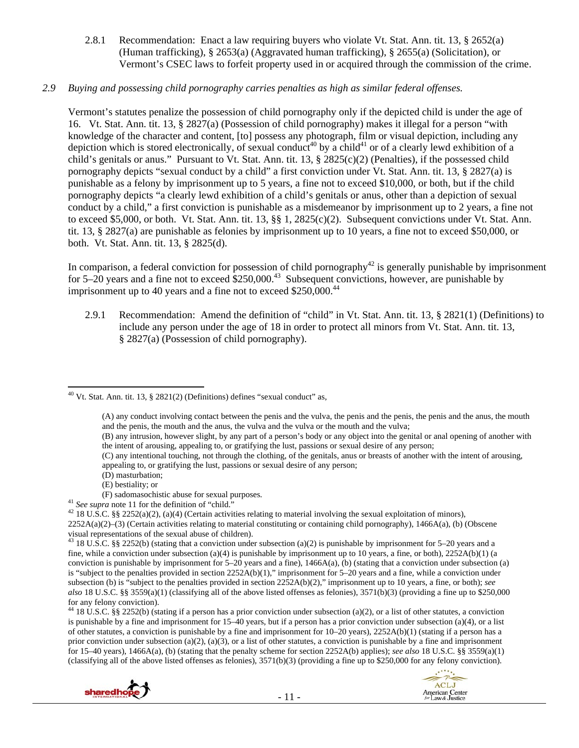2.8.1 Recommendation: Enact a law requiring buyers who violate Vt. Stat. Ann. tit. 13, § 2652(a) (Human trafficking), § 2653(a) (Aggravated human trafficking), § 2655(a) (Solicitation), or Vermont's CSEC laws to forfeit property used in or acquired through the commission of the crime.

*2.9 Buying and possessing child pornography carries penalties as high as similar federal offenses.*

Vermont's statutes penalize the possession of child pornography only if the depicted child is under the age of 16. Vt. Stat. Ann. tit. 13, § 2827(a) (Possession of child pornography) makes it illegal for a person "with knowledge of the character and content, [to] possess any photograph, film or visual depiction, including any depiction which is stored electronically, of sexual conduct[40] by a child[41] or of a clearly lewd exhibition of a child's genitals or anus." Pursuant to Vt. Stat. Ann. tit. 13, § 2825(c)(2) (Penalties), if the possessed child pornography depicts "sexual conduct by a child" a first conviction under Vt. Stat. Ann. tit. 13, § 2827(a) is punishable as a felony by imprisonment up to 5 years, a fine not to exceed $10,000, or both, but if the child pornography depicts "a clearly lewd exhibition of a child's genitals or anus, other than a depiction of sexual conduct by a child," a first conviction is punishable as a misdemeanor by imprisonment up to 2 years, a fine not to exceed $5,000, or both. Vt. Stat. Ann. tit. 13, §§ 1, 2825(c)(2). Subsequent convictions under Vt. Stat. Ann. tit. 13, § 2827(a) are punishable as felonies by imprisonment up to 10 years, a fine not to exceed $50,000, or both. Vt. Stat. Ann. tit. 13, § 2825(d).

In comparison, a federal conviction for possession of child pornography[42] is generally punishable by imprisonment for 5–20 years and a fine not to exceed $250,000.[43] Subsequent convictions, however, are punishable by imprisonment up to 40 years and a fine not to exceed $250,000.[44]

2.9.1 Recommendation: Amend the definition of "child" in Vt. Stat. Ann. tit. 13, § 2821(1) (Definitions) to include any person under the age of 18 in order to protect all minors from Vt. Stat. Ann. tit. 13, § 2827(a) (Possession of child pornography).

---

[40] Vt. Stat. Ann. tit. 13, § 2821(2) (Definitions) defines "sexual conduct" as,

> (A) any conduct involving contact between the penis and the vulva, the penis and the penis, the penis and the anus, the mouth and the penis, the mouth and the anus, the vulva and the vulva or the mouth and the vulva;
> (B) any intrusion, however slight, by any part of a person's body or any object into the genital or anal opening of another with the intent of arousing, appealing to, or gratifying the lust, passions or sexual desire of any person;
> (C) any intentional touching, not through the clothing, of the genitals, anus or breasts of another with the intent of arousing, appealing to, or gratifying the lust, passions or sexual desire of any person;
> (D) masturbation;
> (E) bestiality; or
> (F) sadomasochistic abuse for sexual purposes.

[41] *See supra* note 11 for the definition of "child."

[42] 18 U.S.C. §§ 2252(a)(2), (a)(4) (Certain activities relating to material involving the sexual exploitation of minors), 2252A(a)(2)–(3) (Certain activities relating to material constituting or containing child pornography), 1466A(a), (b) (Obscene visual representations of the sexual abuse of children).

[43] 18 U.S.C. §§ 2252(b) (stating that a conviction under subsection (a)(2) is punishable by imprisonment for 5–20 years and a fine, while a conviction under subsection (a)(4) is punishable by imprisonment up to 10 years, a fine, or both), 2252A(b)(1) (a conviction is punishable by imprisonment for 5–20 years and a fine), 1466A(a), (b) (stating that a conviction under subsection (a) is "subject to the penalties provided in section 2252A(b)(1)," imprisonment for 5–20 years and a fine, while a conviction under subsection (b) is "subject to the penalties provided in section 2252A(b)(2)," imprisonment up to 10 years, a fine, or both); *see also* 18 U.S.C. §§ 3559(a)(1) (classifying all of the above listed offenses as felonies), 3571(b)(3) (providing a fine up to $250,000 for any felony conviction).

[44] 18 U.S.C. §§ 2252(b) (stating if a person has a prior conviction under subsection (a)(2), or a list of other statutes, a conviction is punishable by a fine and imprisonment for 15–40 years, but if a person has a prior conviction under subsection (a)(4), or a list of other statutes, a conviction is punishable by a fine and imprisonment for 10–20 years), 2252A(b)(1) (stating if a person has a prior conviction under subsection (a)(2), (a)(3), or a list of other statutes, a conviction is punishable by a fine and imprisonment for 15–40 years), 1466A(a), (b) (stating that the penalty scheme for section 2252A(b) applies); *see also* 18 U.S.C. §§ 3559(a)(1) (classifying all of the above listed offenses as felonies), 3571(b)(3) (providing a fine up to $250,000 for any felony conviction).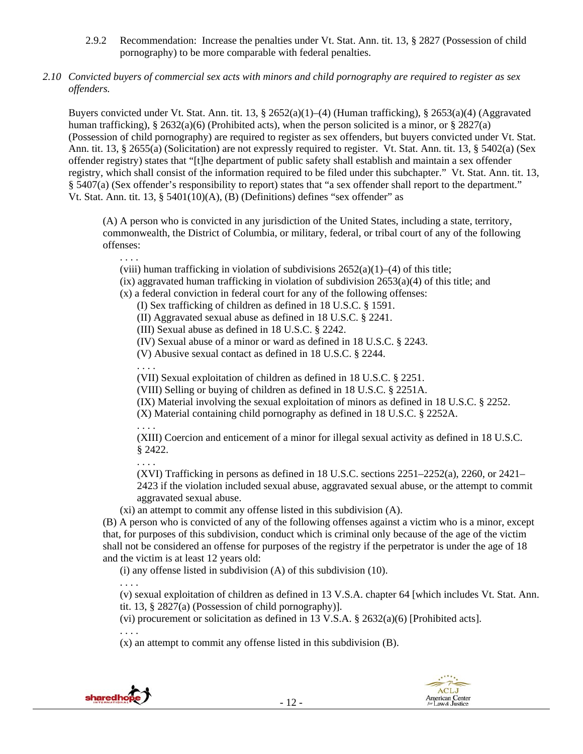2.9.2 Recommendation: Increase the penalties under Vt. Stat. Ann. tit. 13, § 2827 (Possession of child pornography) to be more comparable with federal penalties.

*2.10 Convicted buyers of commercial sex acts with minors and child pornography are required to register as sex offenders.*

Buyers convicted under Vt. Stat. Ann. tit. 13, § 2652(a)(1)–(4) (Human trafficking), § 2653(a)(4) (Aggravated human trafficking), § 2632(a)(6) (Prohibited acts), when the person solicited is a minor, or § 2827(a) (Possession of child pornography) are required to register as sex offenders, but buyers convicted under Vt. Stat. Ann. tit. 13, § 2655(a) (Solicitation) are not expressly required to register. Vt. Stat. Ann. tit. 13, § 5402(a) (Sex offender registry) states that "[t]he department of public safety shall establish and maintain a sex offender registry, which shall consist of the information required to be filed under this subchapter." Vt. Stat. Ann. tit. 13, § 5407(a) (Sex offender's responsibility to report) states that "a sex offender shall report to the department." Vt. Stat. Ann. tit. 13, § 5401(10)(A), (B) (Definitions) defines "sex offender" as

> (A) A person who is convicted in any jurisdiction of the United States, including a state, territory, commonwealth, the District of Columbia, or military, federal, or tribal court of any of the following offenses:
>
> . . . .
>
> (viii) human trafficking in violation of subdivisions 2652(a)(1)–(4) of this title;
>
> (ix) aggravated human trafficking in violation of subdivision 2653(a)(4) of this title; and
>
> (x) a federal conviction in federal court for any of the following offenses:
>
> (I) Sex trafficking of children as defined in 18 U.S.C. § 1591.
>
> (II) Aggravated sexual abuse as defined in 18 U.S.C. § 2241.
>
> (III) Sexual abuse as defined in 18 U.S.C. § 2242.
>
> (IV) Sexual abuse of a minor or ward as defined in 18 U.S.C. § 2243.
>
> (V) Abusive sexual contact as defined in 18 U.S.C. § 2244.
>
> . . . .
>
> (VII) Sexual exploitation of children as defined in 18 U.S.C. § 2251.
>
> (VIII) Selling or buying of children as defined in 18 U.S.C. § 2251A.
>
> (IX) Material involving the sexual exploitation of minors as defined in 18 U.S.C. § 2252.
>
> (X) Material containing child pornography as defined in 18 U.S.C. § 2252A.
>
> . . . .
>
> (XIII) Coercion and enticement of a minor for illegal sexual activity as defined in 18 U.S.C. § 2422.
>
> . . . .
>
> (XVI) Trafficking in persons as defined in 18 U.S.C. sections 2251–2252(a), 2260, or 2421–2423 if the violation included sexual abuse, aggravated sexual abuse, or the attempt to commit aggravated sexual abuse.
>
> (xi) an attempt to commit any offense listed in this subdivision (A).
>
> (B) A person who is convicted of any of the following offenses against a victim who is a minor, except that, for purposes of this subdivision, conduct which is criminal only because of the age of the victim shall not be considered an offense for purposes of the registry if the perpetrator is under the age of 18 and the victim is at least 12 years old:
>
> (i) any offense listed in subdivision (A) of this subdivision (10).
>
> . . . .
>
> (v) sexual exploitation of children as defined in 13 V.S.A. chapter 64 [which includes Vt. Stat. Ann. tit. 13, § 2827(a) (Possession of child pornography)].
>
> (vi) procurement or solicitation as defined in 13 V.S.A. § 2632(a)(6) [Prohibited acts].
>
> . . . .
>
> (x) an attempt to commit any offense listed in this subdivision (B).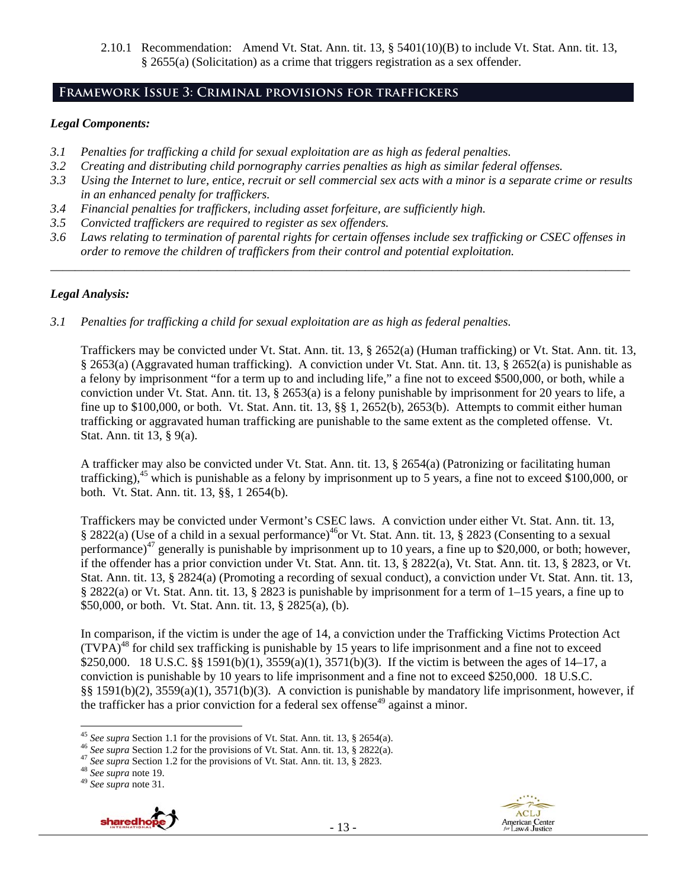2.10.1 Recommendation: Amend Vt. Stat. Ann. tit. 13, § 5401(10)(B) to include Vt. Stat. Ann. tit. 13, § 2655(a) (Solicitation) as a crime that triggers registration as a sex offender.

## Framework Issue 3: Criminal provisions for traffickers

### *Legal Components:*

*3.1 Penalties for trafficking a child for sexual exploitation are as high as federal penalties.*
*3.2 Creating and distributing child pornography carries penalties as high as similar federal offenses.*
*3.3 Using the Internet to lure, entice, recruit or sell commercial sex acts with a minor is a separate crime or results in an enhanced penalty for traffickers.*
*3.4 Financial penalties for traffickers, including asset forfeiture, are sufficiently high.*
*3.5 Convicted traffickers are required to register as sex offenders.*
*3.6 Laws relating to termination of parental rights for certain offenses include sex trafficking or CSEC offenses in order to remove the children of traffickers from their control and potential exploitation.*

---

### *Legal Analysis:*

*3.1 Penalties for trafficking a child for sexual exploitation are as high as federal penalties.*

Traffickers may be convicted under Vt. Stat. Ann. tit. 13, § 2652(a) (Human trafficking) or Vt. Stat. Ann. tit. 13, § 2653(a) (Aggravated human trafficking). A conviction under Vt. Stat. Ann. tit. 13, § 2652(a) is punishable as a felony by imprisonment "for a term up to and including life," a fine not to exceed $500,000, or both, while a conviction under Vt. Stat. Ann. tit. 13, § 2653(a) is a felony punishable by imprisonment for 20 years to life, a fine up to $100,000, or both. Vt. Stat. Ann. tit. 13, §§ 1, 2652(b), 2653(b). Attempts to commit either human trafficking or aggravated human trafficking are punishable to the same extent as the completed offense. Vt. Stat. Ann. tit 13, § 9(a).

A trafficker may also be convicted under Vt. Stat. Ann. tit. 13, § 2654(a) (Patronizing or facilitating human trafficking),[45] which is punishable as a felony by imprisonment up to 5 years, a fine not to exceed $100,000, or both. Vt. Stat. Ann. tit. 13, §§, 1 2654(b).

Traffickers may be convicted under Vermont's CSEC laws. A conviction under either Vt. Stat. Ann. tit. 13, § 2822(a) (Use of a child in a sexual performance)[46] or Vt. Stat. Ann. tit. 13, § 2823 (Consenting to a sexual performance)[47] generally is punishable by imprisonment up to 10 years, a fine up to $20,000, or both; however, if the offender has a prior conviction under Vt. Stat. Ann. tit. 13, § 2822(a), Vt. Stat. Ann. tit. 13, § 2823, or Vt. Stat. Ann. tit. 13, § 2824(a) (Promoting a recording of sexual conduct), a conviction under Vt. Stat. Ann. tit. 13, § 2822(a) or Vt. Stat. Ann. tit. 13, § 2823 is punishable by imprisonment for a term of 1–15 years, a fine up to $50,000, or both. Vt. Stat. Ann. tit. 13, § 2825(a), (b).

In comparison, if the victim is under the age of 14, a conviction under the Trafficking Victims Protection Act (TVPA)[48] for child sex trafficking is punishable by 15 years to life imprisonment and a fine not to exceed $250,000. 18 U.S.C. §§ 1591(b)(1), 3559(a)(1), 3571(b)(3). If the victim is between the ages of 14–17, a conviction is punishable by 10 years to life imprisonment and a fine not to exceed $250,000. 18 U.S.C. §§ 1591(b)(2), 3559(a)(1), 3571(b)(3). A conviction is punishable by mandatory life imprisonment, however, if the trafficker has a prior conviction for a federal sex offense[49] against a minor.

---

[45] *See supra* Section 1.1 for the provisions of Vt. Stat. Ann. tit. 13, § 2654(a).
[46] *See supra* Section 1.2 for the provisions of Vt. Stat. Ann. tit. 13, § 2822(a).
[47] *See supra* Section 1.2 for the provisions of Vt. Stat. Ann. tit. 13, § 2823.
[48] *See supra* note 19.
[49] *See supra* note 31.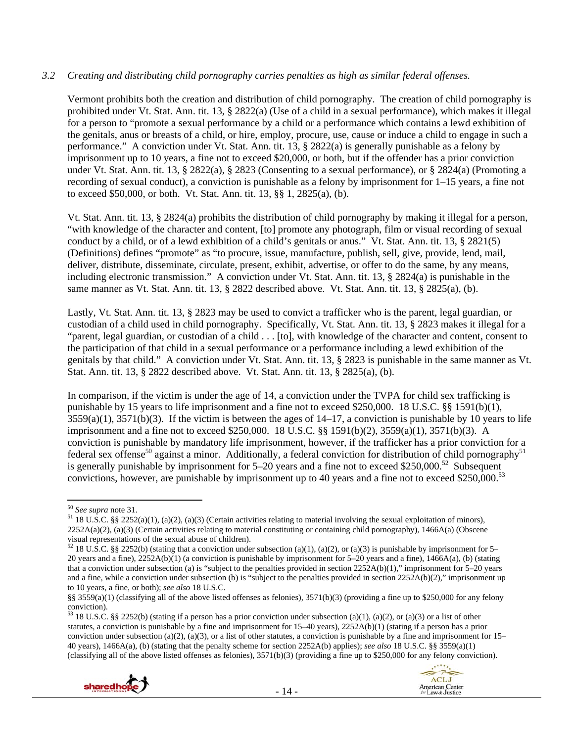*3.2 Creating and distributing child pornography carries penalties as high as similar federal offenses.*

Vermont prohibits both the creation and distribution of child pornography. The creation of child pornography is prohibited under Vt. Stat. Ann. tit. 13, § 2822(a) (Use of a child in a sexual performance), which makes it illegal for a person to "promote a sexual performance by a child or a performance which contains a lewd exhibition of the genitals, anus or breasts of a child, or hire, employ, procure, use, cause or induce a child to engage in such a performance." A conviction under Vt. Stat. Ann. tit. 13, § 2822(a) is generally punishable as a felony by imprisonment up to 10 years, a fine not to exceed $20,000, or both, but if the offender has a prior conviction under Vt. Stat. Ann. tit. 13, § 2822(a), § 2823 (Consenting to a sexual performance), or § 2824(a) (Promoting a recording of sexual conduct), a conviction is punishable as a felony by imprisonment for 1–15 years, a fine not to exceed $50,000, or both. Vt. Stat. Ann. tit. 13, §§ 1, 2825(a), (b).

Vt. Stat. Ann. tit. 13, § 2824(a) prohibits the distribution of child pornography by making it illegal for a person, "with knowledge of the character and content, [to] promote any photograph, film or visual recording of sexual conduct by a child, or of a lewd exhibition of a child's genitals or anus." Vt. Stat. Ann. tit. 13, § 2821(5) (Definitions) defines "promote" as "to procure, issue, manufacture, publish, sell, give, provide, lend, mail, deliver, distribute, disseminate, circulate, present, exhibit, advertise, or offer to do the same, by any means, including electronic transmission." A conviction under Vt. Stat. Ann. tit. 13, § 2824(a) is punishable in the same manner as Vt. Stat. Ann. tit. 13, § 2822 described above. Vt. Stat. Ann. tit. 13, § 2825(a), (b).

Lastly, Vt. Stat. Ann. tit. 13, § 2823 may be used to convict a trafficker who is the parent, legal guardian, or custodian of a child used in child pornography. Specifically, Vt. Stat. Ann. tit. 13, § 2823 makes it illegal for a "parent, legal guardian, or custodian of a child . . . [to], with knowledge of the character and content, consent to the participation of that child in a sexual performance or a performance including a lewd exhibition of the genitals by that child." A conviction under Vt. Stat. Ann. tit. 13, § 2823 is punishable in the same manner as Vt. Stat. Ann. tit. 13, § 2822 described above. Vt. Stat. Ann. tit. 13, § 2825(a), (b).

In comparison, if the victim is under the age of 14, a conviction under the TVPA for child sex trafficking is punishable by 15 years to life imprisonment and a fine not to exceed $250,000. 18 U.S.C. §§ 1591(b)(1), 3559(a)(1), 3571(b)(3). If the victim is between the ages of 14–17, a conviction is punishable by 10 years to life imprisonment and a fine not to exceed $250,000. 18 U.S.C. §§ 1591(b)(2), 3559(a)(1), 3571(b)(3). A conviction is punishable by mandatory life imprisonment, however, if the trafficker has a prior conviction for a federal sex offense[50] against a minor. Additionally, a federal conviction for distribution of child pornography[51] is generally punishable by imprisonment for 5–20 years and a fine not to exceed $250,000.[52] Subsequent convictions, however, are punishable by imprisonment up to 40 years and a fine not to exceed $250,000.[53]

---

[50] *See supra* note 31.

[51] 18 U.S.C. §§ 2252(a)(1), (a)(2), (a)(3) (Certain activities relating to material involving the sexual exploitation of minors), 2252A(a)(2), (a)(3) (Certain activities relating to material constituting or containing child pornography), 1466A(a) (Obscene visual representations of the sexual abuse of children).

[52] 18 U.S.C. §§ 2252(b) (stating that a conviction under subsection (a)(1), (a)(2), or (a)(3) is punishable by imprisonment for 5–20 years and a fine), 2252A(b)(1) (a conviction is punishable by imprisonment for 5–20 years and a fine), 1466A(a), (b) (stating that a conviction under subsection (a) is "subject to the penalties provided in section 2252A(b)(1)," imprisonment for 5–20 years and a fine, while a conviction under subsection (b) is "subject to the penalties provided in section 2252A(b)(2)," imprisonment up to 10 years, a fine, or both); *see also* 18 U.S.C. §§ 3559(a)(1) (classifying all of the above listed offenses as felonies), 3571(b)(3) (providing a fine up to $250,000 for any felony conviction).

[53] 18 U.S.C. §§ 2252(b) (stating if a person has a prior conviction under subsection (a)(1), (a)(2), or (a)(3) or a list of other statutes, a conviction is punishable by a fine and imprisonment for 15–40 years), 2252A(b)(1) (stating if a person has a prior conviction under subsection (a)(2), (a)(3), or a list of other statutes, a conviction is punishable by a fine and imprisonment for 15–40 years), 1466A(a), (b) (stating that the penalty scheme for section 2252A(b) applies); *see also* 18 U.S.C. §§ 3559(a)(1) (classifying all of the above listed offenses as felonies), 3571(b)(3) (providing a fine up to $250,000 for any felony conviction).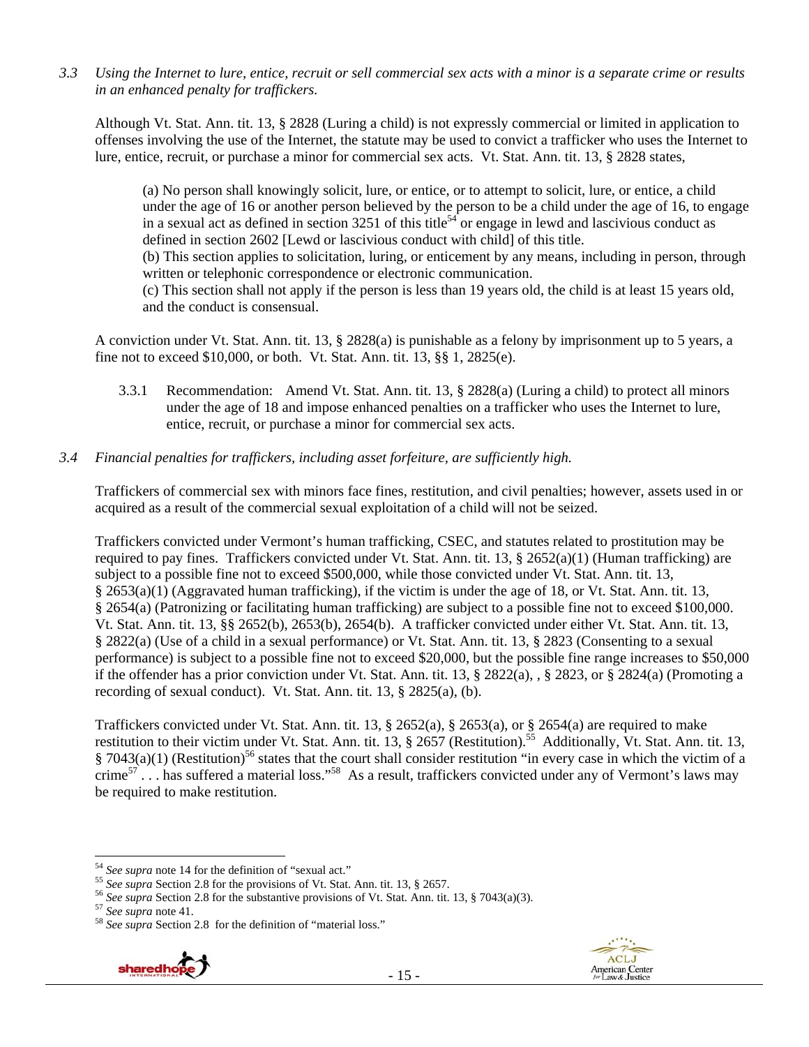*3.3 Using the Internet to lure, entice, recruit or sell commercial sex acts with a minor is a separate crime or results in an enhanced penalty for traffickers.*

Although Vt. Stat. Ann. tit. 13, § 2828 (Luring a child) is not expressly commercial or limited in application to offenses involving the use of the Internet, the statute may be used to convict a trafficker who uses the Internet to lure, entice, recruit, or purchase a minor for commercial sex acts. Vt. Stat. Ann. tit. 13, § 2828 states,

> (a) No person shall knowingly solicit, lure, or entice, or to attempt to solicit, lure, or entice, a child under the age of 16 or another person believed by the person to be a child under the age of 16, to engage in a sexual act as defined in section 3251 of this title[54] or engage in lewd and lascivious conduct as defined in section 2602 [Lewd or lascivious conduct with child] of this title.
>
> (b) This section applies to solicitation, luring, or enticement by any means, including in person, through written or telephonic correspondence or electronic communication.
>
> (c) This section shall not apply if the person is less than 19 years old, the child is at least 15 years old, and the conduct is consensual.

A conviction under Vt. Stat. Ann. tit. 13, § 2828(a) is punishable as a felony by imprisonment up to 5 years, a fine not to exceed $10,000, or both. Vt. Stat. Ann. tit. 13, §§ 1, 2825(e).

3.3.1 Recommendation: Amend Vt. Stat. Ann. tit. 13, § 2828(a) (Luring a child) to protect all minors under the age of 18 and impose enhanced penalties on a trafficker who uses the Internet to lure, entice, recruit, or purchase a minor for commercial sex acts.

*3.4 Financial penalties for traffickers, including asset forfeiture, are sufficiently high.*

Traffickers of commercial sex with minors face fines, restitution, and civil penalties; however, assets used in or acquired as a result of the commercial sexual exploitation of a child will not be seized.

Traffickers convicted under Vermont's human trafficking, CSEC, and statutes related to prostitution may be required to pay fines. Traffickers convicted under Vt. Stat. Ann. tit. 13, § 2652(a)(1) (Human trafficking) are subject to a possible fine not to exceed $500,000, while those convicted under Vt. Stat. Ann. tit. 13, § 2653(a)(1) (Aggravated human trafficking), if the victim is under the age of 18, or Vt. Stat. Ann. tit. 13, § 2654(a) (Patronizing or facilitating human trafficking) are subject to a possible fine not to exceed $100,000. Vt. Stat. Ann. tit. 13, §§ 2652(b), 2653(b), 2654(b). A trafficker convicted under either Vt. Stat. Ann. tit. 13, § 2822(a) (Use of a child in a sexual performance) or Vt. Stat. Ann. tit. 13, § 2823 (Consenting to a sexual performance) is subject to a possible fine not to exceed $20,000, but the possible fine range increases to $50,000 if the offender has a prior conviction under Vt. Stat. Ann. tit. 13, § 2822(a), , § 2823, or § 2824(a) (Promoting a recording of sexual conduct). Vt. Stat. Ann. tit. 13, § 2825(a), (b).

Traffickers convicted under Vt. Stat. Ann. tit. 13, § 2652(a), § 2653(a), or § 2654(a) are required to make restitution to their victim under Vt. Stat. Ann. tit. 13, § 2657 (Restitution).[55] Additionally, Vt. Stat. Ann. tit. 13, § 7043(a)(1) (Restitution)[56] states that the court shall consider restitution "in every case in which the victim of a crime[57] . . . has suffered a material loss."[58] As a result, traffickers convicted under any of Vermont's laws may be required to make restitution.

---

[54] *See supra* note 14 for the definition of "sexual act."

[55] *See supra* Section 2.8 for the provisions of Vt. Stat. Ann. tit. 13, § 2657.

[56] *See supra* Section 2.8 for the substantive provisions of Vt. Stat. Ann. tit. 13, § 7043(a)(3).

[57] *See supra* note 41.

[58] *See supra* Section 2.8 for the definition of "material loss."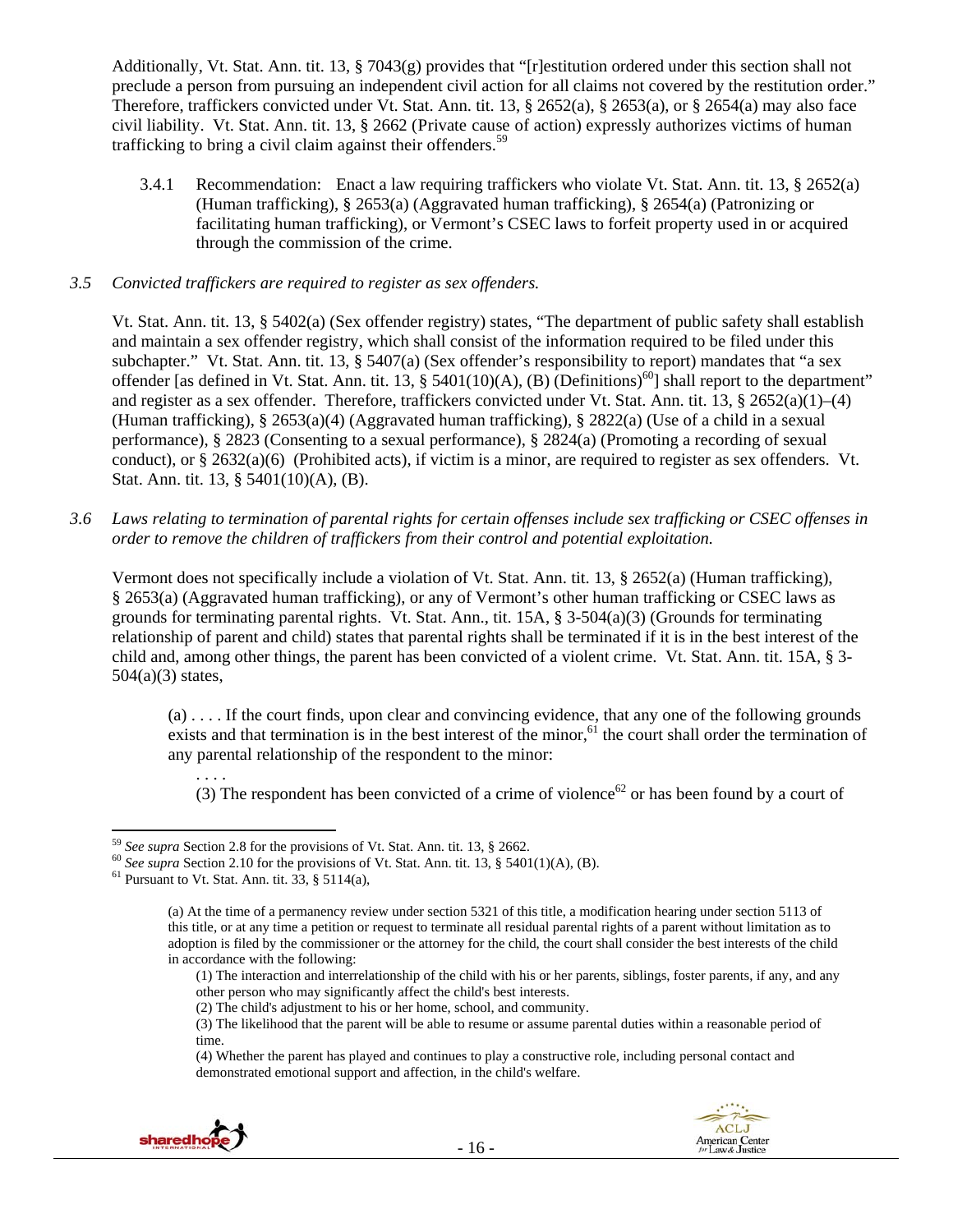Additionally, Vt. Stat. Ann. tit. 13, § 7043(g) provides that "[r]estitution ordered under this section shall not preclude a person from pursuing an independent civil action for all claims not covered by the restitution order." Therefore, traffickers convicted under Vt. Stat. Ann. tit. 13, § 2652(a), § 2653(a), or § 2654(a) may also face civil liability. Vt. Stat. Ann. tit. 13, § 2662 (Private cause of action) expressly authorizes victims of human trafficking to bring a civil claim against their offenders.[59]

3.4.1 Recommendation: Enact a law requiring traffickers who violate Vt. Stat. Ann. tit. 13, § 2652(a) (Human trafficking), § 2653(a) (Aggravated human trafficking), § 2654(a) (Patronizing or facilitating human trafficking), or Vermont's CSEC laws to forfeit property used in or acquired through the commission of the crime.

*3.5 Convicted traffickers are required to register as sex offenders.*

Vt. Stat. Ann. tit. 13, § 5402(a) (Sex offender registry) states, "The department of public safety shall establish and maintain a sex offender registry, which shall consist of the information required to be filed under this subchapter." Vt. Stat. Ann. tit. 13, § 5407(a) (Sex offender's responsibility to report) mandates that "a sex offender [as defined in Vt. Stat. Ann. tit. 13, § 5401(10)(A), (B) (Definitions)[60]] shall report to the department" and register as a sex offender. Therefore, traffickers convicted under Vt. Stat. Ann. tit. 13, § 2652(a)(1)–(4) (Human trafficking), § 2653(a)(4) (Aggravated human trafficking), § 2822(a) (Use of a child in a sexual performance), § 2823 (Consenting to a sexual performance), § 2824(a) (Promoting a recording of sexual conduct), or § 2632(a)(6) (Prohibited acts), if victim is a minor, are required to register as sex offenders. Vt. Stat. Ann. tit. 13, § 5401(10)(A), (B).

*3.6 Laws relating to termination of parental rights for certain offenses include sex trafficking or CSEC offenses in order to remove the children of traffickers from their control and potential exploitation.*

Vermont does not specifically include a violation of Vt. Stat. Ann. tit. 13, § 2652(a) (Human trafficking), § 2653(a) (Aggravated human trafficking), or any of Vermont's other human trafficking or CSEC laws as grounds for terminating parental rights. Vt. Stat. Ann., tit. 15A, § 3-504(a)(3) (Grounds for terminating relationship of parent and child) states that parental rights shall be terminated if it is in the best interest of the child and, among other things, the parent has been convicted of a violent crime. Vt. Stat. Ann. tit. 15A, § 3-504(a)(3) states,

> (a) . . . . If the court finds, upon clear and convincing evidence, that any one of the following grounds exists and that termination is in the best interest of the minor,[61] the court shall order the termination of any parental relationship of the respondent to the minor:
>
> . . . .
>
> (3) The respondent has been convicted of a crime of violence[62] or has been found by a court of

---

[59] *See supra* Section 2.8 for the provisions of Vt. Stat. Ann. tit. 13, § 2662.

[60] *See supra* Section 2.10 for the provisions of Vt. Stat. Ann. tit. 13, § 5401(1)(A), (B).

[61] Pursuant to Vt. Stat. Ann. tit. 33, § 5114(a),

> (a) At the time of a permanency review under section 5321 of this title, a modification hearing under section 5113 of this title, or at any time a petition or request to terminate all residual parental rights of a parent without limitation as to adoption is filed by the commissioner or the attorney for the child, the court shall consider the best interests of the child in accordance with the following:
>
> (1) The interaction and interrelationship of the child with his or her parents, siblings, foster parents, if any, and any other person who may significantly affect the child's best interests.
>
> (2) The child's adjustment to his or her home, school, and community.
>
> (3) The likelihood that the parent will be able to resume or assume parental duties within a reasonable period of time.
>
> (4) Whether the parent has played and continues to play a constructive role, including personal contact and demonstrated emotional support and affection, in the child's welfare.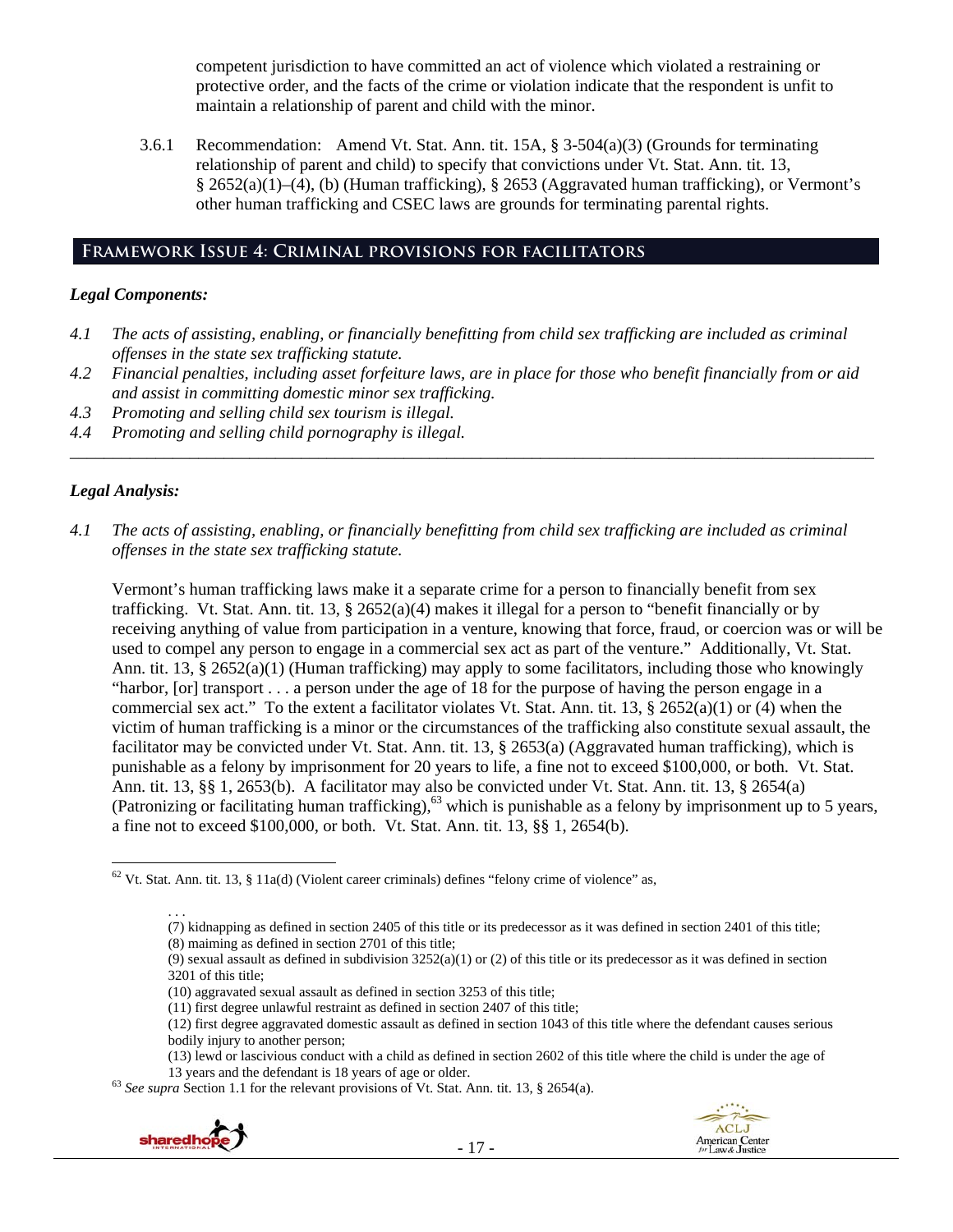competent jurisdiction to have committed an act of violence which violated a restraining or protective order, and the facts of the crime or violation indicate that the respondent is unfit to maintain a relationship of parent and child with the minor.

3.6.1 Recommendation: Amend Vt. Stat. Ann. tit. 15A, § 3-504(a)(3) (Grounds for terminating relationship of parent and child) to specify that convictions under Vt. Stat. Ann. tit. 13, § 2652(a)(1)–(4), (b) (Human trafficking), § 2653 (Aggravated human trafficking), or Vermont's other human trafficking and CSEC laws are grounds for terminating parental rights.

## Framework Issue 4: Criminal provisions for facilitators

### *Legal Components:*

*4.1 The acts of assisting, enabling, or financially benefitting from child sex trafficking are included as criminal offenses in the state sex trafficking statute.*

*4.2 Financial penalties, including asset forfeiture laws, are in place for those who benefit financially from or aid and assist in committing domestic minor sex trafficking.*

*4.3 Promoting and selling child sex tourism is illegal.*

*4.4 Promoting and selling child pornography is illegal.*

---

### *Legal Analysis:*

*4.1 The acts of assisting, enabling, or financially benefitting from child sex trafficking are included as criminal offenses in the state sex trafficking statute.*

Vermont's human trafficking laws make it a separate crime for a person to financially benefit from sex trafficking. Vt. Stat. Ann. tit. 13, § 2652(a)(4) makes it illegal for a person to "benefit financially or by receiving anything of value from participation in a venture, knowing that force, fraud, or coercion was or will be used to compel any person to engage in a commercial sex act as part of the venture." Additionally, Vt. Stat. Ann. tit. 13, § 2652(a)(1) (Human trafficking) may apply to some facilitators, including those who knowingly "harbor, [or] transport . . . a person under the age of 18 for the purpose of having the person engage in a commercial sex act." To the extent a facilitator violates Vt. Stat. Ann. tit. 13, § 2652(a)(1) or (4) when the victim of human trafficking is a minor or the circumstances of the trafficking also constitute sexual assault, the facilitator may be convicted under Vt. Stat. Ann. tit. 13, § 2653(a) (Aggravated human trafficking), which is punishable as a felony by imprisonment for 20 years to life, a fine not to exceed $100,000, or both. Vt. Stat. Ann. tit. 13, §§ 1, 2653(b). A facilitator may also be convicted under Vt. Stat. Ann. tit. 13, § 2654(a) (Patronizing or facilitating human trafficking),[63] which is punishable as a felony by imprisonment up to 5 years, a fine not to exceed $100,000, or both. Vt. Stat. Ann. tit. 13, §§ 1, 2654(b).

---

[62] Vt. Stat. Ann. tit. 13, § 11a(d) (Violent career criminals) defines "felony crime of violence" as,

> . . .
> (7) kidnapping as defined in section 2405 of this title or its predecessor as it was defined in section 2401 of this title;
> (8) maiming as defined in section 2701 of this title;
> (9) sexual assault as defined in subdivision 3252(a)(1) or (2) of this title or its predecessor as it was defined in section 3201 of this title;
> (10) aggravated sexual assault as defined in section 3253 of this title;
> (11) first degree unlawful restraint as defined in section 2407 of this title;
> (12) first degree aggravated domestic assault as defined in section 1043 of this title where the defendant causes serious bodily injury to another person;
> (13) lewd or lascivious conduct with a child as defined in section 2602 of this title where the child is under the age of 13 years and the defendant is 18 years of age or older.

[63] *See supra* Section 1.1 for the relevant provisions of Vt. Stat. Ann. tit. 13, § 2654(a).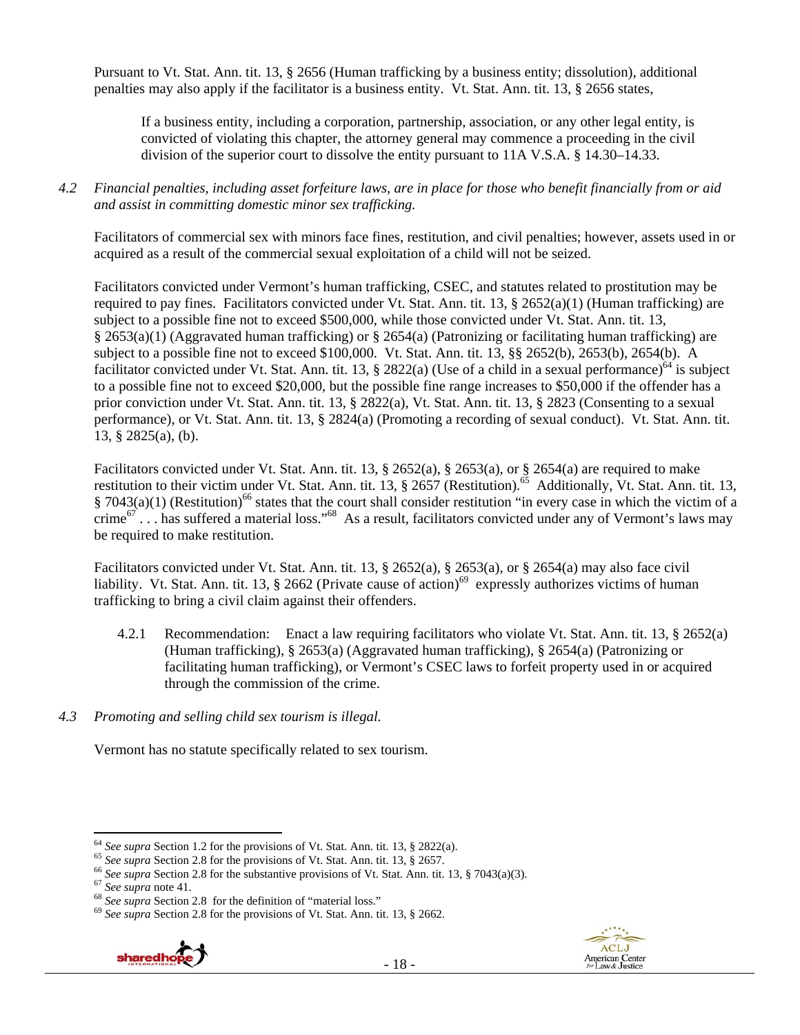Pursuant to Vt. Stat. Ann. tit. 13, § 2656 (Human trafficking by a business entity; dissolution), additional penalties may also apply if the facilitator is a business entity. Vt. Stat. Ann. tit. 13, § 2656 states,

> If a business entity, including a corporation, partnership, association, or any other legal entity, is convicted of violating this chapter, the attorney general may commence a proceeding in the civil division of the superior court to dissolve the entity pursuant to 11A V.S.A. § 14.30–14.33.

*4.2 Financial penalties, including asset forfeiture laws, are in place for those who benefit financially from or aid and assist in committing domestic minor sex trafficking.*

Facilitators of commercial sex with minors face fines, restitution, and civil penalties; however, assets used in or acquired as a result of the commercial sexual exploitation of a child will not be seized.

Facilitators convicted under Vermont's human trafficking, CSEC, and statutes related to prostitution may be required to pay fines. Facilitators convicted under Vt. Stat. Ann. tit. 13, § 2652(a)(1) (Human trafficking) are subject to a possible fine not to exceed $500,000, while those convicted under Vt. Stat. Ann. tit. 13, § 2653(a)(1) (Aggravated human trafficking) or § 2654(a) (Patronizing or facilitating human trafficking) are subject to a possible fine not to exceed $100,000. Vt. Stat. Ann. tit. 13, §§ 2652(b), 2653(b), 2654(b). A facilitator convicted under Vt. Stat. Ann. tit. 13, § 2822(a) (Use of a child in a sexual performance)[64] is subject to a possible fine not to exceed $20,000, but the possible fine range increases to $50,000 if the offender has a prior conviction under Vt. Stat. Ann. tit. 13, § 2822(a), Vt. Stat. Ann. tit. 13, § 2823 (Consenting to a sexual performance), or Vt. Stat. Ann. tit. 13, § 2824(a) (Promoting a recording of sexual conduct). Vt. Stat. Ann. tit. 13, § 2825(a), (b).

Facilitators convicted under Vt. Stat. Ann. tit. 13, § 2652(a), § 2653(a), or § 2654(a) are required to make restitution to their victim under Vt. Stat. Ann. tit. 13, § 2657 (Restitution).[65] Additionally, Vt. Stat. Ann. tit. 13, § 7043(a)(1) (Restitution)[66] states that the court shall consider restitution "in every case in which the victim of a crime[67] . . . has suffered a material loss."[68] As a result, facilitators convicted under any of Vermont's laws may be required to make restitution.

Facilitators convicted under Vt. Stat. Ann. tit. 13, § 2652(a), § 2653(a), or § 2654(a) may also face civil liability. Vt. Stat. Ann. tit. 13, § 2662 (Private cause of action)[69] expressly authorizes victims of human trafficking to bring a civil claim against their offenders.

4.2.1 Recommendation: Enact a law requiring facilitators who violate Vt. Stat. Ann. tit. 13, § 2652(a) (Human trafficking), § 2653(a) (Aggravated human trafficking), § 2654(a) (Patronizing or facilitating human trafficking), or Vermont's CSEC laws to forfeit property used in or acquired through the commission of the crime.

*4.3 Promoting and selling child sex tourism is illegal.*

Vermont has no statute specifically related to sex tourism.

---

[64] *See supra* Section 1.2 for the provisions of Vt. Stat. Ann. tit. 13, § 2822(a).
[65] *See supra* Section 2.8 for the provisions of Vt. Stat. Ann. tit. 13, § 2657.
[66] *See supra* Section 2.8 for the substantive provisions of Vt. Stat. Ann. tit. 13, § 7043(a)(3).
[67] *See supra* note 41.
[68] *See supra* Section 2.8 for the definition of "material loss."
[69] *See supra* Section 2.8 for the provisions of Vt. Stat. Ann. tit. 13, § 2662.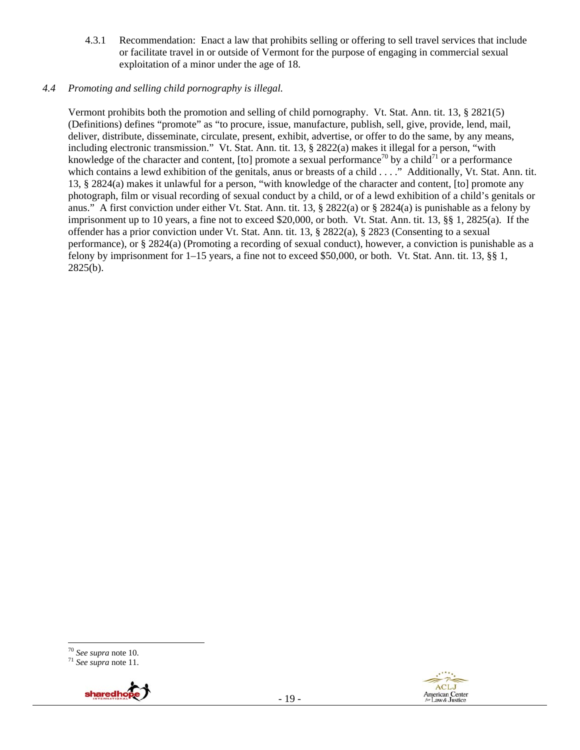4.3.1 Recommendation: Enact a law that prohibits selling or offering to sell travel services that include or facilitate travel in or outside of Vermont for the purpose of engaging in commercial sexual exploitation of a minor under the age of 18.

*4.4 Promoting and selling child pornography is illegal.*

Vermont prohibits both the promotion and selling of child pornography. Vt. Stat. Ann. tit. 13, § 2821(5) (Definitions) defines "promote" as "to procure, issue, manufacture, publish, sell, give, provide, lend, mail, deliver, distribute, disseminate, circulate, present, exhibit, advertise, or offer to do the same, by any means, including electronic transmission." Vt. Stat. Ann. tit. 13, § 2822(a) makes it illegal for a person, "with knowledge of the character and content, [to] promote a sexual performance[70] by a child[71] or a performance which contains a lewd exhibition of the genitals, anus or breasts of a child . . . ." Additionally, Vt. Stat. Ann. tit. 13, § 2824(a) makes it unlawful for a person, "with knowledge of the character and content, [to] promote any photograph, film or visual recording of sexual conduct by a child, or of a lewd exhibition of a child's genitals or anus." A first conviction under either Vt. Stat. Ann. tit. 13, § 2822(a) or § 2824(a) is punishable as a felony by imprisonment up to 10 years, a fine not to exceed $20,000, or both. Vt. Stat. Ann. tit. 13, §§ 1, 2825(a). If the offender has a prior conviction under Vt. Stat. Ann. tit. 13, § 2822(a), § 2823 (Consenting to a sexual performance), or § 2824(a) (Promoting a recording of sexual conduct), however, a conviction is punishable as a felony by imprisonment for 1–15 years, a fine not to exceed $50,000, or both. Vt. Stat. Ann. tit. 13, §§ 1, 2825(b).

---

[70] *See supra* note 10.
[71] *See supra* note 11.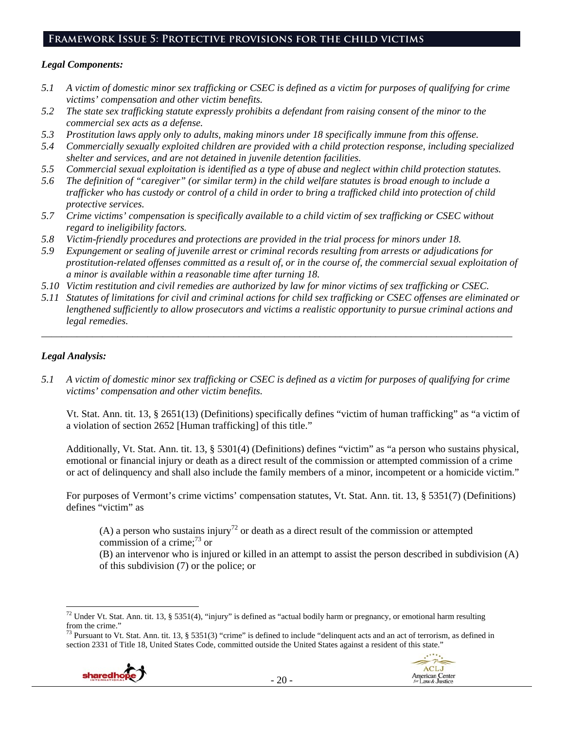## Framework Issue 5: Protective provisions for the child victims

### *Legal Components:*

*5.1 A victim of domestic minor sex trafficking or CSEC is defined as a victim for purposes of qualifying for crime victims' compensation and other victim benefits.*

*5.2 The state sex trafficking statute expressly prohibits a defendant from raising consent of the minor to the commercial sex acts as a defense.*

*5.3 Prostitution laws apply only to adults, making minors under 18 specifically immune from this offense.*

*5.4 Commercially sexually exploited children are provided with a child protection response, including specialized shelter and services, and are not detained in juvenile detention facilities.*

*5.5 Commercial sexual exploitation is identified as a type of abuse and neglect within child protection statutes.*

*5.6 The definition of "caregiver" (or similar term) in the child welfare statutes is broad enough to include a trafficker who has custody or control of a child in order to bring a trafficked child into protection of child protective services.*

*5.7 Crime victims' compensation is specifically available to a child victim of sex trafficking or CSEC without regard to ineligibility factors.*

*5.8 Victim-friendly procedures and protections are provided in the trial process for minors under 18.*

*5.9 Expungement or sealing of juvenile arrest or criminal records resulting from arrests or adjudications for prostitution-related offenses committed as a result of, or in the course of, the commercial sexual exploitation of a minor is available within a reasonable time after turning 18.*

*5.10 Victim restitution and civil remedies are authorized by law for minor victims of sex trafficking or CSEC.*

*5.11 Statutes of limitations for civil and criminal actions for child sex trafficking or CSEC offenses are eliminated or lengthened sufficiently to allow prosecutors and victims a realistic opportunity to pursue criminal actions and legal remedies.*

---

### *Legal Analysis:*

*5.1 A victim of domestic minor sex trafficking or CSEC is defined as a victim for purposes of qualifying for crime victims' compensation and other victim benefits.*

Vt. Stat. Ann. tit. 13, § 2651(13) (Definitions) specifically defines "victim of human trafficking" as "a victim of a violation of section 2652 [Human trafficking] of this title."

Additionally, Vt. Stat. Ann. tit. 13, § 5301(4) (Definitions) defines "victim" as "a person who sustains physical, emotional or financial injury or death as a direct result of the commission or attempted commission of a crime or act of delinquency and shall also include the family members of a minor, incompetent or a homicide victim."

For purposes of Vermont's crime victims' compensation statutes, Vt. Stat. Ann. tit. 13, § 5351(7) (Definitions) defines "victim" as

> (A) a person who sustains injury[72] or death as a direct result of the commission or attempted commission of a crime;[73] or
>
> (B) an intervenor who is injured or killed in an attempt to assist the person described in subdivision (A) of this subdivision (7) or the police; or

---

[72] Under Vt. Stat. Ann. tit. 13, § 5351(4), "injury" is defined as "actual bodily harm or pregnancy, or emotional harm resulting from the crime."

[73] Pursuant to Vt. Stat. Ann. tit. 13, § 5351(3) "crime" is defined to include "delinquent acts and an act of terrorism, as defined in section 2331 of Title 18, United States Code, committed outside the United States against a resident of this state."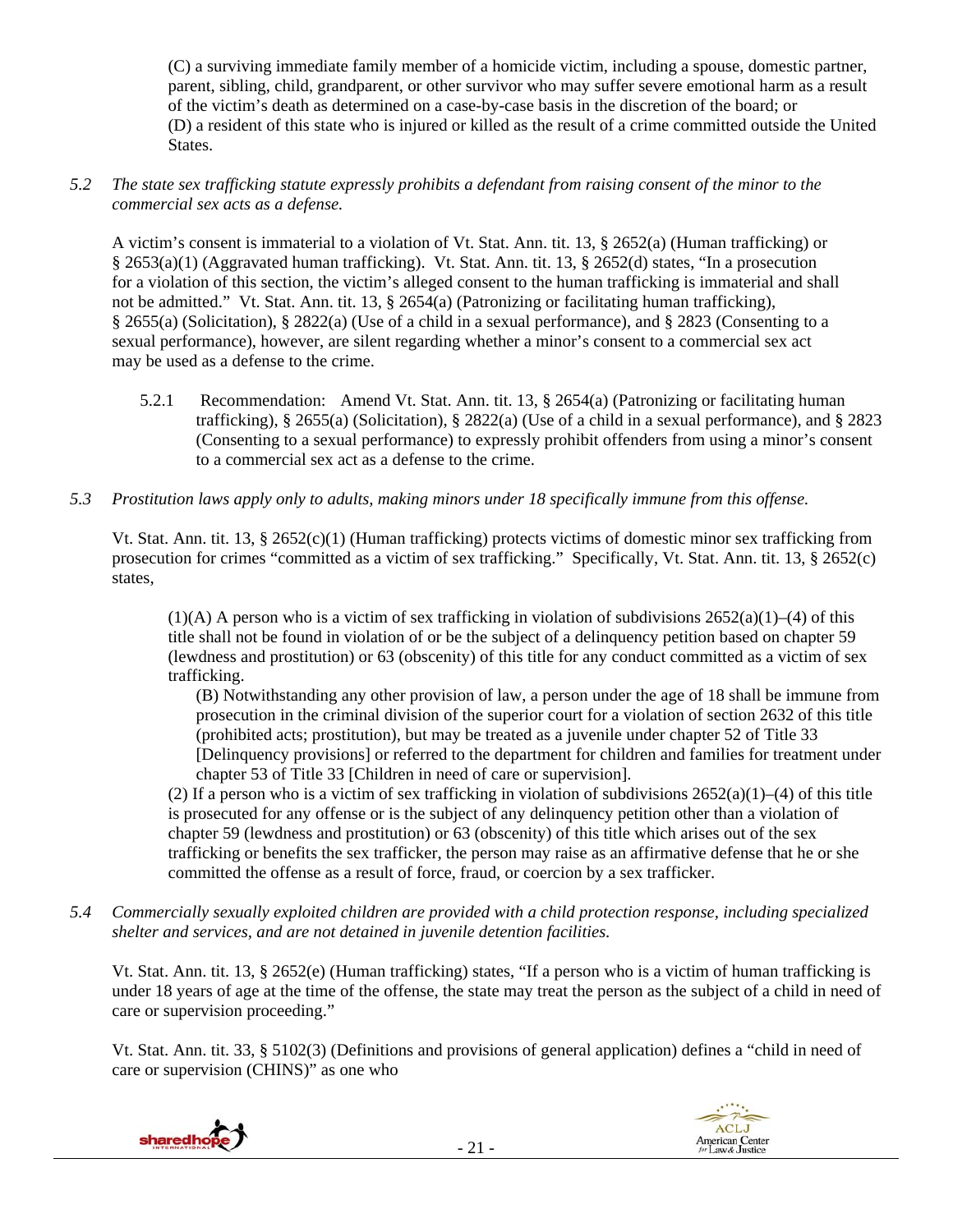(C) a surviving immediate family member of a homicide victim, including a spouse, domestic partner, parent, sibling, child, grandparent, or other survivor who may suffer severe emotional harm as a result of the victim's death as determined on a case-by-case basis in the discretion of the board; or
(D) a resident of this state who is injured or killed as the result of a crime committed outside the United States.

*5.2 The state sex trafficking statute expressly prohibits a defendant from raising consent of the minor to the commercial sex acts as a defense.*

A victim's consent is immaterial to a violation of Vt. Stat. Ann. tit. 13, § 2652(a) (Human trafficking) or § 2653(a)(1) (Aggravated human trafficking). Vt. Stat. Ann. tit. 13, § 2652(d) states, "In a prosecution for a violation of this section, the victim's alleged consent to the human trafficking is immaterial and shall not be admitted." Vt. Stat. Ann. tit. 13, § 2654(a) (Patronizing or facilitating human trafficking), § 2655(a) (Solicitation), § 2822(a) (Use of a child in a sexual performance), and § 2823 (Consenting to a sexual performance), however, are silent regarding whether a minor's consent to a commercial sex act may be used as a defense to the crime.

5.2.1 Recommendation: Amend Vt. Stat. Ann. tit. 13, § 2654(a) (Patronizing or facilitating human trafficking), § 2655(a) (Solicitation), § 2822(a) (Use of a child in a sexual performance), and § 2823 (Consenting to a sexual performance) to expressly prohibit offenders from using a minor's consent to a commercial sex act as a defense to the crime.

*5.3 Prostitution laws apply only to adults, making minors under 18 specifically immune from this offense.*

Vt. Stat. Ann. tit. 13, § 2652(c)(1) (Human trafficking) protects victims of domestic minor sex trafficking from prosecution for crimes "committed as a victim of sex trafficking." Specifically, Vt. Stat. Ann. tit. 13, § 2652(c) states,

> (1)(A) A person who is a victim of sex trafficking in violation of subdivisions 2652(a)(1)–(4) of this title shall not be found in violation of or be the subject of a delinquency petition based on chapter 59 (lewdness and prostitution) or 63 (obscenity) of this title for any conduct committed as a victim of sex trafficking.
>
> (B) Notwithstanding any other provision of law, a person under the age of 18 shall be immune from prosecution in the criminal division of the superior court for a violation of section 2632 of this title (prohibited acts; prostitution), but may be treated as a juvenile under chapter 52 of Title 33 [Delinquency provisions] or referred to the department for children and families for treatment under chapter 53 of Title 33 [Children in need of care or supervision].
>
> (2) If a person who is a victim of sex trafficking in violation of subdivisions 2652(a)(1)–(4) of this title is prosecuted for any offense or is the subject of any delinquency petition other than a violation of chapter 59 (lewdness and prostitution) or 63 (obscenity) of this title which arises out of the sex trafficking or benefits the sex trafficker, the person may raise as an affirmative defense that he or she committed the offense as a result of force, fraud, or coercion by a sex trafficker.

*5.4 Commercially sexually exploited children are provided with a child protection response, including specialized shelter and services, and are not detained in juvenile detention facilities.*

Vt. Stat. Ann. tit. 13, § 2652(e) (Human trafficking) states, "If a person who is a victim of human trafficking is under 18 years of age at the time of the offense, the state may treat the person as the subject of a child in need of care or supervision proceeding."

Vt. Stat. Ann. tit. 33, § 5102(3) (Definitions and provisions of general application) defines a "child in need of care or supervision (CHINS)" as one who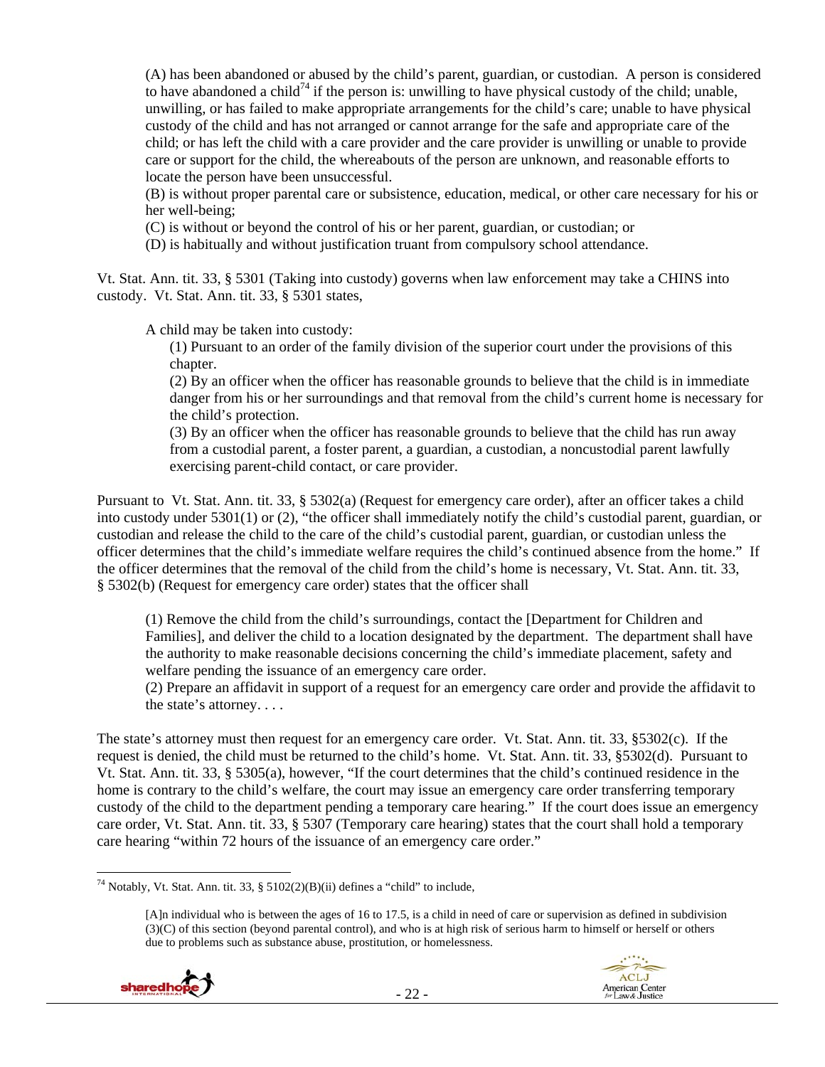(A) has been abandoned or abused by the child's parent, guardian, or custodian. A person is considered to have abandoned a child[74] if the person is: unwilling to have physical custody of the child; unable, unwilling, or has failed to make appropriate arrangements for the child's care; unable to have physical custody of the child and has not arranged or cannot arrange for the safe and appropriate care of the child; or has left the child with a care provider and the care provider is unwilling or unable to provide care or support for the child, the whereabouts of the person are unknown, and reasonable efforts to locate the person have been unsuccessful.
> (B) is without proper parental care or subsistence, education, medical, or other care necessary for his or her well-being;
> (C) is without or beyond the control of his or her parent, guardian, or custodian; or
> (D) is habitually and without justification truant from compulsory school attendance.

Vt. Stat. Ann. tit. 33, § 5301 (Taking into custody) governs when law enforcement may take a CHINS into custody. Vt. Stat. Ann. tit. 33, § 5301 states,

> A child may be taken into custody:
>
> (1) Pursuant to an order of the family division of the superior court under the provisions of this chapter.
> (2) By an officer when the officer has reasonable grounds to believe that the child is in immediate danger from his or her surroundings and that removal from the child's current home is necessary for the child's protection.
> (3) By an officer when the officer has reasonable grounds to believe that the child has run away from a custodial parent, a foster parent, a guardian, a custodian, a noncustodial parent lawfully exercising parent-child contact, or care provider.

Pursuant to Vt. Stat. Ann. tit. 33, § 5302(a) (Request for emergency care order), after an officer takes a child into custody under 5301(1) or (2), "the officer shall immediately notify the child's custodial parent, guardian, or custodian and release the child to the care of the child's custodial parent, guardian, or custodian unless the officer determines that the child's immediate welfare requires the child's continued absence from the home." If the officer determines that the removal of the child from the child's home is necessary, Vt. Stat. Ann. tit. 33, § 5302(b) (Request for emergency care order) states that the officer shall

> (1) Remove the child from the child's surroundings, contact the [Department for Children and Families], and deliver the child to a location designated by the department. The department shall have the authority to make reasonable decisions concerning the child's immediate placement, safety and welfare pending the issuance of an emergency care order.
> (2) Prepare an affidavit in support of a request for an emergency care order and provide the affidavit to the state's attorney. . . .

The state's attorney must then request for an emergency care order. Vt. Stat. Ann. tit. 33, §5302(c). If the request is denied, the child must be returned to the child's home. Vt. Stat. Ann. tit. 33, §5302(d). Pursuant to Vt. Stat. Ann. tit. 33, § 5305(a), however, "If the court determines that the child's continued residence in the home is contrary to the child's welfare, the court may issue an emergency care order transferring temporary custody of the child to the department pending a temporary care hearing." If the court does issue an emergency care order, Vt. Stat. Ann. tit. 33, § 5307 (Temporary care hearing) states that the court shall hold a temporary care hearing "within 72 hours of the issuance of an emergency care order."

---

[74] Notably, Vt. Stat. Ann. tit. 33, § 5102(2)(B)(ii) defines a "child" to include,

> [A]n individual who is between the ages of 16 to 17.5, is a child in need of care or supervision as defined in subdivision (3)(C) of this section (beyond parental control), and who is at high risk of serious harm to himself or herself or others due to problems such as substance abuse, prostitution, or homelessness.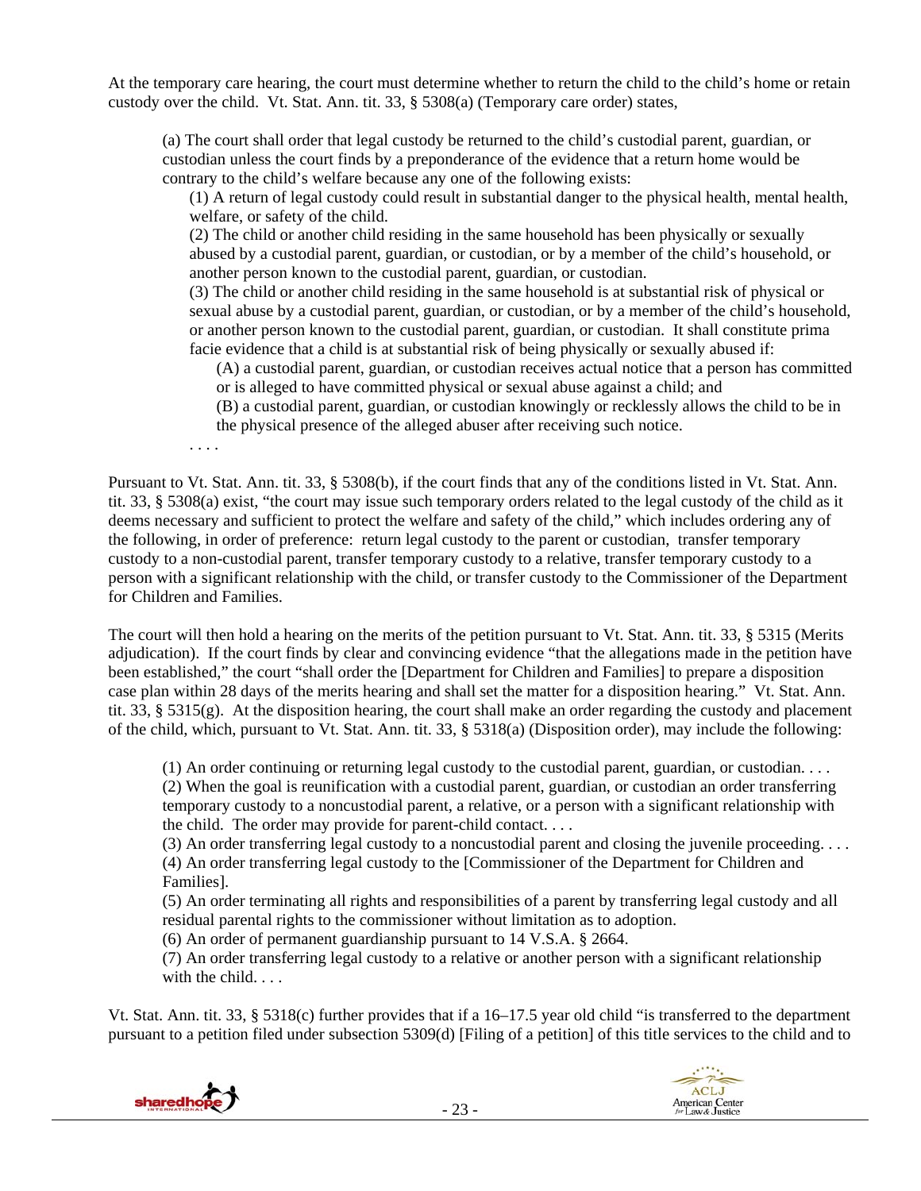At the temporary care hearing, the court must determine whether to return the child to the child's home or retain custody over the child. Vt. Stat. Ann. tit. 33, § 5308(a) (Temporary care order) states,

> (a) The court shall order that legal custody be returned to the child's custodial parent, guardian, or custodian unless the court finds by a preponderance of the evidence that a return home would be contrary to the child's welfare because any one of the following exists:
>
> (1) A return of legal custody could result in substantial danger to the physical health, mental health, welfare, or safety of the child.
>
> (2) The child or another child residing in the same household has been physically or sexually abused by a custodial parent, guardian, or custodian, or by a member of the child's household, or another person known to the custodial parent, guardian, or custodian.
>
> (3) The child or another child residing in the same household is at substantial risk of physical or sexual abuse by a custodial parent, guardian, or custodian, or by a member of the child's household, or another person known to the custodial parent, guardian, or custodian. It shall constitute prima facie evidence that a child is at substantial risk of being physically or sexually abused if:
>
> (A) a custodial parent, guardian, or custodian receives actual notice that a person has committed or is alleged to have committed physical or sexual abuse against a child; and
>
> (B) a custodial parent, guardian, or custodian knowingly or recklessly allows the child to be in the physical presence of the alleged abuser after receiving such notice.
>
> . . . .

Pursuant to Vt. Stat. Ann. tit. 33, § 5308(b), if the court finds that any of the conditions listed in Vt. Stat. Ann. tit. 33, § 5308(a) exist, "the court may issue such temporary orders related to the legal custody of the child as it deems necessary and sufficient to protect the welfare and safety of the child," which includes ordering any of the following, in order of preference: return legal custody to the parent or custodian, transfer temporary custody to a non-custodial parent, transfer temporary custody to a relative, transfer temporary custody to a person with a significant relationship with the child, or transfer custody to the Commissioner of the Department for Children and Families.

The court will then hold a hearing on the merits of the petition pursuant to Vt. Stat. Ann. tit. 33, § 5315 (Merits adjudication). If the court finds by clear and convincing evidence "that the allegations made in the petition have been established," the court "shall order the [Department for Children and Families] to prepare a disposition case plan within 28 days of the merits hearing and shall set the matter for a disposition hearing." Vt. Stat. Ann. tit. 33, § 5315(g). At the disposition hearing, the court shall make an order regarding the custody and placement of the child, which, pursuant to Vt. Stat. Ann. tit. 33, § 5318(a) (Disposition order), may include the following:

> (1) An order continuing or returning legal custody to the custodial parent, guardian, or custodian. . . .
>
> (2) When the goal is reunification with a custodial parent, guardian, or custodian an order transferring temporary custody to a noncustodial parent, a relative, or a person with a significant relationship with the child. The order may provide for parent-child contact. . . .
>
> (3) An order transferring legal custody to a noncustodial parent and closing the juvenile proceeding. . . .
>
> (4) An order transferring legal custody to the [Commissioner of the Department for Children and Families].
>
> (5) An order terminating all rights and responsibilities of a parent by transferring legal custody and all residual parental rights to the commissioner without limitation as to adoption.
>
> (6) An order of permanent guardianship pursuant to 14 V.S.A. § 2664.
>
> (7) An order transferring legal custody to a relative or another person with a significant relationship with the child. . . .

Vt. Stat. Ann. tit. 33, § 5318(c) further provides that if a 16–17.5 year old child "is transferred to the department pursuant to a petition filed under subsection 5309(d) [Filing of a petition] of this title services to the child and to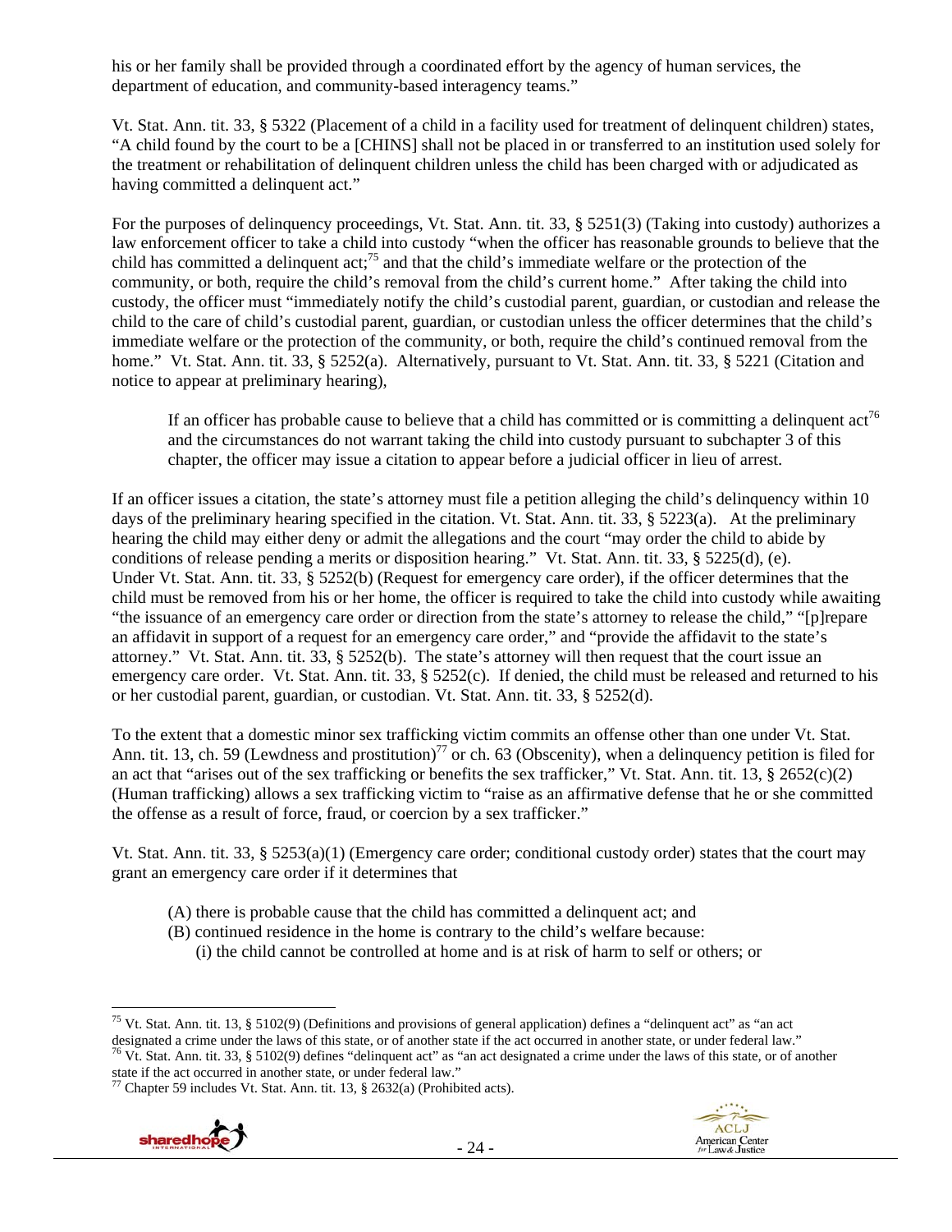his or her family shall be provided through a coordinated effort by the agency of human services, the department of education, and community-based interagency teams."

Vt. Stat. Ann. tit. 33, § 5322 (Placement of a child in a facility used for treatment of delinquent children) states, "A child found by the court to be a [CHINS] shall not be placed in or transferred to an institution used solely for the treatment or rehabilitation of delinquent children unless the child has been charged with or adjudicated as having committed a delinquent act."

For the purposes of delinquency proceedings, Vt. Stat. Ann. tit. 33, § 5251(3) (Taking into custody) authorizes a law enforcement officer to take a child into custody "when the officer has reasonable grounds to believe that the child has committed a delinquent act;[75] and that the child's immediate welfare or the protection of the community, or both, require the child's removal from the child's current home." After taking the child into custody, the officer must "immediately notify the child's custodial parent, guardian, or custodian and release the child to the care of child's custodial parent, guardian, or custodian unless the officer determines that the child's immediate welfare or the protection of the community, or both, require the child's continued removal from the home." Vt. Stat. Ann. tit. 33, § 5252(a). Alternatively, pursuant to Vt. Stat. Ann. tit. 33, § 5221 (Citation and notice to appear at preliminary hearing),

> If an officer has probable cause to believe that a child has committed or is committing a delinquent act[76] and the circumstances do not warrant taking the child into custody pursuant to subchapter 3 of this chapter, the officer may issue a citation to appear before a judicial officer in lieu of arrest.

If an officer issues a citation, the state's attorney must file a petition alleging the child's delinquency within 10 days of the preliminary hearing specified in the citation. Vt. Stat. Ann. tit. 33, § 5223(a). At the preliminary hearing the child may either deny or admit the allegations and the court "may order the child to abide by conditions of release pending a merits or disposition hearing." Vt. Stat. Ann. tit. 33, § 5225(d), (e). Under Vt. Stat. Ann. tit. 33, § 5252(b) (Request for emergency care order), if the officer determines that the child must be removed from his or her home, the officer is required to take the child into custody while awaiting "the issuance of an emergency care order or direction from the state's attorney to release the child," "[p]repare an affidavit in support of a request for an emergency care order," and "provide the affidavit to the state's attorney." Vt. Stat. Ann. tit. 33, § 5252(b). The state's attorney will then request that the court issue an emergency care order. Vt. Stat. Ann. tit. 33, § 5252(c). If denied, the child must be released and returned to his or her custodial parent, guardian, or custodian. Vt. Stat. Ann. tit. 33, § 5252(d).

To the extent that a domestic minor sex trafficking victim commits an offense other than one under Vt. Stat. Ann. tit. 13, ch. 59 (Lewdness and prostitution)[77] or ch. 63 (Obscenity), when a delinquency petition is filed for an act that "arises out of the sex trafficking or benefits the sex trafficker," Vt. Stat. Ann. tit. 13, § 2652(c)(2) (Human trafficking) allows a sex trafficking victim to "raise as an affirmative defense that he or she committed the offense as a result of force, fraud, or coercion by a sex trafficker."

Vt. Stat. Ann. tit. 33, § 5253(a)(1) (Emergency care order; conditional custody order) states that the court may grant an emergency care order if it determines that

> (A) there is probable cause that the child has committed a delinquent act; and
> (B) continued residence in the home is contrary to the child's welfare because:
>     (i) the child cannot be controlled at home and is at risk of harm to self or others; or

---

[75] Vt. Stat. Ann. tit. 13, § 5102(9) (Definitions and provisions of general application) defines a "delinquent act" as "an act designated a crime under the laws of this state, or of another state if the act occurred in another state, or under federal law."
[76] Vt. Stat. Ann. tit. 33, § 5102(9) defines "delinquent act" as "an act designated a crime under the laws of this state, or of another state if the act occurred in another state, or under federal law."
[77] Chapter 59 includes Vt. Stat. Ann. tit. 13, § 2632(a) (Prohibited acts).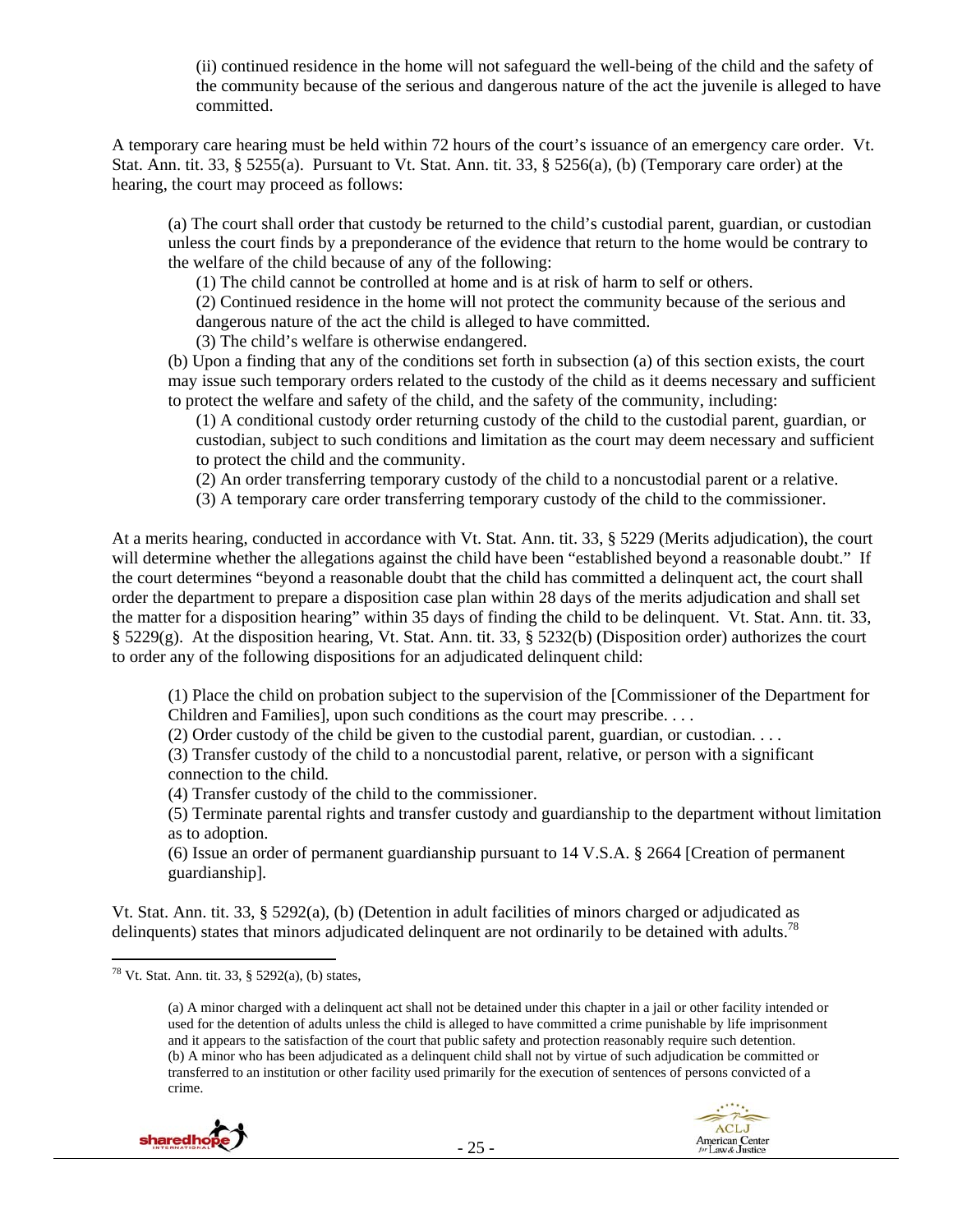(ii) continued residence in the home will not safeguard the well-being of the child and the safety of the community because of the serious and dangerous nature of the act the juvenile is alleged to have committed.

A temporary care hearing must be held within 72 hours of the court's issuance of an emergency care order. Vt. Stat. Ann. tit. 33, § 5255(a). Pursuant to Vt. Stat. Ann. tit. 33, § 5256(a), (b) (Temporary care order) at the hearing, the court may proceed as follows:

> (a) The court shall order that custody be returned to the child's custodial parent, guardian, or custodian unless the court finds by a preponderance of the evidence that return to the home would be contrary to the welfare of the child because of any of the following:
>
> (1) The child cannot be controlled at home and is at risk of harm to self or others.
>
> (2) Continued residence in the home will not protect the community because of the serious and dangerous nature of the act the child is alleged to have committed.
>
> (3) The child's welfare is otherwise endangered.
>
> (b) Upon a finding that any of the conditions set forth in subsection (a) of this section exists, the court may issue such temporary orders related to the custody of the child as it deems necessary and sufficient to protect the welfare and safety of the child, and the safety of the community, including:
>
> (1) A conditional custody order returning custody of the child to the custodial parent, guardian, or custodian, subject to such conditions and limitation as the court may deem necessary and sufficient to protect the child and the community.
>
> (2) An order transferring temporary custody of the child to a noncustodial parent or a relative.
>
> (3) A temporary care order transferring temporary custody of the child to the commissioner.

At a merits hearing, conducted in accordance with Vt. Stat. Ann. tit. 33, § 5229 (Merits adjudication), the court will determine whether the allegations against the child have been "established beyond a reasonable doubt." If the court determines "beyond a reasonable doubt that the child has committed a delinquent act, the court shall order the department to prepare a disposition case plan within 28 days of the merits adjudication and shall set the matter for a disposition hearing" within 35 days of finding the child to be delinquent. Vt. Stat. Ann. tit. 33, § 5229(g). At the disposition hearing, Vt. Stat. Ann. tit. 33, § 5232(b) (Disposition order) authorizes the court to order any of the following dispositions for an adjudicated delinquent child:

> (1) Place the child on probation subject to the supervision of the [Commissioner of the Department for Children and Families], upon such conditions as the court may prescribe. . . .
>
> (2) Order custody of the child be given to the custodial parent, guardian, or custodian. . . .
>
> (3) Transfer custody of the child to a noncustodial parent, relative, or person with a significant connection to the child.
>
> (4) Transfer custody of the child to the commissioner.
>
> (5) Terminate parental rights and transfer custody and guardianship to the department without limitation as to adoption.
>
> (6) Issue an order of permanent guardianship pursuant to 14 V.S.A. § 2664 [Creation of permanent guardianship].

Vt. Stat. Ann. tit. 33, § 5292(a), (b) (Detention in adult facilities of minors charged or adjudicated as delinquents) states that minors adjudicated delinquent are not ordinarily to be detained with adults.[78]

---

[78] Vt. Stat. Ann. tit. 33, § 5292(a), (b) states,

> (a) A minor charged with a delinquent act shall not be detained under this chapter in a jail or other facility intended or used for the detention of adults unless the child is alleged to have committed a crime punishable by life imprisonment and it appears to the satisfaction of the court that public safety and protection reasonably require such detention.
>
> (b) A minor who has been adjudicated as a delinquent child shall not by virtue of such adjudication be committed or transferred to an institution or other facility used primarily for the execution of sentences of persons convicted of a crime.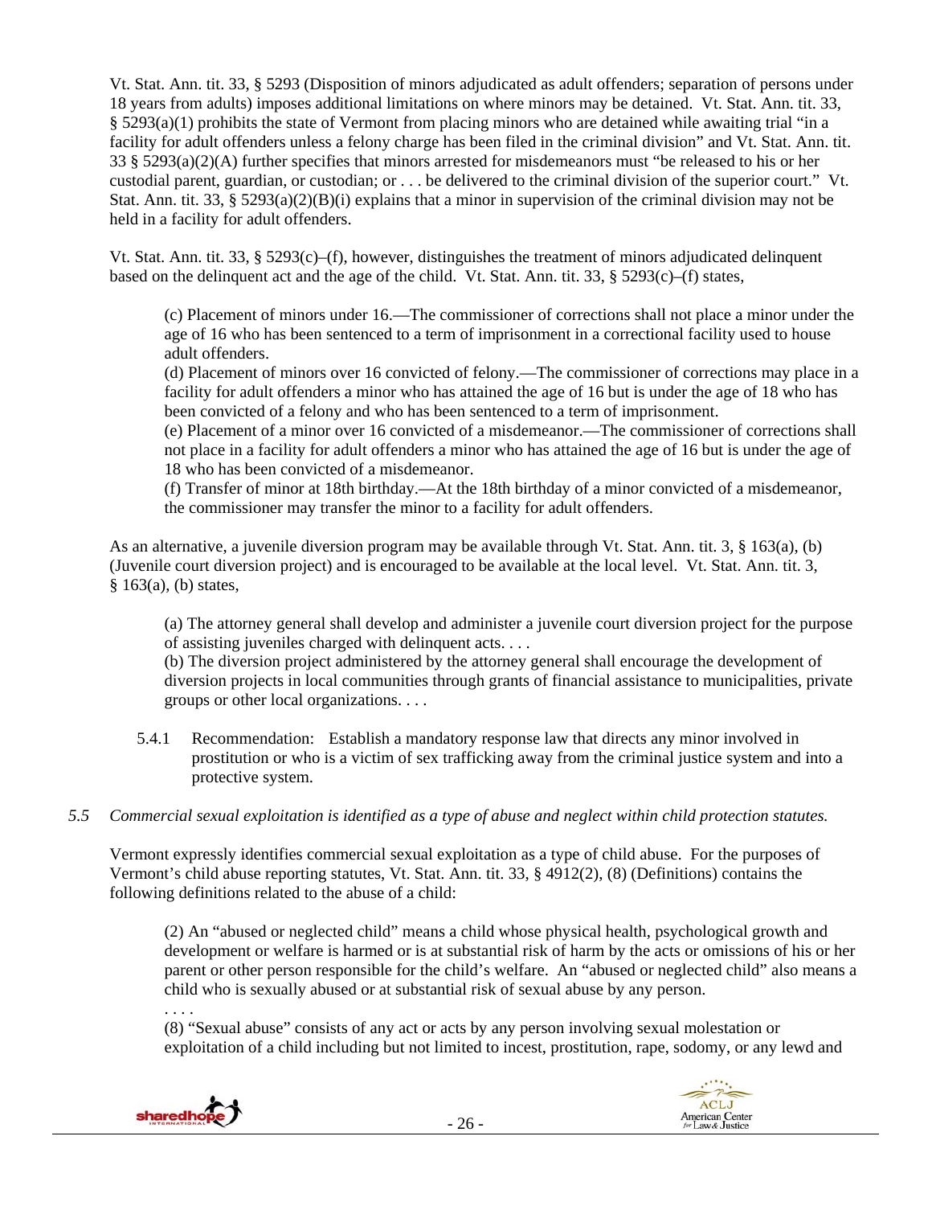Vt. Stat. Ann. tit. 33, § 5293 (Disposition of minors adjudicated as adult offenders; separation of persons under 18 years from adults) imposes additional limitations on where minors may be detained. Vt. Stat. Ann. tit. 33, § 5293(a)(1) prohibits the state of Vermont from placing minors who are detained while awaiting trial "in a facility for adult offenders unless a felony charge has been filed in the criminal division" and Vt. Stat. Ann. tit. 33 § 5293(a)(2)(A) further specifies that minors arrested for misdemeanors must "be released to his or her custodial parent, guardian, or custodian; or . . . be delivered to the criminal division of the superior court." Vt. Stat. Ann. tit. 33, § 5293(a)(2)(B)(i) explains that a minor in supervision of the criminal division may not be held in a facility for adult offenders.

Vt. Stat. Ann. tit. 33, § 5293(c)–(f), however, distinguishes the treatment of minors adjudicated delinquent based on the delinquent act and the age of the child. Vt. Stat. Ann. tit. 33, § 5293(c)–(f) states,

> (c) Placement of minors under 16.—The commissioner of corrections shall not place a minor under the age of 16 who has been sentenced to a term of imprisonment in a correctional facility used to house adult offenders.
> (d) Placement of minors over 16 convicted of felony.—The commissioner of corrections may place in a facility for adult offenders a minor who has attained the age of 16 but is under the age of 18 who has been convicted of a felony and who has been sentenced to a term of imprisonment.
> (e) Placement of a minor over 16 convicted of a misdemeanor.—The commissioner of corrections shall not place in a facility for adult offenders a minor who has attained the age of 16 but is under the age of 18 who has been convicted of a misdemeanor.
> (f) Transfer of minor at 18th birthday.—At the 18th birthday of a minor convicted of a misdemeanor, the commissioner may transfer the minor to a facility for adult offenders.

As an alternative, a juvenile diversion program may be available through Vt. Stat. Ann. tit. 3, § 163(a), (b) (Juvenile court diversion project) and is encouraged to be available at the local level. Vt. Stat. Ann. tit. 3, § 163(a), (b) states,

> (a) The attorney general shall develop and administer a juvenile court diversion project for the purpose of assisting juveniles charged with delinquent acts. . . .
> (b) The diversion project administered by the attorney general shall encourage the development of diversion projects in local communities through grants of financial assistance to municipalities, private groups or other local organizations. . . .

5.4.1 Recommendation: Establish a mandatory response law that directs any minor involved in prostitution or who is a victim of sex trafficking away from the criminal justice system and into a protective system.

*5.5 Commercial sexual exploitation is identified as a type of abuse and neglect within child protection statutes.*

Vermont expressly identifies commercial sexual exploitation as a type of child abuse. For the purposes of Vermont's child abuse reporting statutes, Vt. Stat. Ann. tit. 33, § 4912(2), (8) (Definitions) contains the following definitions related to the abuse of a child:

> (2) An "abused or neglected child" means a child whose physical health, psychological growth and development or welfare is harmed or is at substantial risk of harm by the acts or omissions of his or her parent or other person responsible for the child's welfare. An "abused or neglected child" also means a child who is sexually abused or at substantial risk of sexual abuse by any person.
> . . . .
> (8) "Sexual abuse" consists of any act or acts by any person involving sexual molestation or exploitation of a child including but not limited to incest, prostitution, rape, sodomy, or any lewd and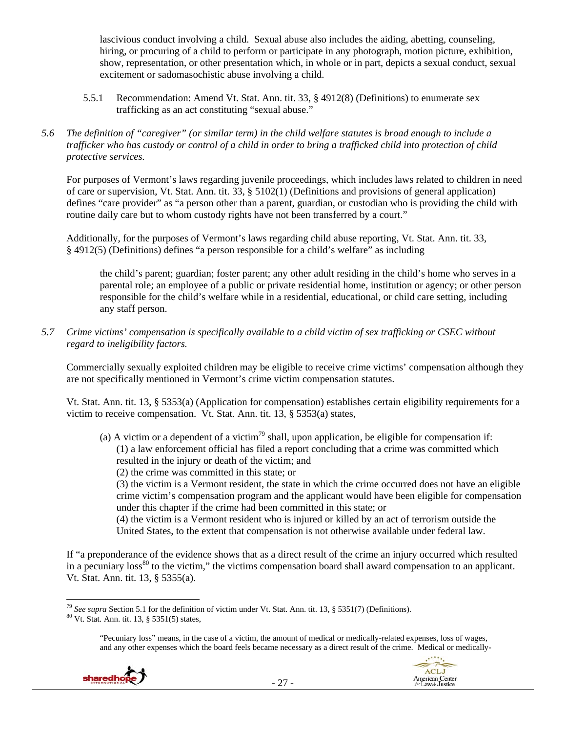lascivious conduct involving a child. Sexual abuse also includes the aiding, abetting, counseling, hiring, or procuring of a child to perform or participate in any photograph, motion picture, exhibition, show, representation, or other presentation which, in whole or in part, depicts a sexual conduct, sexual excitement or sadomasochistic abuse involving a child.

5.5.1 Recommendation: Amend Vt. Stat. Ann. tit. 33, § 4912(8) (Definitions) to enumerate sex trafficking as an act constituting "sexual abuse."

*5.6 The definition of "caregiver" (or similar term) in the child welfare statutes is broad enough to include a trafficker who has custody or control of a child in order to bring a trafficked child into protection of child protective services.*

For purposes of Vermont's laws regarding juvenile proceedings, which includes laws related to children in need of care or supervision, Vt. Stat. Ann. tit. 33, § 5102(1) (Definitions and provisions of general application) defines "care provider" as "a person other than a parent, guardian, or custodian who is providing the child with routine daily care but to whom custody rights have not been transferred by a court."

Additionally, for the purposes of Vermont's laws regarding child abuse reporting, Vt. Stat. Ann. tit. 33, § 4912(5) (Definitions) defines "a person responsible for a child's welfare" as including

> the child's parent; guardian; foster parent; any other adult residing in the child's home who serves in a parental role; an employee of a public or private residential home, institution or agency; or other person responsible for the child's welfare while in a residential, educational, or child care setting, including any staff person.

*5.7 Crime victims' compensation is specifically available to a child victim of sex trafficking or CSEC without regard to ineligibility factors.*

Commercially sexually exploited children may be eligible to receive crime victims' compensation although they are not specifically mentioned in Vermont's crime victim compensation statutes.

Vt. Stat. Ann. tit. 13, § 5353(a) (Application for compensation) establishes certain eligibility requirements for a victim to receive compensation. Vt. Stat. Ann. tit. 13, § 5353(a) states,

> (a) A victim or a dependent of a victim[79] shall, upon application, be eligible for compensation if:
> (1) a law enforcement official has filed a report concluding that a crime was committed which resulted in the injury or death of the victim; and
> (2) the crime was committed in this state; or
> (3) the victim is a Vermont resident, the state in which the crime occurred does not have an eligible crime victim's compensation program and the applicant would have been eligible for compensation under this chapter if the crime had been committed in this state; or
> (4) the victim is a Vermont resident who is injured or killed by an act of terrorism outside the United States, to the extent that compensation is not otherwise available under federal law.

If "a preponderance of the evidence shows that as a direct result of the crime an injury occurred which resulted in a pecuniary loss[80] to the victim," the victims compensation board shall award compensation to an applicant. Vt. Stat. Ann. tit. 13, § 5355(a).

---

[79] *See supra* Section 5.1 for the definition of victim under Vt. Stat. Ann. tit. 13, § 5351(7) (Definitions).

[80] Vt. Stat. Ann. tit. 13, § 5351(5) states,

> "Pecuniary loss" means, in the case of a victim, the amount of medical or medically-related expenses, loss of wages, and any other expenses which the board feels became necessary as a direct result of the crime. Medical or medically-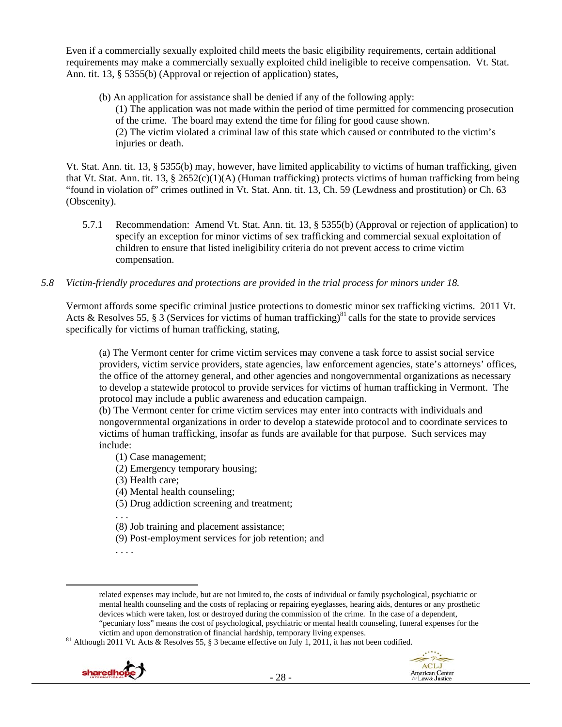Even if a commercially sexually exploited child meets the basic eligibility requirements, certain additional requirements may make a commercially sexually exploited child ineligible to receive compensation. Vt. Stat. Ann. tit. 13, § 5355(b) (Approval or rejection of application) states,

> (b) An application for assistance shall be denied if any of the following apply:
> (1) The application was not made within the period of time permitted for commencing prosecution of the crime. The board may extend the time for filing for good cause shown.
> (2) The victim violated a criminal law of this state which caused or contributed to the victim's injuries or death.

Vt. Stat. Ann. tit. 13, § 5355(b) may, however, have limited applicability to victims of human trafficking, given that Vt. Stat. Ann. tit. 13, § 2652(c)(1)(A) (Human trafficking) protects victims of human trafficking from being "found in violation of" crimes outlined in Vt. Stat. Ann. tit. 13, Ch. 59 (Lewdness and prostitution) or Ch. 63 (Obscenity).

5.7.1 Recommendation: Amend Vt. Stat. Ann. tit. 13, § 5355(b) (Approval or rejection of application) to specify an exception for minor victims of sex trafficking and commercial sexual exploitation of children to ensure that listed ineligibility criteria do not prevent access to crime victim compensation.

*5.8 Victim-friendly procedures and protections are provided in the trial process for minors under 18.*

Vermont affords some specific criminal justice protections to domestic minor sex trafficking victims. 2011 Vt. Acts & Resolves 55, § 3 (Services for victims of human trafficking)[81] calls for the state to provide services specifically for victims of human trafficking, stating,

> (a) The Vermont center for crime victim services may convene a task force to assist social service providers, victim service providers, state agencies, law enforcement agencies, state's attorneys' offices, the office of the attorney general, and other agencies and nongovernmental organizations as necessary to develop a statewide protocol to provide services for victims of human trafficking in Vermont. The protocol may include a public awareness and education campaign.
> (b) The Vermont center for crime victim services may enter into contracts with individuals and nongovernmental organizations in order to develop a statewide protocol and to coordinate services to victims of human trafficking, insofar as funds are available for that purpose. Such services may include:
> (1) Case management;
> (2) Emergency temporary housing;
> (3) Health care;
> (4) Mental health counseling;
> (5) Drug addiction screening and treatment;
> . . .
> (8) Job training and placement assistance;
> (9) Post-employment services for job retention; and
> . . . .

---

related expenses may include, but are not limited to, the costs of individual or family psychological, psychiatric or mental health counseling and the costs of replacing or repairing eyeglasses, hearing aids, dentures or any prosthetic devices which were taken, lost or destroyed during the commission of the crime. In the case of a dependent, "pecuniary loss" means the cost of psychological, psychiatric or mental health counseling, funeral expenses for the victim and upon demonstration of financial hardship, temporary living expenses.

[81] Although 2011 Vt. Acts & Resolves 55, § 3 became effective on July 1, 2011, it has not been codified.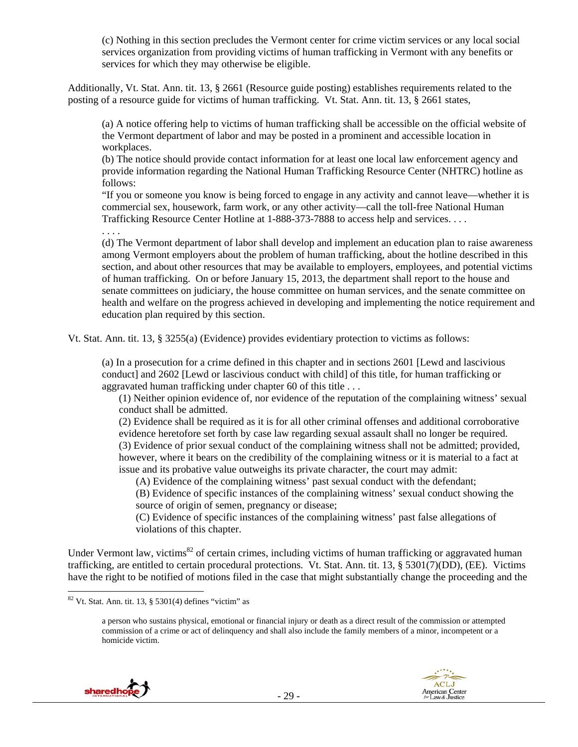(c) Nothing in this section precludes the Vermont center for crime victim services or any local social services organization from providing victims of human trafficking in Vermont with any benefits or services for which they may otherwise be eligible.

Additionally, Vt. Stat. Ann. tit. 13, § 2661 (Resource guide posting) establishes requirements related to the posting of a resource guide for victims of human trafficking. Vt. Stat. Ann. tit. 13, § 2661 states,

> (a) A notice offering help to victims of human trafficking shall be accessible on the official website of the Vermont department of labor and may be posted in a prominent and accessible location in workplaces.
>
> (b) The notice should provide contact information for at least one local law enforcement agency and provide information regarding the National Human Trafficking Resource Center (NHTRC) hotline as follows:
>
> "If you or someone you know is being forced to engage in any activity and cannot leave—whether it is commercial sex, housework, farm work, or any other activity—call the toll-free National Human Trafficking Resource Center Hotline at 1-888-373-7888 to access help and services. . . .
>
> . . . .
>
> (d) The Vermont department of labor shall develop and implement an education plan to raise awareness among Vermont employers about the problem of human trafficking, about the hotline described in this section, and about other resources that may be available to employers, employees, and potential victims of human trafficking. On or before January 15, 2013, the department shall report to the house and senate committees on judiciary, the house committee on human services, and the senate committee on health and welfare on the progress achieved in developing and implementing the notice requirement and education plan required by this section.

Vt. Stat. Ann. tit. 13, § 3255(a) (Evidence) provides evidentiary protection to victims as follows:

> (a) In a prosecution for a crime defined in this chapter and in sections 2601 [Lewd and lascivious conduct] and 2602 [Lewd or lascivious conduct with child] of this title, for human trafficking or aggravated human trafficking under chapter 60 of this title . . .
>
> (1) Neither opinion evidence of, nor evidence of the reputation of the complaining witness' sexual conduct shall be admitted.
>
> (2) Evidence shall be required as it is for all other criminal offenses and additional corroborative evidence heretofore set forth by case law regarding sexual assault shall no longer be required.
>
> (3) Evidence of prior sexual conduct of the complaining witness shall not be admitted; provided, however, where it bears on the credibility of the complaining witness or it is material to a fact at issue and its probative value outweighs its private character, the court may admit:
>
> (A) Evidence of the complaining witness' past sexual conduct with the defendant;
>
> (B) Evidence of specific instances of the complaining witness' sexual conduct showing the source of origin of semen, pregnancy or disease;
>
> (C) Evidence of specific instances of the complaining witness' past false allegations of violations of this chapter.

Under Vermont law, victims[82] of certain crimes, including victims of human trafficking or aggravated human trafficking, are entitled to certain procedural protections. Vt. Stat. Ann. tit. 13, § 5301(7)(DD), (EE). Victims have the right to be notified of motions filed in the case that might substantially change the proceeding and the

---

[82] Vt. Stat. Ann. tit. 13, § 5301(4) defines "victim" as

> a person who sustains physical, emotional or financial injury or death as a direct result of the commission or attempted commission of a crime or act of delinquency and shall also include the family members of a minor, incompetent or a homicide victim.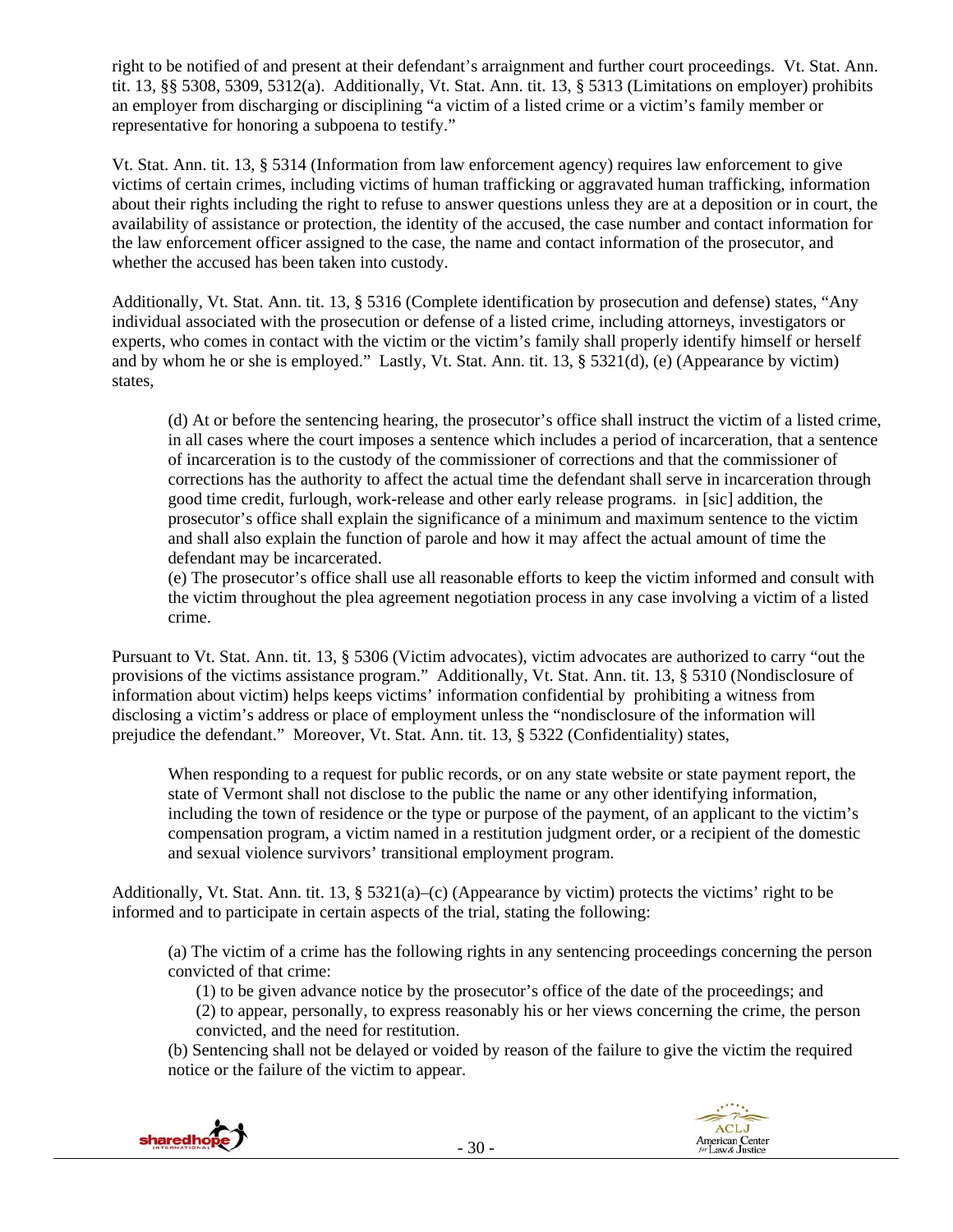right to be notified of and present at their defendant's arraignment and further court proceedings. Vt. Stat. Ann. tit. 13, §§ 5308, 5309, 5312(a). Additionally, Vt. Stat. Ann. tit. 13, § 5313 (Limitations on employer) prohibits an employer from discharging or disciplining "a victim of a listed crime or a victim's family member or representative for honoring a subpoena to testify."

Vt. Stat. Ann. tit. 13, § 5314 (Information from law enforcement agency) requires law enforcement to give victims of certain crimes, including victims of human trafficking or aggravated human trafficking, information about their rights including the right to refuse to answer questions unless they are at a deposition or in court, the availability of assistance or protection, the identity of the accused, the case number and contact information for the law enforcement officer assigned to the case, the name and contact information of the prosecutor, and whether the accused has been taken into custody.

Additionally, Vt. Stat. Ann. tit. 13, § 5316 (Complete identification by prosecution and defense) states, "Any individual associated with the prosecution or defense of a listed crime, including attorneys, investigators or experts, who comes in contact with the victim or the victim's family shall properly identify himself or herself and by whom he or she is employed." Lastly, Vt. Stat. Ann. tit. 13, § 5321(d), (e) (Appearance by victim) states,

> (d) At or before the sentencing hearing, the prosecutor's office shall instruct the victim of a listed crime, in all cases where the court imposes a sentence which includes a period of incarceration, that a sentence of incarceration is to the custody of the commissioner of corrections and that the commissioner of corrections has the authority to affect the actual time the defendant shall serve in incarceration through good time credit, furlough, work-release and other early release programs. in [sic] addition, the prosecutor's office shall explain the significance of a minimum and maximum sentence to the victim and shall also explain the function of parole and how it may affect the actual amount of time the defendant may be incarcerated.
> (e) The prosecutor's office shall use all reasonable efforts to keep the victim informed and consult with the victim throughout the plea agreement negotiation process in any case involving a victim of a listed crime.

Pursuant to Vt. Stat. Ann. tit. 13, § 5306 (Victim advocates), victim advocates are authorized to carry "out the provisions of the victims assistance program." Additionally, Vt. Stat. Ann. tit. 13, § 5310 (Nondisclosure of information about victim) helps keeps victims' information confidential by prohibiting a witness from disclosing a victim's address or place of employment unless the "nondisclosure of the information will prejudice the defendant." Moreover, Vt. Stat. Ann. tit. 13, § 5322 (Confidentiality) states,

> When responding to a request for public records, or on any state website or state payment report, the state of Vermont shall not disclose to the public the name or any other identifying information, including the town of residence or the type or purpose of the payment, of an applicant to the victim's compensation program, a victim named in a restitution judgment order, or a recipient of the domestic and sexual violence survivors' transitional employment program.

Additionally, Vt. Stat. Ann. tit. 13, § 5321(a)–(c) (Appearance by victim) protects the victims' right to be informed and to participate in certain aspects of the trial, stating the following:

> (a) The victim of a crime has the following rights in any sentencing proceedings concerning the person convicted of that crime:
> (1) to be given advance notice by the prosecutor's office of the date of the proceedings; and
> (2) to appear, personally, to express reasonably his or her views concerning the crime, the person convicted, and the need for restitution.
> (b) Sentencing shall not be delayed or voided by reason of the failure to give the victim the required notice or the failure of the victim to appear.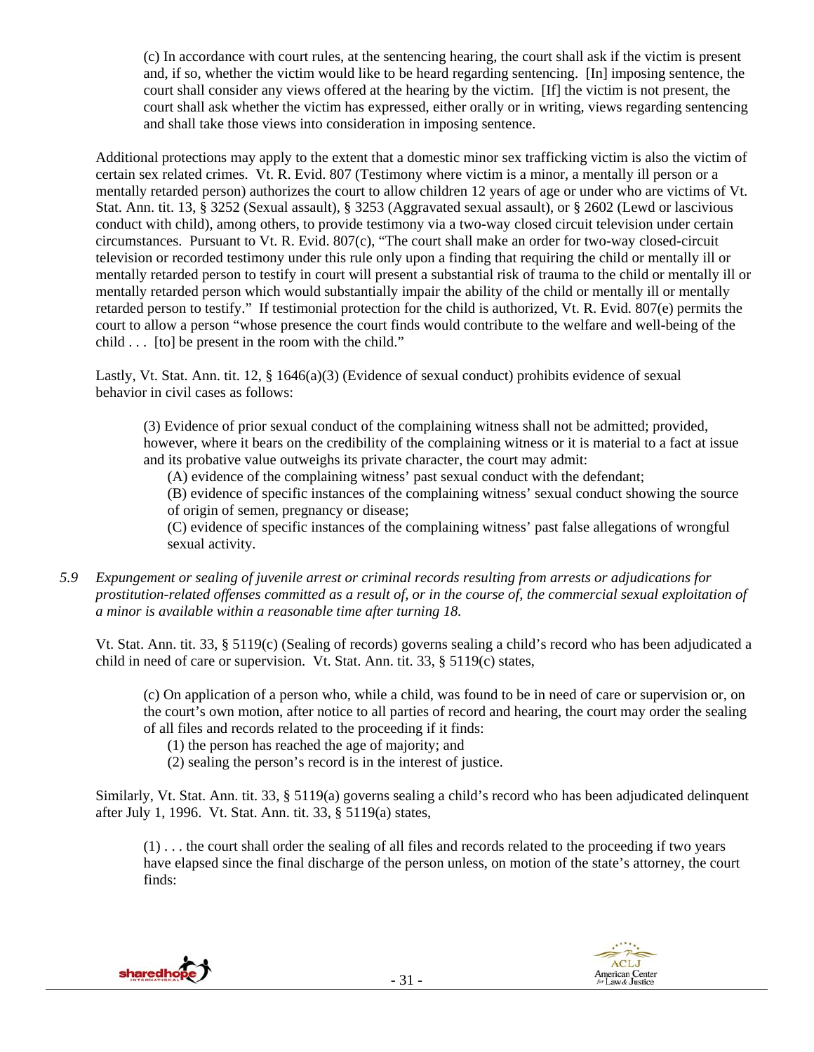(c) In accordance with court rules, at the sentencing hearing, the court shall ask if the victim is present and, if so, whether the victim would like to be heard regarding sentencing. [In] imposing sentence, the court shall consider any views offered at the hearing by the victim. [If] the victim is not present, the court shall ask whether the victim has expressed, either orally or in writing, views regarding sentencing and shall take those views into consideration in imposing sentence.

Additional protections may apply to the extent that a domestic minor sex trafficking victim is also the victim of certain sex related crimes. Vt. R. Evid. 807 (Testimony where victim is a minor, a mentally ill person or a mentally retarded person) authorizes the court to allow children 12 years of age or under who are victims of Vt. Stat. Ann. tit. 13, § 3252 (Sexual assault), § 3253 (Aggravated sexual assault), or § 2602 (Lewd or lascivious conduct with child), among others, to provide testimony via a two-way closed circuit television under certain circumstances. Pursuant to Vt. R. Evid. 807(c), "The court shall make an order for two-way closed-circuit television or recorded testimony under this rule only upon a finding that requiring the child or mentally ill or mentally retarded person to testify in court will present a substantial risk of trauma to the child or mentally ill or mentally retarded person which would substantially impair the ability of the child or mentally ill or mentally retarded person to testify." If testimonial protection for the child is authorized, Vt. R. Evid. 807(e) permits the court to allow a person "whose presence the court finds would contribute to the welfare and well-being of the child . . . [to] be present in the room with the child."

Lastly, Vt. Stat. Ann. tit. 12, § 1646(a)(3) (Evidence of sexual conduct) prohibits evidence of sexual behavior in civil cases as follows:

> (3) Evidence of prior sexual conduct of the complaining witness shall not be admitted; provided, however, where it bears on the credibility of the complaining witness or it is material to a fact at issue and its probative value outweighs its private character, the court may admit:
>
> (A) evidence of the complaining witness' past sexual conduct with the defendant;
>
> (B) evidence of specific instances of the complaining witness' sexual conduct showing the source of origin of semen, pregnancy or disease;
>
> (C) evidence of specific instances of the complaining witness' past false allegations of wrongful sexual activity.

*5.9 Expungement or sealing of juvenile arrest or criminal records resulting from arrests or adjudications for prostitution-related offenses committed as a result of, or in the course of, the commercial sexual exploitation of a minor is available within a reasonable time after turning 18.*

Vt. Stat. Ann. tit. 33, § 5119(c) (Sealing of records) governs sealing a child's record who has been adjudicated a child in need of care or supervision. Vt. Stat. Ann. tit. 33, § 5119(c) states,

> (c) On application of a person who, while a child, was found to be in need of care or supervision or, on the court's own motion, after notice to all parties of record and hearing, the court may order the sealing of all files and records related to the proceeding if it finds:
>
> (1) the person has reached the age of majority; and
>
> (2) sealing the person's record is in the interest of justice.

Similarly, Vt. Stat. Ann. tit. 33, § 5119(a) governs sealing a child's record who has been adjudicated delinquent after July 1, 1996. Vt. Stat. Ann. tit. 33, § 5119(a) states,

> (1) . . . the court shall order the sealing of all files and records related to the proceeding if two years have elapsed since the final discharge of the person unless, on motion of the state's attorney, the court finds: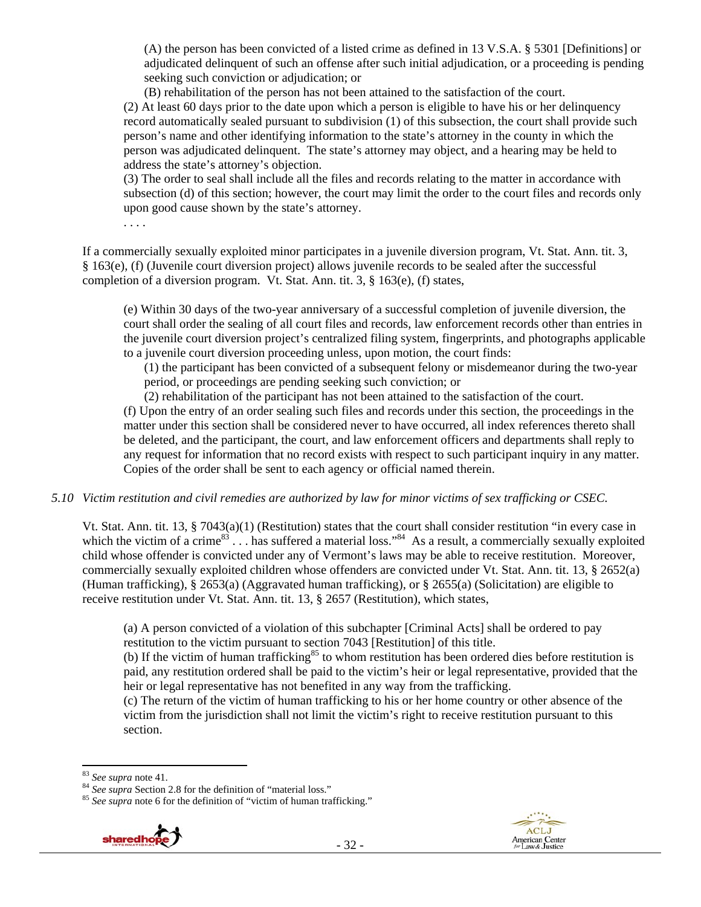(A) the person has been convicted of a listed crime as defined in 13 V.S.A. § 5301 [Definitions] or adjudicated delinquent of such an offense after such initial adjudication, or a proceeding is pending seeking such conviction or adjudication; or

(B) rehabilitation of the person has not been attained to the satisfaction of the court.

(2) At least 60 days prior to the date upon which a person is eligible to have his or her delinquency record automatically sealed pursuant to subdivision (1) of this subsection, the court shall provide such person's name and other identifying information to the state's attorney in the county in which the person was adjudicated delinquent. The state's attorney may object, and a hearing may be held to address the state's attorney's objection.

(3) The order to seal shall include all the files and records relating to the matter in accordance with subsection (d) of this section; however, the court may limit the order to the court files and records only upon good cause shown by the state's attorney.

. . . .

If a commercially sexually exploited minor participates in a juvenile diversion program, Vt. Stat. Ann. tit. 3, § 163(e), (f) (Juvenile court diversion project) allows juvenile records to be sealed after the successful completion of a diversion program. Vt. Stat. Ann. tit. 3, § 163(e), (f) states,

(e) Within 30 days of the two-year anniversary of a successful completion of juvenile diversion, the court shall order the sealing of all court files and records, law enforcement records other than entries in the juvenile court diversion project's centralized filing system, fingerprints, and photographs applicable to a juvenile court diversion proceeding unless, upon motion, the court finds:

(1) the participant has been convicted of a subsequent felony or misdemeanor during the two-year period, or proceedings are pending seeking such conviction; or

(2) rehabilitation of the participant has not been attained to the satisfaction of the court.

(f) Upon the entry of an order sealing such files and records under this section, the proceedings in the matter under this section shall be considered never to have occurred, all index references thereto shall be deleted, and the participant, the court, and law enforcement officers and departments shall reply to any request for information that no record exists with respect to such participant inquiry in any matter. Copies of the order shall be sent to each agency or official named therein.

*5.10 Victim restitution and civil remedies are authorized by law for minor victims of sex trafficking or CSEC.*

Vt. Stat. Ann. tit. 13, § 7043(a)(1) (Restitution) states that the court shall consider restitution "in every case in which the victim of a crime[83] . . . has suffered a material loss."[84] As a result, a commercially sexually exploited child whose offender is convicted under any of Vermont's laws may be able to receive restitution. Moreover, commercially sexually exploited children whose offenders are convicted under Vt. Stat. Ann. tit. 13, § 2652(a) (Human trafficking), § 2653(a) (Aggravated human trafficking), or § 2655(a) (Solicitation) are eligible to receive restitution under Vt. Stat. Ann. tit. 13, § 2657 (Restitution), which states,

(a) A person convicted of a violation of this subchapter [Criminal Acts] shall be ordered to pay restitution to the victim pursuant to section 7043 [Restitution] of this title.

(b) If the victim of human trafficking[85] to whom restitution has been ordered dies before restitution is paid, any restitution ordered shall be paid to the victim's heir or legal representative, provided that the heir or legal representative has not benefited in any way from the trafficking.

(c) The return of the victim of human trafficking to his or her home country or other absence of the victim from the jurisdiction shall not limit the victim's right to receive restitution pursuant to this section.

---

[83] *See supra* note 41.

[84] *See supra* Section 2.8 for the definition of "material loss."

[85] *See supra* note 6 for the definition of "victim of human trafficking."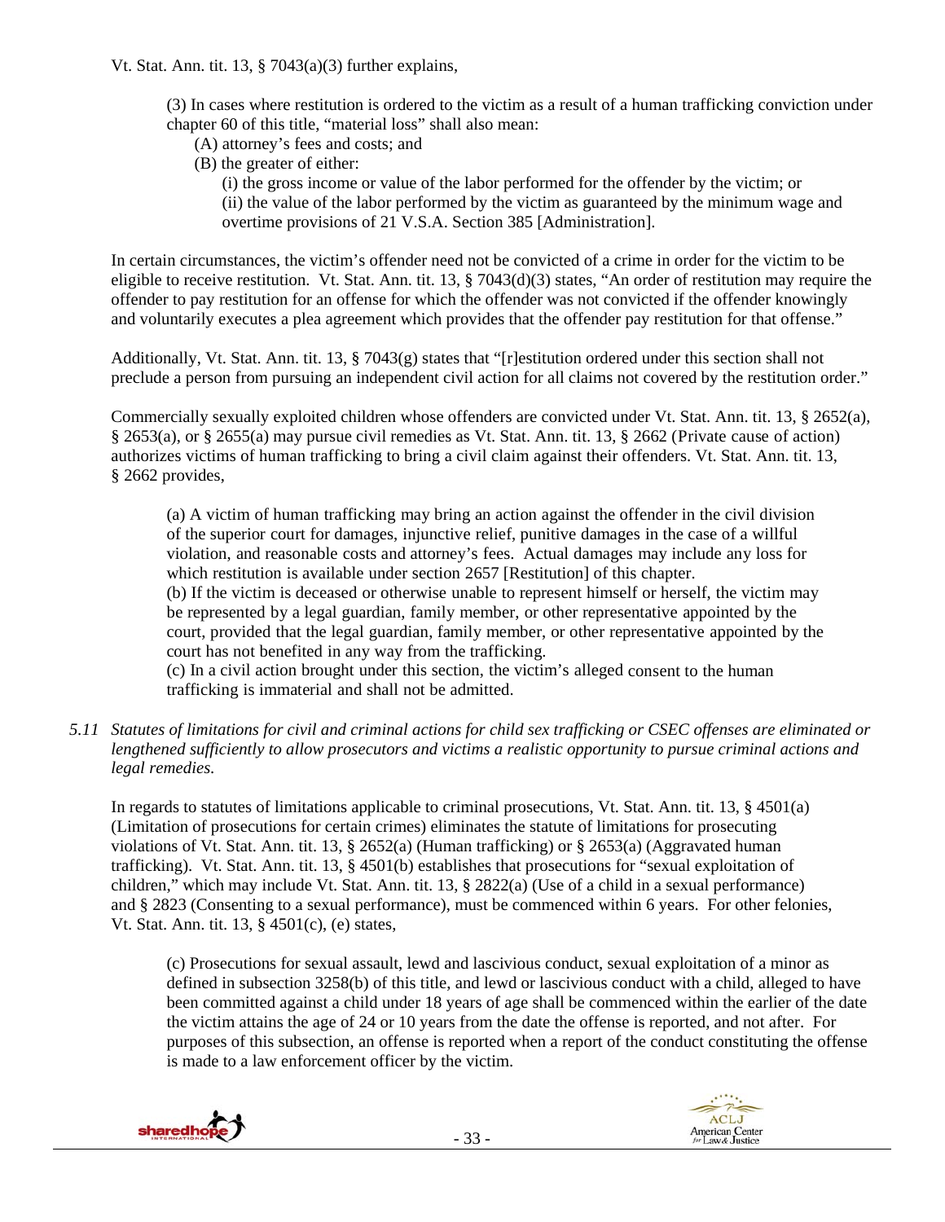Vt. Stat. Ann. tit. 13, § 7043(a)(3) further explains,

> (3) In cases where restitution is ordered to the victim as a result of a human trafficking conviction under chapter 60 of this title, "material loss" shall also mean:
>
> (A) attorney's fees and costs; and
>
> (B) the greater of either:
>
> (i) the gross income or value of the labor performed for the offender by the victim; or
>
> (ii) the value of the labor performed by the victim as guaranteed by the minimum wage and overtime provisions of 21 V.S.A. Section 385 [Administration].

In certain circumstances, the victim's offender need not be convicted of a crime in order for the victim to be eligible to receive restitution. Vt. Stat. Ann. tit. 13, § 7043(d)(3) states, "An order of restitution may require the offender to pay restitution for an offense for which the offender was not convicted if the offender knowingly and voluntarily executes a plea agreement which provides that the offender pay restitution for that offense."

Additionally, Vt. Stat. Ann. tit. 13, § 7043(g) states that "[r]estitution ordered under this section shall not preclude a person from pursuing an independent civil action for all claims not covered by the restitution order."

Commercially sexually exploited children whose offenders are convicted under Vt. Stat. Ann. tit. 13, § 2652(a), § 2653(a), or § 2655(a) may pursue civil remedies as Vt. Stat. Ann. tit. 13, § 2662 (Private cause of action) authorizes victims of human trafficking to bring a civil claim against their offenders. Vt. Stat. Ann. tit. 13, § 2662 provides,

> (a) A victim of human trafficking may bring an action against the offender in the civil division of the superior court for damages, injunctive relief, punitive damages in the case of a willful violation, and reasonable costs and attorney's fees. Actual damages may include any loss for which restitution is available under section 2657 [Restitution] of this chapter.
>
> (b) If the victim is deceased or otherwise unable to represent himself or herself, the victim may be represented by a legal guardian, family member, or other representative appointed by the court, provided that the legal guardian, family member, or other representative appointed by the court has not benefited in any way from the trafficking.
>
> (c) In a civil action brought under this section, the victim's alleged consent to the human trafficking is immaterial and shall not be admitted.

*5.11 Statutes of limitations for civil and criminal actions for child sex trafficking or CSEC offenses are eliminated or lengthened sufficiently to allow prosecutors and victims a realistic opportunity to pursue criminal actions and legal remedies.*

In regards to statutes of limitations applicable to criminal prosecutions, Vt. Stat. Ann. tit. 13, § 4501(a) (Limitation of prosecutions for certain crimes) eliminates the statute of limitations for prosecuting violations of Vt. Stat. Ann. tit. 13, § 2652(a) (Human trafficking) or § 2653(a) (Aggravated human trafficking). Vt. Stat. Ann. tit. 13, § 4501(b) establishes that prosecutions for "sexual exploitation of children," which may include Vt. Stat. Ann. tit. 13, § 2822(a) (Use of a child in a sexual performance) and § 2823 (Consenting to a sexual performance), must be commenced within 6 years. For other felonies, Vt. Stat. Ann. tit. 13, § 4501(c), (e) states,

> (c) Prosecutions for sexual assault, lewd and lascivious conduct, sexual exploitation of a minor as defined in subsection 3258(b) of this title, and lewd or lascivious conduct with a child, alleged to have been committed against a child under 18 years of age shall be commenced within the earlier of the date the victim attains the age of 24 or 10 years from the date the offense is reported, and not after. For purposes of this subsection, an offense is reported when a report of the conduct constituting the offense is made to a law enforcement officer by the victim.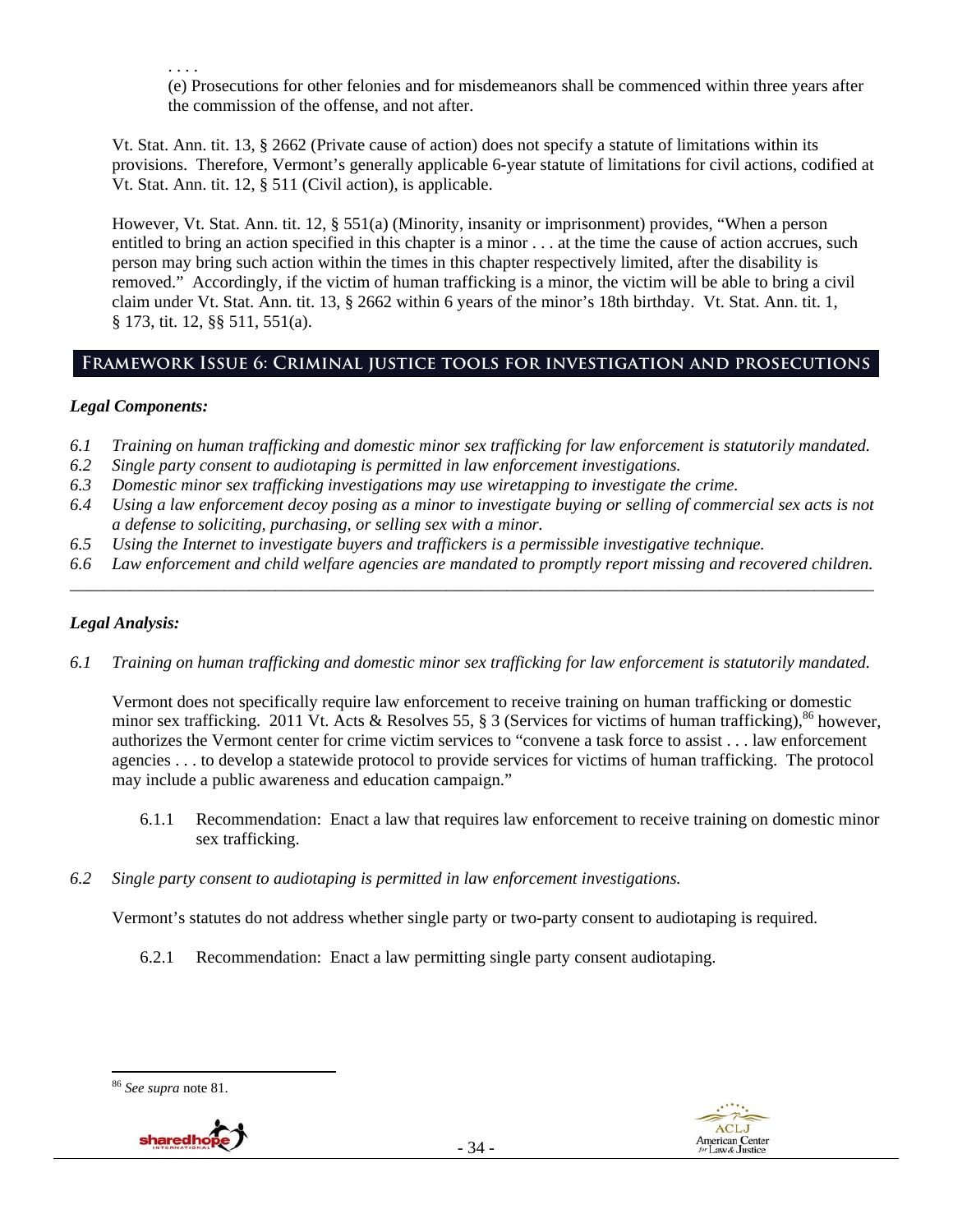. . . .

(e) Prosecutions for other felonies and for misdemeanors shall be commenced within three years after the commission of the offense, and not after.

Vt. Stat. Ann. tit. 13, § 2662 (Private cause of action) does not specify a statute of limitations within its provisions. Therefore, Vermont's generally applicable 6-year statute of limitations for civil actions, codified at Vt. Stat. Ann. tit. 12, § 511 (Civil action), is applicable.

However, Vt. Stat. Ann. tit. 12, § 551(a) (Minority, insanity or imprisonment) provides, "When a person entitled to bring an action specified in this chapter is a minor . . . at the time the cause of action accrues, such person may bring such action within the times in this chapter respectively limited, after the disability is removed." Accordingly, if the victim of human trafficking is a minor, the victim will be able to bring a civil claim under Vt. Stat. Ann. tit. 13, § 2662 within 6 years of the minor's 18th birthday. Vt. Stat. Ann. tit. 1, § 173, tit. 12, §§ 511, 551(a).

## Framework Issue 6: Criminal justice tools for investigation and prosecutions

### *Legal Components:*

*6.1 Training on human trafficking and domestic minor sex trafficking for law enforcement is statutorily mandated.*
*6.2 Single party consent to audiotaping is permitted in law enforcement investigations.*
*6.3 Domestic minor sex trafficking investigations may use wiretapping to investigate the crime.*
*6.4 Using a law enforcement decoy posing as a minor to investigate buying or selling of commercial sex acts is not a defense to soliciting, purchasing, or selling sex with a minor.*
*6.5 Using the Internet to investigate buyers and traffickers is a permissible investigative technique.*
*6.6 Law enforcement and child welfare agencies are mandated to promptly report missing and recovered children.*

---

### *Legal Analysis:*

*6.1 Training on human trafficking and domestic minor sex trafficking for law enforcement is statutorily mandated.*

Vermont does not specifically require law enforcement to receive training on human trafficking or domestic minor sex trafficking. 2011 Vt. Acts & Resolves 55, § 3 (Services for victims of human trafficking),[86] however, authorizes the Vermont center for crime victim services to "convene a task force to assist . . . law enforcement agencies . . . to develop a statewide protocol to provide services for victims of human trafficking. The protocol may include a public awareness and education campaign."

6.1.1 Recommendation: Enact a law that requires law enforcement to receive training on domestic minor sex trafficking.

*6.2 Single party consent to audiotaping is permitted in law enforcement investigations.*

Vermont's statutes do not address whether single party or two-party consent to audiotaping is required.

6.2.1 Recommendation: Enact a law permitting single party consent audiotaping.

---

[86] *See supra* note 81.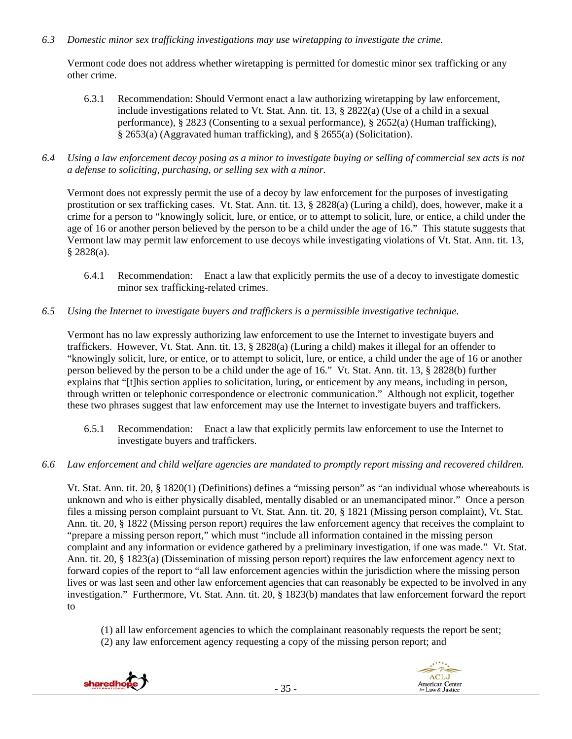*6.3 Domestic minor sex trafficking investigations may use wiretapping to investigate the crime.*

Vermont code does not address whether wiretapping is permitted for domestic minor sex trafficking or any other crime.

6.3.1 Recommendation: Should Vermont enact a law authorizing wiretapping by law enforcement, include investigations related to Vt. Stat. Ann. tit. 13, § 2822(a) (Use of a child in a sexual performance), § 2823 (Consenting to a sexual performance), § 2652(a) (Human trafficking), § 2653(a) (Aggravated human trafficking), and § 2655(a) (Solicitation).

*6.4 Using a law enforcement decoy posing as a minor to investigate buying or selling of commercial sex acts is not a defense to soliciting, purchasing, or selling sex with a minor.*

Vermont does not expressly permit the use of a decoy by law enforcement for the purposes of investigating prostitution or sex trafficking cases. Vt. Stat. Ann. tit. 13, § 2828(a) (Luring a child), does, however, make it a crime for a person to "knowingly solicit, lure, or entice, or to attempt to solicit, lure, or entice, a child under the age of 16 or another person believed by the person to be a child under the age of 16." This statute suggests that Vermont law may permit law enforcement to use decoys while investigating violations of Vt. Stat. Ann. tit. 13, § 2828(a).

6.4.1 Recommendation: Enact a law that explicitly permits the use of a decoy to investigate domestic minor sex trafficking-related crimes.

*6.5 Using the Internet to investigate buyers and traffickers is a permissible investigative technique.*

Vermont has no law expressly authorizing law enforcement to use the Internet to investigate buyers and traffickers. However, Vt. Stat. Ann. tit. 13, § 2828(a) (Luring a child) makes it illegal for an offender to "knowingly solicit, lure, or entice, or to attempt to solicit, lure, or entice, a child under the age of 16 or another person believed by the person to be a child under the age of 16." Vt. Stat. Ann. tit. 13, § 2828(b) further explains that "[t]his section applies to solicitation, luring, or enticement by any means, including in person, through written or telephonic correspondence or electronic communication." Although not explicit, together these two phrases suggest that law enforcement may use the Internet to investigate buyers and traffickers.

6.5.1 Recommendation: Enact a law that explicitly permits law enforcement to use the Internet to investigate buyers and traffickers.

*6.6 Law enforcement and child welfare agencies are mandated to promptly report missing and recovered children.*

Vt. Stat. Ann. tit. 20, § 1820(1) (Definitions) defines a "missing person" as "an individual whose whereabouts is unknown and who is either physically disabled, mentally disabled or an unemancipated minor." Once a person files a missing person complaint pursuant to Vt. Stat. Ann. tit. 20, § 1821 (Missing person complaint), Vt. Stat. Ann. tit. 20, § 1822 (Missing person report) requires the law enforcement agency that receives the complaint to "prepare a missing person report," which must "include all information contained in the missing person complaint and any information or evidence gathered by a preliminary investigation, if one was made." Vt. Stat. Ann. tit. 20, § 1823(a) (Dissemination of missing person report) requires the law enforcement agency next to forward copies of the report to "all law enforcement agencies within the jurisdiction where the missing person lives or was last seen and other law enforcement agencies that can reasonably be expected to be involved in any investigation." Furthermore, Vt. Stat. Ann. tit. 20, § 1823(b) mandates that law enforcement forward the report to

> (1) all law enforcement agencies to which the complainant reasonably requests the report be sent;
> (2) any law enforcement agency requesting a copy of the missing person report; and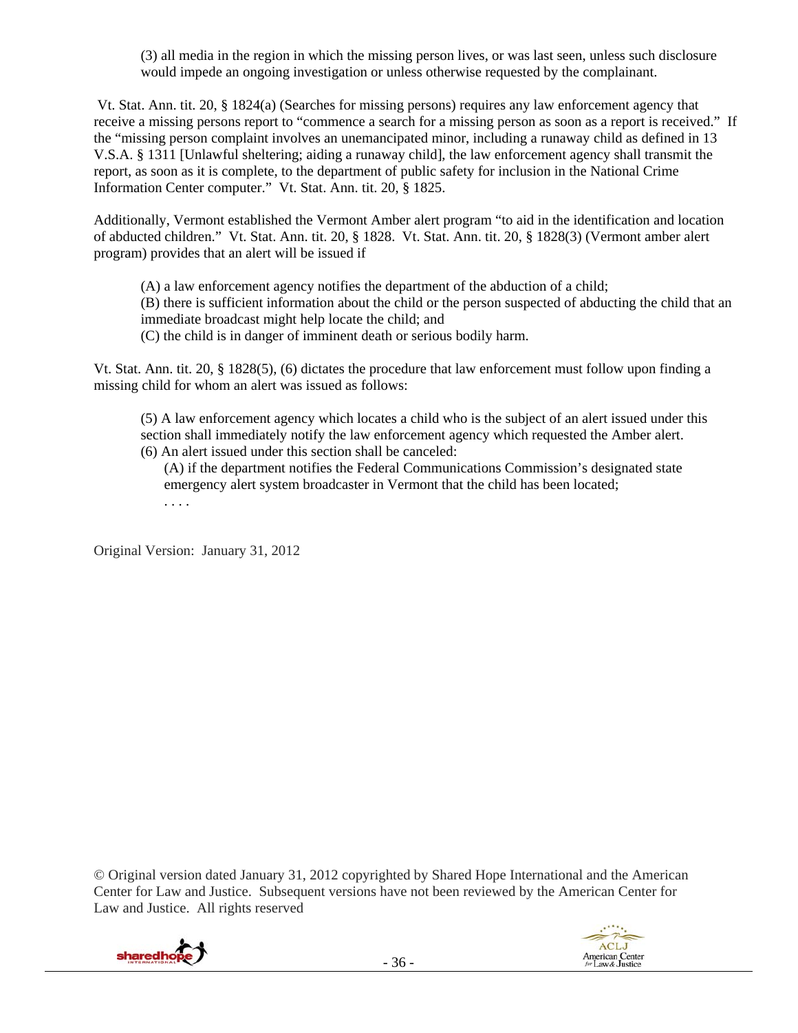(3) all media in the region in which the missing person lives, or was last seen, unless such disclosure would impede an ongoing investigation or unless otherwise requested by the complainant.

Vt. Stat. Ann. tit. 20, § 1824(a) (Searches for missing persons) requires any law enforcement agency that receive a missing persons report to "commence a search for a missing person as soon as a report is received." If the "missing person complaint involves an unemancipated minor, including a runaway child as defined in 13 V.S.A. § 1311 [Unlawful sheltering; aiding a runaway child], the law enforcement agency shall transmit the report, as soon as it is complete, to the department of public safety for inclusion in the National Crime Information Center computer." Vt. Stat. Ann. tit. 20, § 1825.

Additionally, Vermont established the Vermont Amber alert program "to aid in the identification and location of abducted children." Vt. Stat. Ann. tit. 20, § 1828. Vt. Stat. Ann. tit. 20, § 1828(3) (Vermont amber alert program) provides that an alert will be issued if

> (A) a law enforcement agency notifies the department of the abduction of a child;
> (B) there is sufficient information about the child or the person suspected of abducting the child that an immediate broadcast might help locate the child; and
> (C) the child is in danger of imminent death or serious bodily harm.

Vt. Stat. Ann. tit. 20, § 1828(5), (6) dictates the procedure that law enforcement must follow upon finding a missing child for whom an alert was issued as follows:

> (5) A law enforcement agency which locates a child who is the subject of an alert issued under this section shall immediately notify the law enforcement agency which requested the Amber alert.
> (6) An alert issued under this section shall be canceled:
>> (A) if the department notifies the Federal Communications Commission's designated state emergency alert system broadcaster in Vermont that the child has been located;
>> . . . .

Original Version: January 31, 2012

© Original version dated January 31, 2012 copyrighted by Shared Hope International and the American Center for Law and Justice. Subsequent versions have not been reviewed by the American Center for Law and Justice. All rights reserved